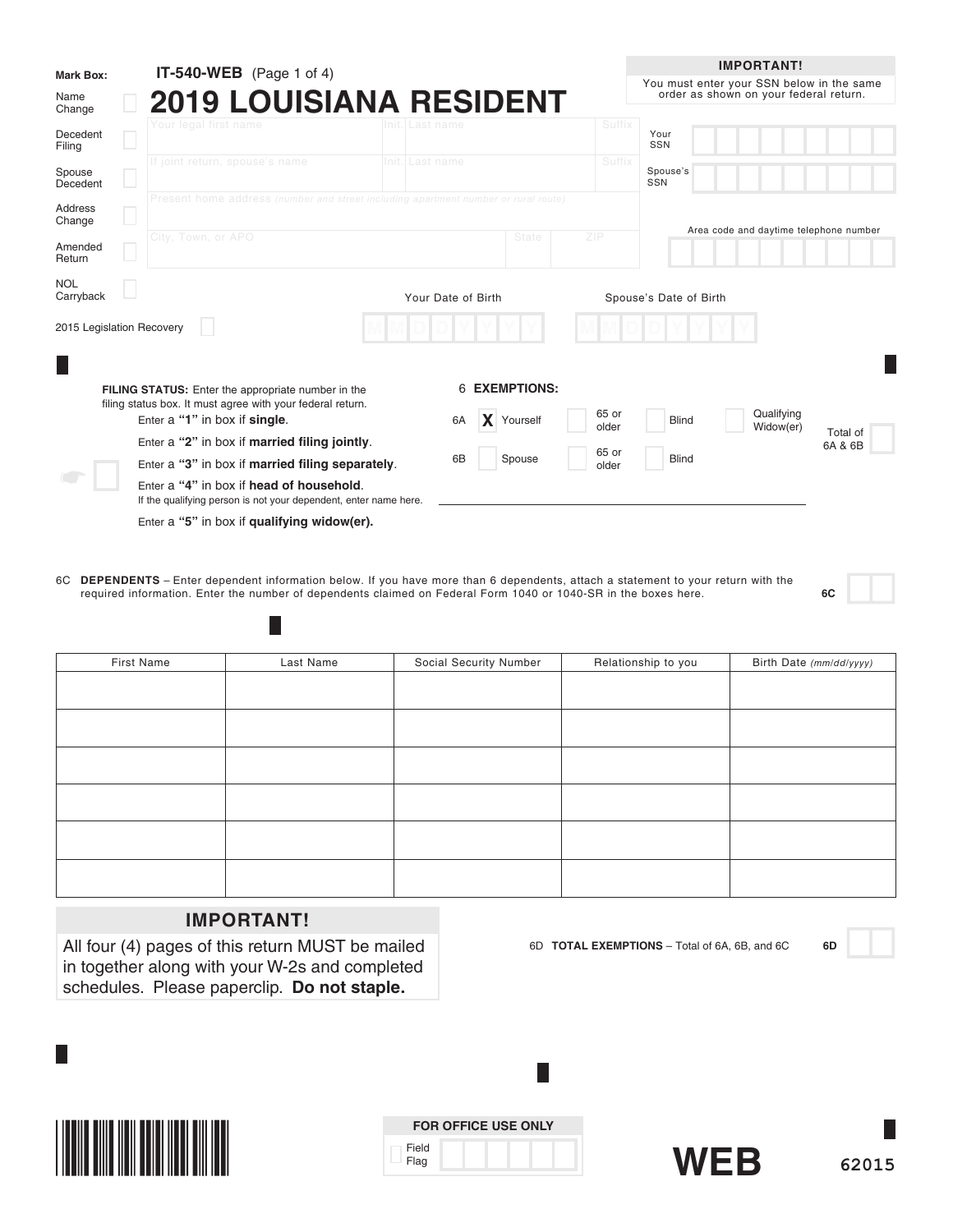**Mark Box:**

**IT-540-WEB** (Page 1 of 4)

# 2019 LOUISIANA RESIDENT

**IMPORTANT!**
You must enter your SSN below in the same order as shown on your federal return.

- Name Change ☐
- Decedent Filing ☐
- Spouse Decedent ☐
- Address Change ☐
- Amended Return ☐
- NOL Carryback ☐
- 2015 Legislation Recovery ☐

| Your legal first name | Init. | Last name | Suffix |
|---|---|---|---|
| If joint return, spouse's name | Init. | Last name | Suffix |

Present home address *(number and street including apartment number or rural route)*

| City, Town, or APO | State | ZIP |
|---|---|---|

Your SSN

Spouse's SSN

Area code and daytime telephone number

Your Date of Birth: MMDDYYYY

Spouse's Date of Birth: MMDDYYYY

**FILING STATUS:** Enter the appropriate number in the filing status box. It must agree with your federal return.

- Enter a **"1"** in box if **single**.
- Enter a **"2"** in box if **married filing jointly**.
- Enter a **"3"** in box if **married filing separately**.
- Enter a **"4"** in box if **head of household**.
  If the qualifying person is not your dependent, enter name here.
- Enter a **"5"** in box if **qualifying widow(er).**

6 **EXEMPTIONS:**

- 6A ☒ Yourself ☐ 65 or older ☐ Blind ☐ Qualifying Widow(er)
- 6B ☐ Spouse ☐ 65 or older ☐ Blind

Total of 6A & 6B

6C **DEPENDENTS** – Enter dependent information below. If you have more than 6 dependents, attach a statement to your return with the required information. Enter the number of dependents claimed on Federal Form 1040 or 1040-SR in the boxes here. **6C**

| First Name | Last Name | Social Security Number | Relationship to you | Birth Date *(mm/dd/yyyy)* |
|---|---|---|---|---|
| | | | | |
| | | | | |
| | | | | |
| | | | | |
| | | | | |
| | | | | |

**IMPORTANT!**
All four (4) pages of this return MUST be mailed in together along with your W-2s and completed schedules. Please paperclip. **Do not staple.**

6D **TOTAL EXEMPTIONS** – Total of 6A, 6B, and 6C **6D**

**FOR OFFICE USE ONLY**
Field Flag

**WEB**

62015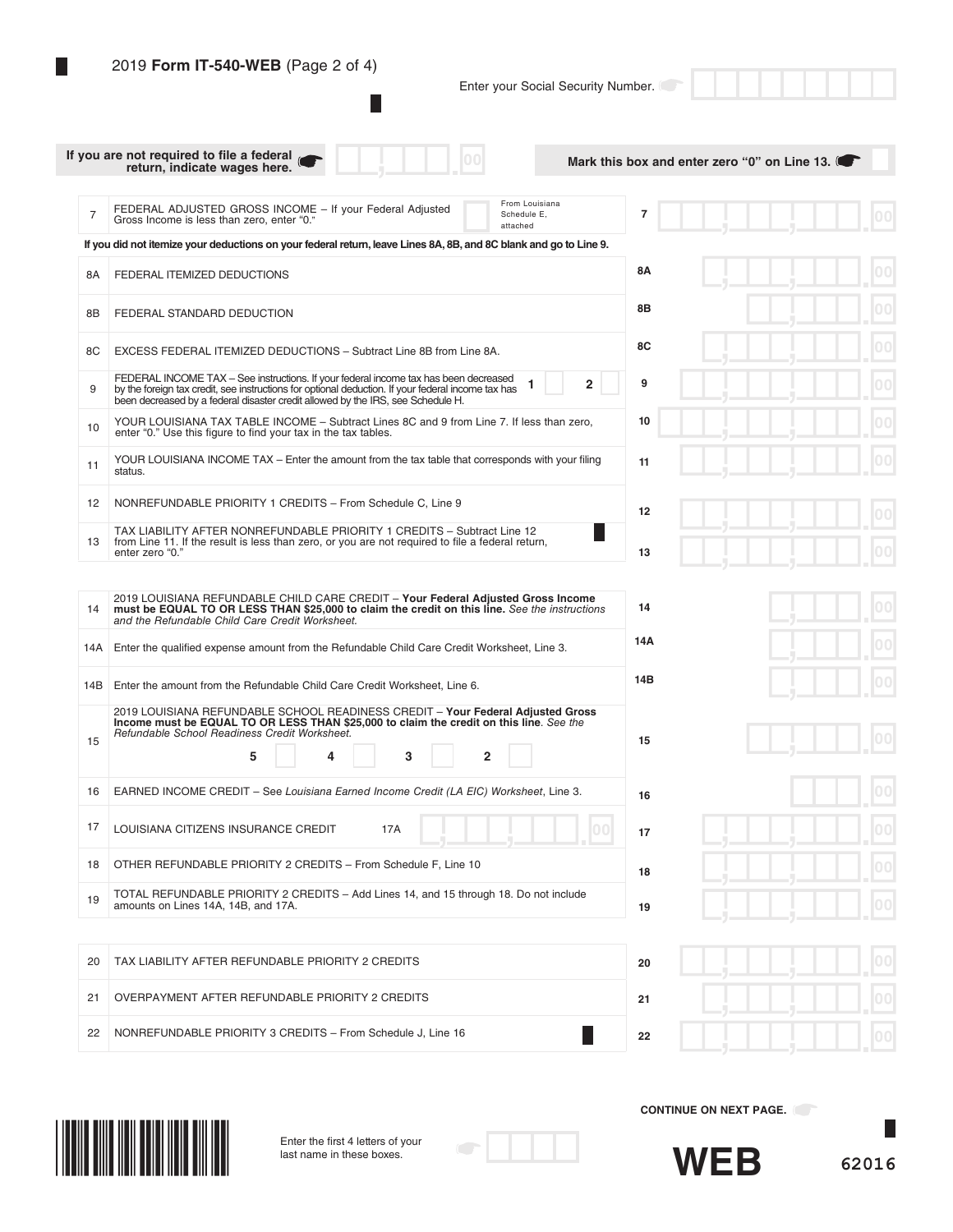2019 **Form IT-540-WEB** (Page 2 of 4)

Enter your Social Security Number.

**If you are not required to file a federal return, indicate wages here.** .00

**Mark this box and enter zero "0" on Line 13.**

| Line | Description | | Amount |
|---|---|---|---|
| 7 | FEDERAL ADJUSTED GROSS INCOME – If your Federal Adjusted Gross Income is less than zero, enter "0." | From Louisiana Schedule E, attached | 7 .00 |

**If you did not itemize your deductions on your federal return, leave Lines 8A, 8B, and 8C blank and go to Line 9.**

| Line | Description | Amount |
|---|---|---|
| 8A | FEDERAL ITEMIZED DEDUCTIONS | 8A .00 |
| 8B | FEDERAL STANDARD DEDUCTION | 8B .00 |
| 8C | EXCESS FEDERAL ITEMIZED DEDUCTIONS – Subtract Line 8B from Line 8A. | 8C .00 |
| 9 | FEDERAL INCOME TAX – See instructions. If your federal income tax has been decreased by the foreign tax credit, see instructions for optional deduction. If your federal income tax has been decreased by a federal disaster credit allowed by the IRS, see Schedule H. 1 ☐ 2 ☐ | 9 .00 |
| 10 | YOUR LOUISIANA TAX TABLE INCOME – Subtract Lines 8C and 9 from Line 7. If less than zero, enter "0." Use this figure to find your tax in the tax tables. | 10 .00 |
| 11 | YOUR LOUISIANA INCOME TAX – Enter the amount from the tax table that corresponds with your filing status. | 11 .00 |
| 12 | NONREFUNDABLE PRIORITY 1 CREDITS – From Schedule C, Line 9 | 12 .00 |
| 13 | TAX LIABILITY AFTER NONREFUNDABLE PRIORITY 1 CREDITS – Subtract Line 12 from Line 11. If the result is less than zero, or you are not required to file a federal return, enter zero "0." | 13 .00 |

| Line | Description | Amount |
|---|---|---|
| 14 | 2019 LOUISIANA REFUNDABLE CHILD CARE CREDIT – **Your Federal Adjusted Gross Income must be EQUAL TO OR LESS THAN $25,000 to claim the credit on this line.** *See the instructions and the Refundable Child Care Credit Worksheet.* | 14 .00 |
| 14A | Enter the qualified expense amount from the Refundable Child Care Credit Worksheet, Line 3. | 14A .00 |
| 14B | Enter the amount from the Refundable Child Care Credit Worksheet, Line 6. | 14B .00 |
| 15 | 2019 LOUISIANA REFUNDABLE SCHOOL READINESS CREDIT – **Your Federal Adjusted Gross Income must be EQUAL TO OR LESS THAN $25,000 to claim the credit on this line**. *See the Refundable School Readiness Credit Worksheet.* 5 ☐ 4 ☐ 3 ☐ 2 ☐ | 15 .00 |
| 16 | EARNED INCOME CREDIT – See *Louisiana Earned Income Credit (LA EIC) Worksheet*, Line 3. | 16 .00 |
| 17 | LOUISIANA CITIZENS INSURANCE CREDIT 17A .00 | 17 .00 |
| 18 | OTHER REFUNDABLE PRIORITY 2 CREDITS – From Schedule F, Line 10 | 18 .00 |
| 19 | TOTAL REFUNDABLE PRIORITY 2 CREDITS – Add Lines 14, and 15 through 18. Do not include amounts on Lines 14A, 14B, and 17A. | 19 .00 |

| Line | Description | Amount |
|---|---|---|
| 20 | TAX LIABILITY AFTER REFUNDABLE PRIORITY 2 CREDITS | 20 .00 |
| 21 | OVERPAYMENT AFTER REFUNDABLE PRIORITY 2 CREDITS | 21 .00 |
| 22 | NONREFUNDABLE PRIORITY 3 CREDITS – From Schedule J, Line 16 | 22 .00 |

**CONTINUE ON NEXT PAGE.**

Enter the first 4 letters of your last name in these boxes.

**WEB**

62016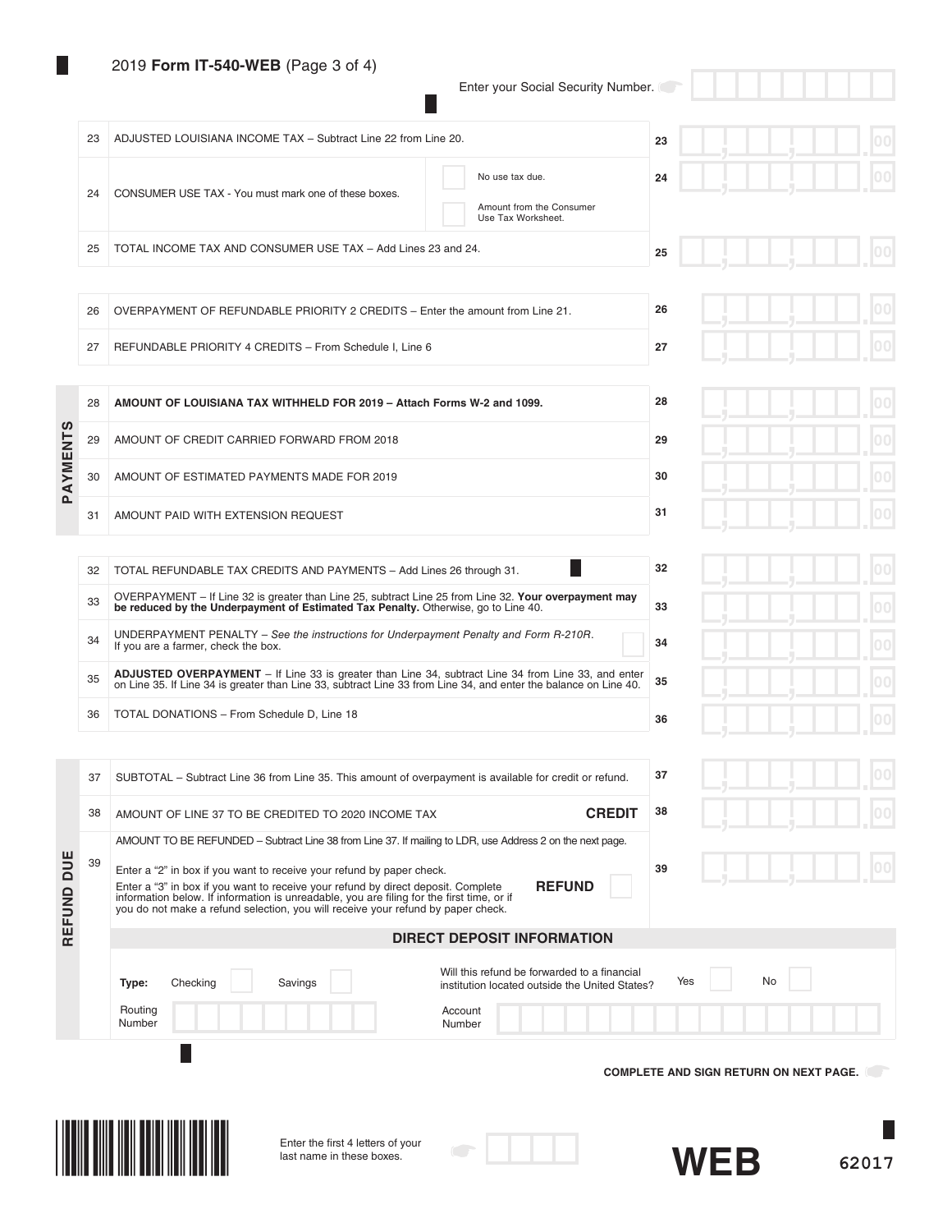2019 **Form IT-540-WEB** (Page 3 of 4)

Enter your Social Security Number.

| Line | Description | | Line | Amount |
|---|---|---|---|---|
| 23 | ADJUSTED LOUISIANA INCOME TAX – Subtract Line 22 from Line 20. | | 23 | .00 |
| 24 | CONSUMER USE TAX - You must mark one of these boxes. | ☐ No use tax due. ☐ Amount from the Consumer Use Tax Worksheet. | 24 | .00 |
| 25 | TOTAL INCOME TAX AND CONSUMER USE TAX – Add Lines 23 and 24. | | 25 | .00 |

| Line | Description | Line | Amount |
|---|---|---|---|
| 26 | OVERPAYMENT OF REFUNDABLE PRIORITY 2 CREDITS – Enter the amount from Line 21. | 26 | .00 |
| 27 | REFUNDABLE PRIORITY 4 CREDITS – From Schedule I, Line 6 | 27 | .00 |

**PAYMENTS**

| Line | Description | Line | Amount |
|---|---|---|---|
| 28 | **AMOUNT OF LOUISIANA TAX WITHHELD FOR 2019 – Attach Forms W-2 and 1099.** | 28 | .00 |
| 29 | AMOUNT OF CREDIT CARRIED FORWARD FROM 2018 | 29 | .00 |
| 30 | AMOUNT OF ESTIMATED PAYMENTS MADE FOR 2019 | 30 | .00 |
| 31 | AMOUNT PAID WITH EXTENSION REQUEST | 31 | .00 |

| Line | Description | Line | Amount |
|---|---|---|---|
| 32 | TOTAL REFUNDABLE TAX CREDITS AND PAYMENTS – Add Lines 26 through 31. | 32 | .00 |
| 33 | OVERPAYMENT – If Line 32 is greater than Line 25, subtract Line 25 from Line 32. **Your overpayment may be reduced by the Underpayment of Estimated Tax Penalty.** Otherwise, go to Line 40. | 33 | .00 |
| 34 | UNDERPAYMENT PENALTY – *See the instructions for Underpayment Penalty and Form R-210R*. If you are a farmer, check the box. ☐ | 34 | .00 |
| 35 | **ADJUSTED OVERPAYMENT** – If Line 33 is greater than Line 34, subtract Line 34 from Line 33, and enter on Line 35. If Line 34 is greater than Line 33, subtract Line 33 from Line 34, and enter the balance on Line 40. | 35 | .00 |
| 36 | TOTAL DONATIONS – From Schedule D, Line 18 | 36 | .00 |

**REFUND DUE**

| Line | Description | Line | Amount |
|---|---|---|---|
| 37 | SUBTOTAL – Subtract Line 36 from Line 35. This amount of overpayment is available for credit or refund. | 37 | .00 |
| 38 | AMOUNT OF LINE 37 TO BE CREDITED TO 2020 INCOME TAX **CREDIT** | 38 | .00 |
| 39 | AMOUNT TO BE REFUNDED – Subtract Line 38 from Line 37. If mailing to LDR, use Address 2 on the next page. Enter a "2" in box if you want to receive your refund by paper check. Enter a "3" in box if you want to receive your refund by direct deposit. Complete information below. If information is unreadable, you are filing for the first time, or if you do not make a refund selection, you will receive your refund by paper check. **REFUND** ☐ | 39 | .00 |

**DIRECT DEPOSIT INFORMATION**

**Type:** Checking ☐ Savings ☐

Will this refund be forwarded to a financial institution located outside the United States? Yes ☐ No ☐

Routing Number

Account Number

**COMPLETE AND SIGN RETURN ON NEXT PAGE.**

Enter the first 4 letters of your last name in these boxes.

**WEB**

62017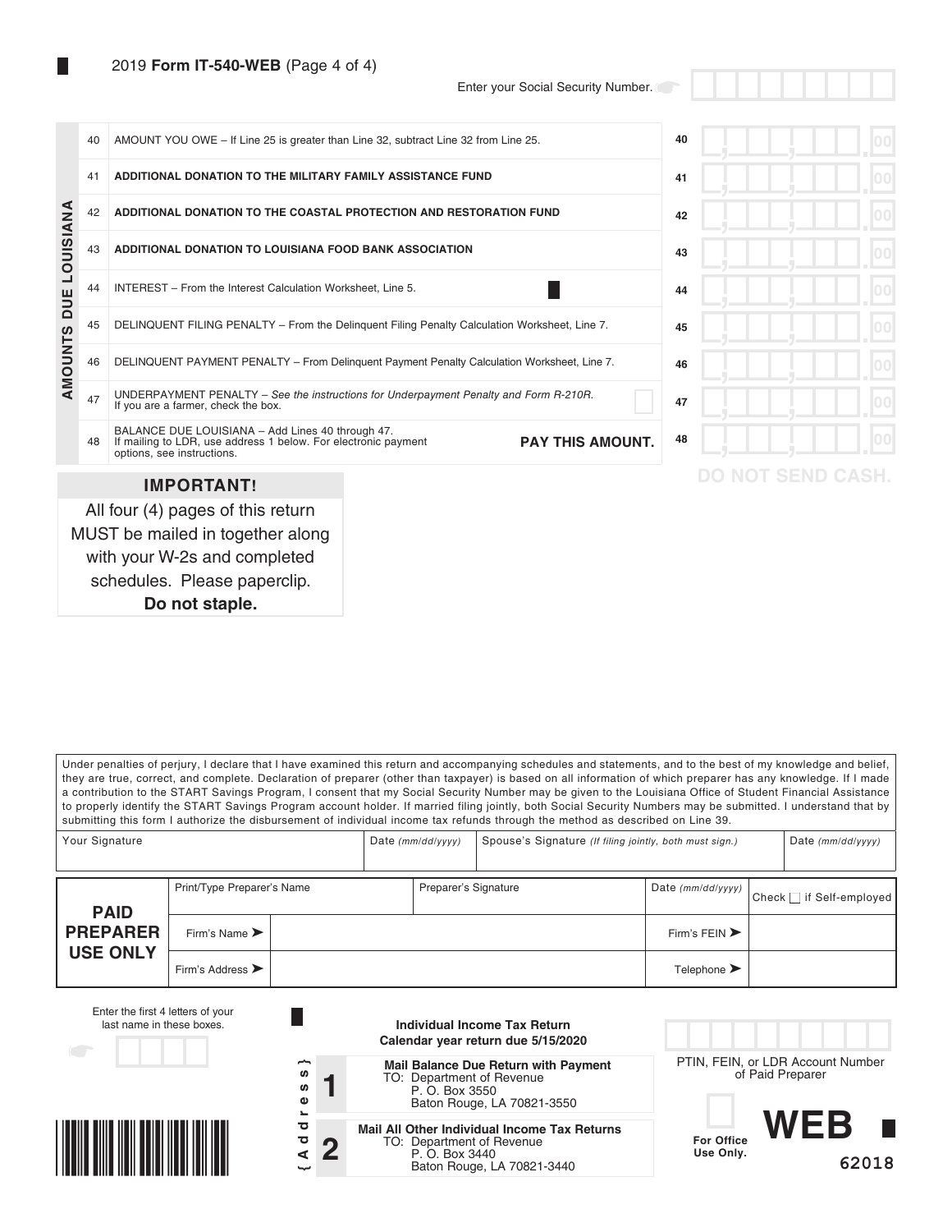2019 **Form IT-540-WEB** (Page 4 of 4)

Enter your Social Security Number.

**AMOUNTS DUE LOUISIANA**

| Line | Description | | Amount |
|---|---|---|---|
| 40 | AMOUNT YOU OWE – If Line 25 is greater than Line 32, subtract Line 32 from Line 25. | 40 | .00 |
| 41 | **ADDITIONAL DONATION TO THE MILITARY FAMILY ASSISTANCE FUND** | 41 | .00 |
| 42 | **ADDITIONAL DONATION TO THE COASTAL PROTECTION AND RESTORATION FUND** | 42 | .00 |
| 43 | **ADDITIONAL DONATION TO LOUISIANA FOOD BANK ASSOCIATION** | 43 | .00 |
| 44 | INTEREST – From the Interest Calculation Worksheet, Line 5. | 44 | .00 |
| 45 | DELINQUENT FILING PENALTY – From the Delinquent Filing Penalty Calculation Worksheet, Line 7. | 45 | .00 |
| 46 | DELINQUENT PAYMENT PENALTY – From Delinquent Payment Penalty Calculation Worksheet, Line 7. | 46 | .00 |
| 47 | UNDERPAYMENT PENALTY – *See the instructions for Underpayment Penalty and Form R-210R.* If you are a farmer, check the box. ☐ | 47 | .00 |
| 48 | BALANCE DUE LOUISIANA – Add Lines 40 through 47. If mailing to LDR, use address 1 below. For electronic payment options, see instructions. **PAY THIS AMOUNT.** | 48 | .00 |

DO NOT SEND CASH.

**IMPORTANT!**

All four (4) pages of this return MUST be mailed in together along with your W-2s and completed schedules. Please paperclip. **Do not staple.**

Under penalties of perjury, I declare that I have examined this return and accompanying schedules and statements, and to the best of my knowledge and belief, they are true, correct, and complete. Declaration of preparer (other than taxpayer) is based on all information of which preparer has any knowledge. If I made a contribution to the START Savings Program, I consent that my Social Security Number may be given to the Louisiana Office of Student Financial Assistance to properly identify the START Savings Program account holder. If married filing jointly, both Social Security Numbers may be submitted. I understand that by submitting this form I authorize the disbursement of individual income tax refunds through the method as described on Line 39.

| Your Signature | Date *(mm/dd/yyyy)* | Spouse's Signature *(If filing jointly, both must sign.)* | Date *(mm/dd/yyyy)* |
|---|---|---|---|
| | | | |

| **PAID PREPARER USE ONLY** | | | | |
|---|---|---|---|---|
| Print/Type Preparer's Name | | Preparer's Signature | Date *(mm/dd/yyyy)* | Check ☐ if Self-employed |
| Firm's Name ➤ | | | Firm's FEIN ➤ | |
| Firm's Address ➤ | | | Telephone ➤ | |

Enter the first 4 letters of your last name in these boxes.

**Individual Income Tax Return**
**Calendar year return due 5/15/2020**

{Address}

**1** **Mail Balance Due Return with Payment**
TO: Department of Revenue
P. O. Box 3550
Baton Rouge, LA 70821-3550

**2** **Mail All Other Individual Income Tax Returns**
TO: Department of Revenue
P. O. Box 3440
Baton Rouge, LA 70821-3440

PTIN, FEIN, or LDR Account Number of Paid Preparer

For Office Use Only.

**WEB**

62018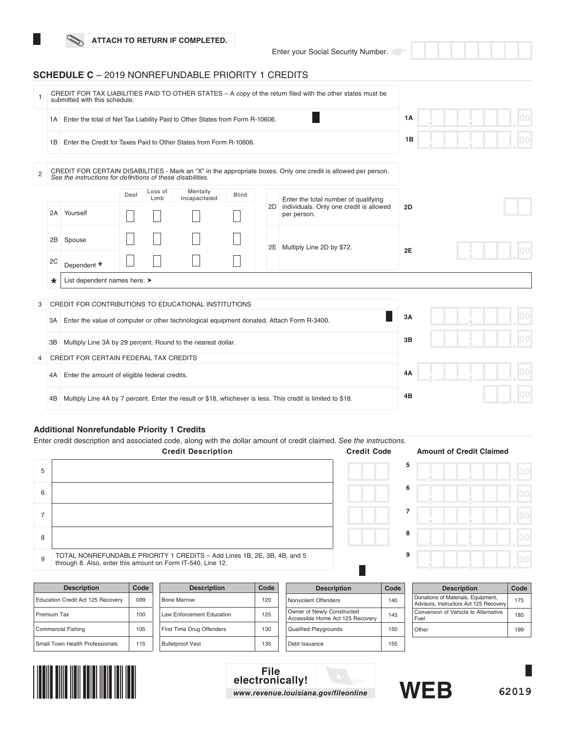ATTACH TO RETURN IF COMPLETED.

Enter your Social Security Number.

## SCHEDULE C – 2019 NONREFUNDABLE PRIORITY 1 CREDITS

**1** CREDIT FOR TAX LIABILITIES PAID TO OTHER STATES – A copy of the return filed with the other states must be submitted with this schedule.

| | | | |
|---|---|---|---|
| 1A | Enter the total of Net Tax Liability Paid to Other States from Form R-10606. | 1A | .00 |
| 1B | Enter the Credit for Taxes Paid to Other States from Form R-10606. | 1B | .00 |

**2** CREDIT FOR CERTAIN DISABILITIES - Mark an "X" in the appropriate boxes. Only one credit is allowed per person. *See the instructions for definitions of these disabilities.*

| | | Deaf | Loss of Limb | Mentally Incapacitated | Blind |
|---|---|---|---|---|---|
| 2A | Yourself | ☐ | ☐ | ☐ | ☐ |
| 2B | Spouse | ☐ | ☐ | ☐ | ☐ |
| 2C | Dependent * | ☐ | ☐ | ☐ | ☐ |

| | | | |
|---|---|---|---|
| 2D | Enter the total number of qualifying individuals. Only one credit is allowed per person. | 2D | |
| 2E | Multiply Line 2D by $72. | 2E | .00 |

\* List dependent names here. ➤

**3** CREDIT FOR CONTRIBUTIONS TO EDUCATIONAL INSTITUTIONS

| | | | |
|---|---|---|---|
| 3A | Enter the value of computer or other technological equipment donated. Attach Form R-3400. | 3A | .00 |
| 3B | Multiply Line 3A by 29 percent. Round to the nearest dollar. | 3B | .00 |

**4** CREDIT FOR CERTAIN FEDERAL TAX CREDITS

| | | | |
|---|---|---|---|
| 4A | Enter the amount of eligible federal credits. | 4A | .00 |
| 4B | Multiply Line 4A by 7 percent. Enter the result or $18, whichever is less. This credit is limited to $18. | 4B | .00 |

### Additional Nonrefundable Priority 1 Credits

Enter credit description and associated code, along with the dollar amount of credit claimed. *See the instructions.*

| | Credit Description | Credit Code | | Amount of Credit Claimed |
|---|---|---|---|---|
| 5 | | | 5 | .00 |
| 6 | | | 6 | .00 |
| 7 | | | 7 | .00 |
| 8 | | | 8 | .00 |
| 9 | TOTAL NONREFUNDABLE PRIORITY 1 CREDITS – Add Lines 1B, 2E, 3B, 4B, and 5 through 8. Also, enter this amount on Form IT-540, Line 12. | | 9 | .00 |

| Description | Code |
|---|---|
| Education Credit Act 125 Recovery | 099 |
| Premium Tax | 100 |
| Commercial Fishing | 105 |
| Small Town Health Professionals | 115 |
| Bone Marrow | 120 |
| Law Enforcement Education | 125 |
| First Time Drug Offenders | 130 |
| Bulletproof Vest | 135 |
| Nonviolent Offenders | 140 |
| Owner of Newly Constructed Accessible Home Act 125 Recovery | 145 |
| Qualified Playgrounds | 150 |
| Debt Issuance | 155 |
| Donations of Materials, Equipment, Advisors, Instructors Act 125 Recovery | 175 |
| Conversion of Vehicle to Alternative Fuel | 185 |
| Other | 199 |

File electronically!
www.revenue.louisiana.gov/fileonline

WEB

62019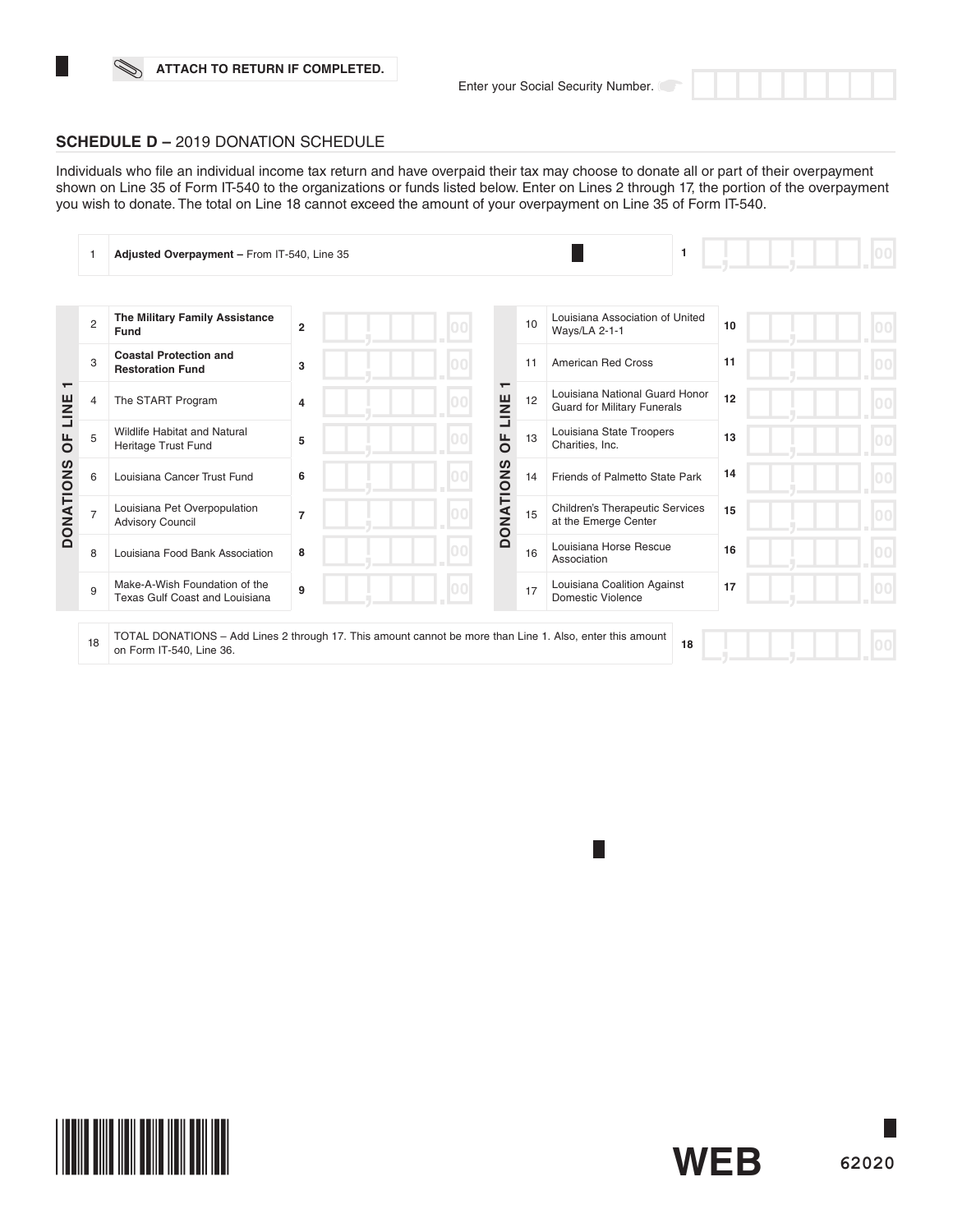ATTACH TO RETURN IF COMPLETED.

Enter your Social Security Number.

## SCHEDULE D – 2019 DONATION SCHEDULE

Individuals who file an individual income tax return and have overpaid their tax may choose to donate all or part of their overpayment shown on Line 35 of Form IT-540 to the organizations or funds listed below. Enter on Lines 2 through 17, the portion of the overpayment you wish to donate. The total on Line 18 cannot exceed the amount of your overpayment on Line 35 of Form IT-540.

| | | | |
|---|---|---|---|
| 1 | **Adjusted Overpayment –** From IT-540, Line 35 | 1 | .00 |

**DONATIONS OF LINE 1**

| | | | |
|---|---|---|---|
| 2 | **The Military Family Assistance Fund** | 2 | .00 |
| 3 | **Coastal Protection and Restoration Fund** | 3 | .00 |
| 4 | The START Program | 4 | .00 |
| 5 | Wildlife Habitat and Natural Heritage Trust Fund | 5 | .00 |
| 6 | Louisiana Cancer Trust Fund | 6 | .00 |
| 7 | Louisiana Pet Overpopulation Advisory Council | 7 | .00 |
| 8 | Louisiana Food Bank Association | 8 | .00 |
| 9 | Make-A-Wish Foundation of the Texas Gulf Coast and Louisiana | 9 | .00 |
| 10 | Louisiana Association of United Ways/LA 2-1-1 | 10 | .00 |
| 11 | American Red Cross | 11 | .00 |
| 12 | Louisiana National Guard Honor Guard for Military Funerals | 12 | .00 |
| 13 | Louisiana State Troopers Charities, Inc. | 13 | .00 |
| 14 | Friends of Palmetto State Park | 14 | .00 |
| 15 | Children's Therapeutic Services at the Emerge Center | 15 | .00 |
| 16 | Louisiana Horse Rescue Association | 16 | .00 |
| 17 | Louisiana Coalition Against Domestic Violence | 17 | .00 |

| | | | |
|---|---|---|---|
| 18 | TOTAL DONATIONS – Add Lines 2 through 17. This amount cannot be more than Line 1. Also, enter this amount on Form IT-540, Line 36. | 18 | .00 |

WEB 62020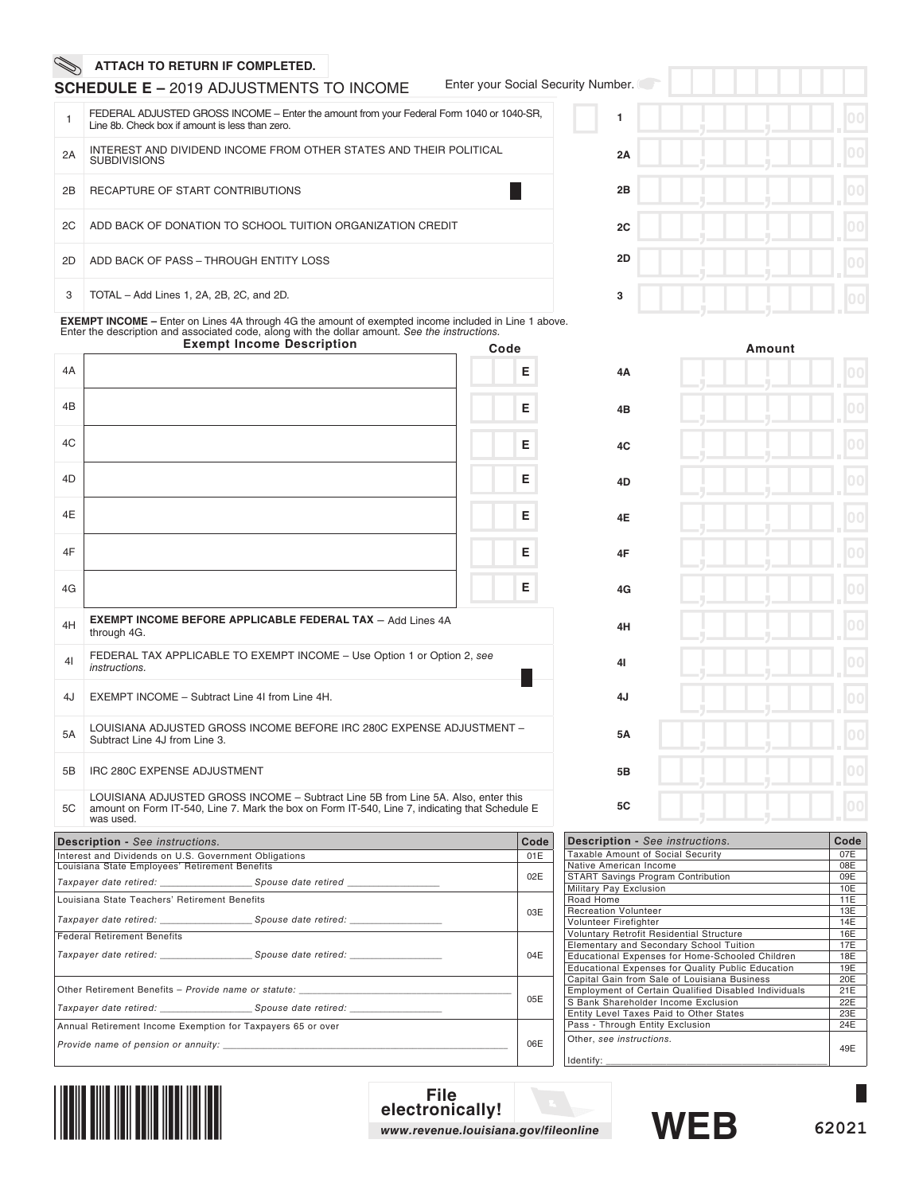ATTACH TO RETURN IF COMPLETED.

## SCHEDULE E – 2019 ADJUSTMENTS TO INCOME

Enter your Social Security Number.

| Line | Description | | Line | Amount |
|---|---|---|---|---|
| 1 | FEDERAL ADJUSTED GROSS INCOME – Enter the amount from your Federal Form 1040 or 1040-SR, Line 8b. Check box if amount is less than zero. | ☐ | 1 | .00 |
| 2A | INTEREST AND DIVIDEND INCOME FROM OTHER STATES AND THEIR POLITICAL SUBDIVISIONS | | 2A | .00 |
| 2B | RECAPTURE OF START CONTRIBUTIONS | | 2B | .00 |
| 2C | ADD BACK OF DONATION TO SCHOOL TUITION ORGANIZATION CREDIT | | 2C | .00 |
| 2D | ADD BACK OF PASS – THROUGH ENTITY LOSS | | 2D | .00 |
| 3 | TOTAL – Add Lines 1, 2A, 2B, 2C, and 2D. | | 3 | .00 |

**EXEMPT INCOME –** Enter on Lines 4A through 4G the amount of exempted income included in Line 1 above. Enter the description and associated code, along with the dollar amount. *See the instructions.*

| Line | Exempt Income Description | Code | Line | Amount |
|---|---|---|---|---|
| 4A | | E | 4A | .00 |
| 4B | | E | 4B | .00 |
| 4C | | E | 4C | .00 |
| 4D | | E | 4D | .00 |
| 4E | | E | 4E | .00 |
| 4F | | E | 4F | .00 |
| 4G | | E | 4G | .00 |
| 4H | **EXEMPT INCOME BEFORE APPLICABLE FEDERAL TAX** – Add Lines 4A through 4G. | | 4H | .00 |
| 4I | FEDERAL TAX APPLICABLE TO EXEMPT INCOME – Use Option 1 or Option 2, *see instructions.* | | 4I | .00 |
| 4J | EXEMPT INCOME – Subtract Line 4I from Line 4H. | | 4J | .00 |
| 5A | LOUISIANA ADJUSTED GROSS INCOME BEFORE IRC 280C EXPENSE ADJUSTMENT – Subtract Line 4J from Line 3. | | 5A | .00 |
| 5B | IRC 280C EXPENSE ADJUSTMENT | | 5B | .00 |
| 5C | LOUISIANA ADJUSTED GROSS INCOME – Subtract Line 5B from Line 5A. Also, enter this amount on Form IT-540, Line 7. Mark the box on Form IT-540, Line 7, indicating that Schedule E was used. | | 5C | .00 |

| Description - *See instructions.* | Code |
|---|---|
| Interest and Dividends on U.S. Government Obligations | 01E |
| Louisiana State Employees' Retirement Benefits<br>*Taxpayer date retired:* ________________ *Spouse date retired* ________________ | 02E |
| Louisiana State Teachers' Retirement Benefits<br>*Taxpayer date retired:* ________________ *Spouse date retired:* ________________ | 03E |
| Federal Retirement Benefits<br>*Taxpayer date retired:* ________________ *Spouse date retired:* ________________ | 04E |
| Other Retirement Benefits – *Provide name or statute:* ________________<br>*Taxpayer date retired:* ________________ *Spouse date retired:* ________________ | 05E |
| Annual Retirement Income Exemption for Taxpayers 65 or over<br>*Provide name of pension or annuity:* ________________ | 06E |

| Description - *See instructions.* | Code |
|---|---|
| Taxable Amount of Social Security | 07E |
| Native American Income | 08E |
| START Savings Program Contribution | 09E |
| Military Pay Exclusion | 10E |
| Road Home | 11E |
| Recreation Volunteer | 13E |
| Volunteer Firefighter | 14E |
| Voluntary Retrofit Residential Structure | 16E |
| Elementary and Secondary School Tuition | 17E |
| Educational Expenses for Home-Schooled Children | 18E |
| Educational Expenses for Quality Public Education | 19E |
| Capital Gain from Sale of Louisiana Business | 20E |
| Employment of Certain Qualified Disabled Individuals | 21E |
| S Bank Shareholder Income Exclusion | 22E |
| Entity Level Taxes Paid to Other States | 23E |
| Pass - Through Entity Exclusion | 24E |
| Other, *see instructions.*<br>Identify: ________________ | 49E |

File electronically!
www.revenue.louisiana.gov/fileonline

WEB

62021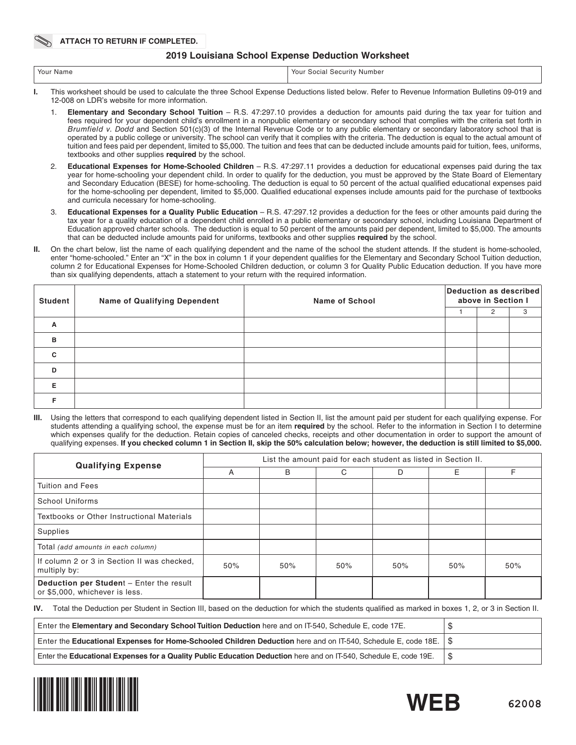ATTACH TO RETURN IF COMPLETED.

# 2019 Louisiana School Expense Deduction Worksheet

| Your Name | Your Social Security Number |
|---|---|
| | |

**I.** This worksheet should be used to calculate the three School Expense Deductions listed below. Refer to Revenue Information Bulletins 09-019 and 12-008 on LDR's website for more information.

1. **Elementary and Secondary School Tuition** – R.S. 47:297.10 provides a deduction for amounts paid during the tax year for tuition and fees required for your dependent child's enrollment in a nonpublic elementary or secondary school that complies with the criteria set forth in *Brumfield v. Dodd* and Section 501(c)(3) of the Internal Revenue Code or to any public elementary or secondary laboratory school that is operated by a public college or university. The school can verify that it complies with the criteria. The deduction is equal to the actual amount of tuition and fees paid per dependent, limited to $5,000. The tuition and fees that can be deducted include amounts paid for tuition, fees, uniforms, textbooks and other supplies **required** by the school.
2. **Educational Expenses for Home-Schooled Children** – R.S. 47:297.11 provides a deduction for educational expenses paid during the tax year for home-schooling your dependent child. In order to qualify for the deduction, you must be approved by the State Board of Elementary and Secondary Education (BESE) for home-schooling. The deduction is equal to 50 percent of the actual qualified educational expenses paid for the home-schooling per dependent, limited to $5,000. Qualified educational expenses include amounts paid for the purchase of textbooks and curricula necessary for home-schooling.
3. **Educational Expenses for a Quality Public Education** – R.S. 47:297.12 provides a deduction for the fees or other amounts paid during the tax year for a quality education of a dependent child enrolled in a public elementary or secondary school, including Louisiana Department of Education approved charter schools. The deduction is equal to 50 percent of the amounts paid per dependent, limited to $5,000. The amounts that can be deducted include amounts paid for uniforms, textbooks and other supplies **required** by the school.

**II.** On the chart below, list the name of each qualifying dependent and the name of the school the student attends. If the student is home-schooled, enter "home-schooled." Enter an "X" in the box in column 1 if your dependent qualifies for the Elementary and Secondary School Tuition deduction, column 2 for Educational Expenses for Home-Schooled Children deduction, or column 3 for Quality Public Education deduction. If you have more than six qualifying dependents, attach a statement to your return with the required information.

| Student | Name of Qualifying Dependent | Name of School | Deduction as described above in Section I | | |
|---|---|---|---|---|---|
| | | | 1 | 2 | 3 |
| A | | | | | |
| B | | | | | |
| C | | | | | |
| D | | | | | |
| E | | | | | |
| F | | | | | |

**III.** Using the letters that correspond to each qualifying dependent listed in Section II, list the amount paid per student for each qualifying expense. For students attending a qualifying school, the expense must be for an item **required** by the school. Refer to the information in Section I to determine which expenses qualify for the deduction. Retain copies of canceled checks, receipts and other documentation in order to support the amount of qualifying expenses. **If you checked column 1 in Section II, skip the 50% calculation below; however, the deduction is still limited to $5,000.**

| Qualifying Expense | List the amount paid for each student as listed in Section II. | | | | | |
|---|---|---|---|---|---|---|
| | A | B | C | D | E | F |
| Tuition and Fees | | | | | | |
| School Uniforms | | | | | | |
| Textbooks or Other Instructional Materials | | | | | | |
| Supplies | | | | | | |
| Total *(add amounts in each column)* | | | | | | |
| If column 2 or 3 in Section II was checked, multiply by: | 50% | 50% | 50% | 50% | 50% | 50% |
| **Deduction per Student** – Enter the result or $5,000, whichever is less. | | | | | | |

**IV.** Total the Deduction per Student in Section III, based on the deduction for which the students qualified as marked in boxes 1, 2, or 3 in Section II.

| | |
|---|---|
| Enter the **Elementary and Secondary School Tuition Deduction** here and on IT-540, Schedule E, code 17E. | $ |
| Enter the **Educational Expenses for Home-Schooled Children Deduction** here and on IT-540, Schedule E, code 18E. | $ |
| Enter the **Educational Expenses for a Quality Public Education Deduction** here and on IT-540, Schedule E, code 19E. | $ |

WEB 62008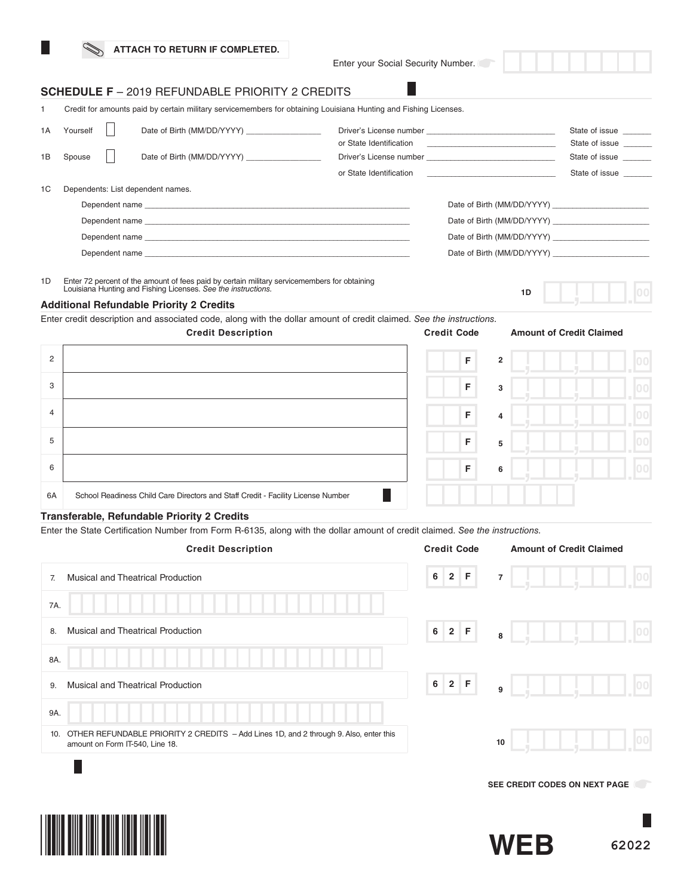ATTACH TO RETURN IF COMPLETED.

Enter your Social Security Number.

## SCHEDULE F – 2019 REFUNDABLE PRIORITY 2 CREDITS

1 Credit for amounts paid by certain military servicemembers for obtaining Louisiana Hunting and Fishing Licenses.

1A Yourself ☐ Date of Birth (MM/DD/YYYY) ________ Driver's License number ________ State of issue ______
or State Identification ________ State of issue ______

1B Spouse ☐ Date of Birth (MM/DD/YYYY) ________ Driver's License number ________ State of issue ______
or State Identification ________ State of issue ______

1C Dependents: List dependent names.

Dependent name ________ Date of Birth (MM/DD/YYYY) ________

Dependent name ________ Date of Birth (MM/DD/YYYY) ________

Dependent name ________ Date of Birth (MM/DD/YYYY) ________

Dependent name ________ Date of Birth (MM/DD/YYYY) ________

1D Enter 72 percent of the amount of fees paid by certain military servicemembers for obtaining Louisiana Hunting and Fishing Licenses. *See the instructions.* **1D** ______ .00

### Additional Refundable Priority 2 Credits

Enter credit description and associated code, along with the dollar amount of credit claimed. *See the instructions.*

| | Credit Description | Credit Code | | Amount of Credit Claimed |
|---|---|---|---|---|
| 2 | | F | 2 | .00 |
| 3 | | F | 3 | .00 |
| 4 | | F | 4 | .00 |
| 5 | | F | 5 | .00 |
| 6 | | F | 6 | .00 |
| 6A | School Readiness Child Care Directors and Staff Credit - Facility License Number | | | |

### Transferable, Refundable Priority 2 Credits

Enter the State Certification Number from Form R-6135, along with the dollar amount of credit claimed. *See the instructions.*

| | Credit Description | Credit Code | | Amount of Credit Claimed |
|---|---|---|---|---|
| 7. | Musical and Theatrical Production | 62F | 7 | .00 |
| 7A. | | | | |
| 8. | Musical and Theatrical Production | 62F | 8 | .00 |
| 8A. | | | | |
| 9. | Musical and Theatrical Production | 62F | 9 | .00 |
| 9A. | | | | |
| 10. | OTHER REFUNDABLE PRIORITY 2 CREDITS – Add Lines 1D, and 2 through 9. Also, enter this amount on Form IT-540, Line 18. | | 10 | .00 |

SEE CREDIT CODES ON NEXT PAGE

WEB 62022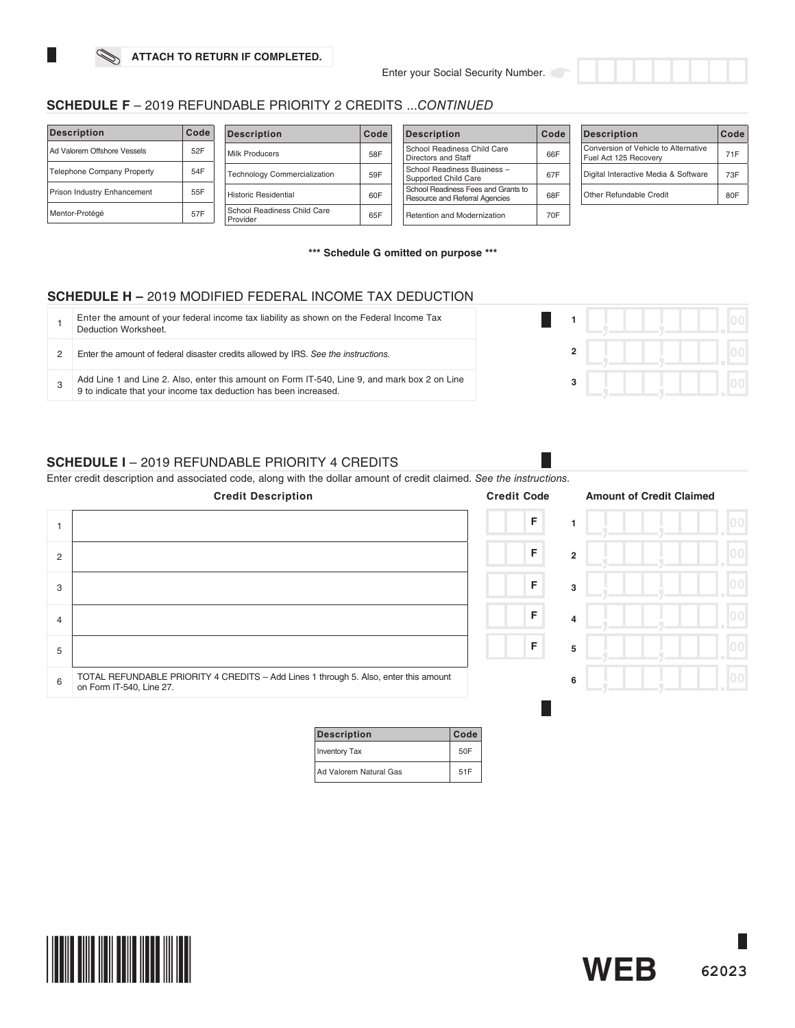**ATTACH TO RETURN IF COMPLETED.**

Enter your Social Security Number.

## SCHEDULE F – 2019 REFUNDABLE PRIORITY 2 CREDITS ...*CONTINUED*

| Description | Code |
|---|---|
| Ad Valorem Offshore Vessels | 52F |
| Telephone Company Property | 54F |
| Prison Industry Enhancement | 55F |
| Mentor-Protégé | 57F |

| Description | Code |
|---|---|
| Milk Producers | 58F |
| Technology Commercialization | 59F |
| Historic Residential | 60F |
| School Readiness Child Care Provider | 65F |

| Description | Code |
|---|---|
| School Readiness Child Care Directors and Staff | 66F |
| School Readiness Business – Supported Child Care | 67F |
| School Readiness Fees and Grants to Resource and Referral Agencies | 68F |
| Retention and Modernization | 70F |

| Description | Code |
|---|---|
| Conversion of Vehicle to Alternative Fuel Act 125 Recovery | 71F |
| Digital Interactive Media & Software | 73F |
| Other Refundable Credit | 80F |

**\*\*\* Schedule G omitted on purpose \*\*\***

## SCHEDULE H – 2019 MODIFIED FEDERAL INCOME TAX DEDUCTION

| | | | |
|---|---|---|---|
| 1 | Enter the amount of your federal income tax liability as shown on the Federal Income Tax Deduction Worksheet. | 1 | .00 |
| 2 | Enter the amount of federal disaster credits allowed by IRS. *See the instructions.* | 2 | .00 |
| 3 | Add Line 1 and Line 2. Also, enter this amount on Form IT-540, Line 9, and mark box 2 on Line 9 to indicate that your income tax deduction has been increased. | 3 | .00 |

## SCHEDULE I – 2019 REFUNDABLE PRIORITY 4 CREDITS

Enter credit description and associated code, along with the dollar amount of credit claimed. *See the instructions.*

| | Credit Description | Credit Code | | Amount of Credit Claimed |
|---|---|---|---|---|
| 1 | | F | 1 | .00 |
| 2 | | F | 2 | .00 |
| 3 | | F | 3 | .00 |
| 4 | | F | 4 | .00 |
| 5 | | F | 5 | .00 |
| 6 | TOTAL REFUNDABLE PRIORITY 4 CREDITS – Add Lines 1 through 5. Also, enter this amount on Form IT-540, Line 27. | | 6 | .00 |

| Description | Code |
|---|---|
| Inventory Tax | 50F |
| Ad Valorem Natural Gas | 51F |

WEB 62023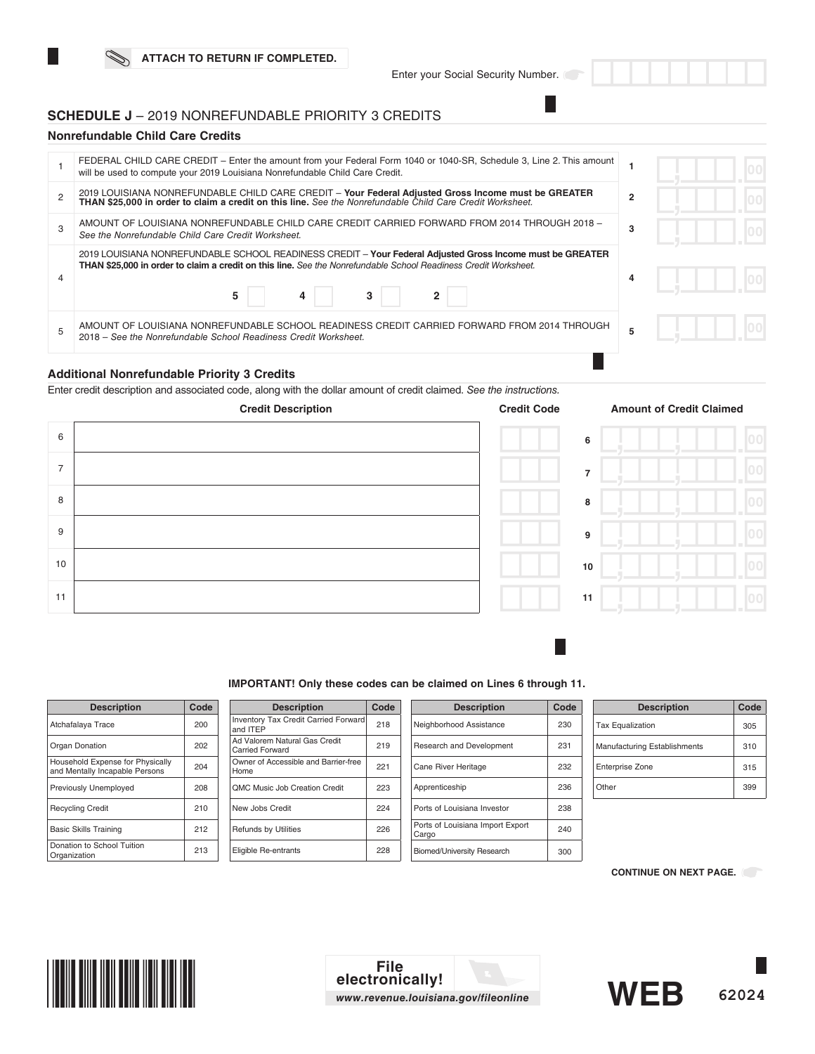ATTACH TO RETURN IF COMPLETED.

Enter your Social Security Number.

## SCHEDULE J – 2019 NONREFUNDABLE PRIORITY 3 CREDITS

### Nonrefundable Child Care Credits

| | | | |
|---|---|---|---|
| 1 | FEDERAL CHILD CARE CREDIT – Enter the amount from your Federal Form 1040 or 1040-SR, Schedule 3, Line 2. This amount will be used to compute your 2019 Louisiana Nonrefundable Child Care Credit. | 1 | .00 |
| 2 | 2019 LOUISIANA NONREFUNDABLE CHILD CARE CREDIT – **Your Federal Adjusted Gross Income must be GREATER THAN $25,000 in order to claim a credit on this line.** *See the Nonrefundable Child Care Credit Worksheet.* | 2 | .00 |
| 3 | AMOUNT OF LOUISIANA NONREFUNDABLE CHILD CARE CREDIT CARRIED FORWARD FROM 2014 THROUGH 2018 – *See the Nonrefundable Child Care Credit Worksheet.* | 3 | .00 |
| 4 | 2019 LOUISIANA NONREFUNDABLE SCHOOL READINESS CREDIT – **Your Federal Adjusted Gross Income must be GREATER THAN $25,000 in order to claim a credit on this line.** *See the Nonrefundable School Readiness Credit Worksheet.* 5 ☐ 4 ☐ 3 ☐ 2 ☐ | 4 | .00 |
| 5 | AMOUNT OF LOUISIANA NONREFUNDABLE SCHOOL READINESS CREDIT CARRIED FORWARD FROM 2014 THROUGH 2018 – *See the Nonrefundable School Readiness Credit Worksheet.* | 5 | .00 |

### Additional Nonrefundable Priority 3 Credits

Enter credit description and associated code, along with the dollar amount of credit claimed. *See the instructions.*

| | Credit Description | Credit Code | | Amount of Credit Claimed |
|---|---|---|---|---|
| 6 | | | 6 | .00 |
| 7 | | | 7 | .00 |
| 8 | | | 8 | .00 |
| 9 | | | 9 | .00 |
| 10 | | | 10 | .00 |
| 11 | | | 11 | .00 |

**IMPORTANT! Only these codes can be claimed on Lines 6 through 11.**

| Description | Code | Description | Code | Description | Code | Description | Code |
|---|---|---|---|---|---|---|---|
| Atchafalaya Trace | 200 | Inventory Tax Credit Carried Forward and ITEP | 218 | Neighborhood Assistance | 230 | Tax Equalization | 305 |
| Organ Donation | 202 | Ad Valorem Natural Gas Credit Carried Forward | 219 | Research and Development | 231 | Manufacturing Establishments | 310 |
| Household Expense for Physically and Mentally Incapable Persons | 204 | Owner of Accessible and Barrier-free Home | 221 | Cane River Heritage | 232 | Enterprise Zone | 315 |
| Previously Unemployed | 208 | QMC Music Job Creation Credit | 223 | Apprenticeship | 236 | Other | 399 |
| Recycling Credit | 210 | New Jobs Credit | 224 | Ports of Louisiana Investor | 238 | | |
| Basic Skills Training | 212 | Refunds by Utilities | 226 | Ports of Louisiana Import Export Cargo | 240 | | |
| Donation to School Tuition Organization | 213 | Eligible Re-entrants | 228 | Biomed/University Research | 300 | | |

**CONTINUE ON NEXT PAGE.**

**File electronically!**
*www.revenue.louisiana.gov/fileonline*

**WEB** 62024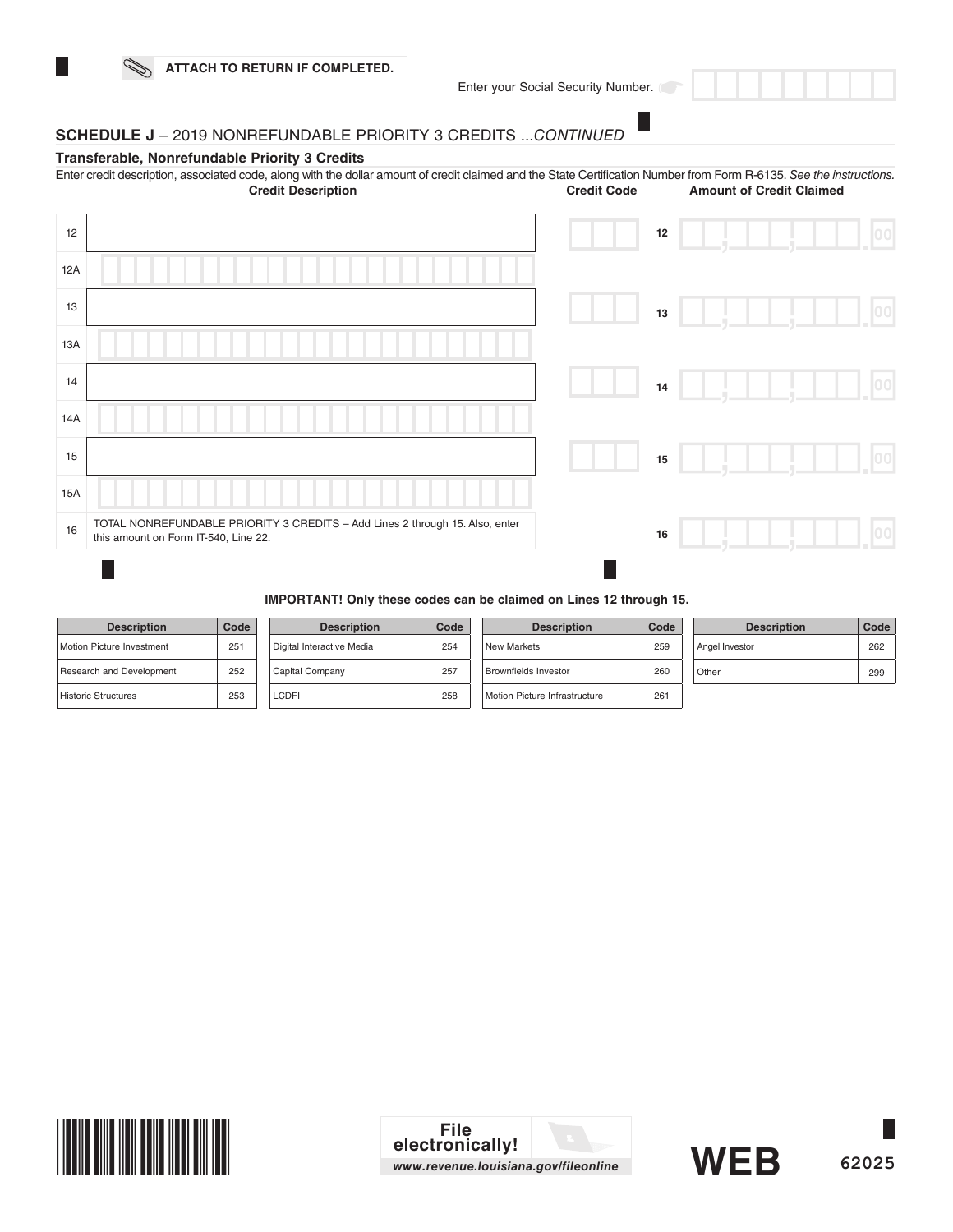ATTACH TO RETURN IF COMPLETED.

Enter your Social Security Number.

## SCHEDULE J – 2019 NONREFUNDABLE PRIORITY 3 CREDITS ...*CONTINUED*

### Transferable, Nonrefundable Priority 3 Credits

Enter credit description, associated code, along with the dollar amount of credit claimed and the State Certification Number from Form R-6135. *See the instructions.*

| Line | Credit Description | Credit Code | Line | Amount of Credit Claimed |
|---|---|---|---|---|
| 12 | | | 12 | .00 |
| 12A | | | | |
| 13 | | | 13 | .00 |
| 13A | | | | |
| 14 | | | 14 | .00 |
| 14A | | | | |
| 15 | | | 15 | .00 |
| 15A | | | | |
| 16 | TOTAL NONREFUNDABLE PRIORITY 3 CREDITS – Add Lines 2 through 15. Also, enter this amount on Form IT-540, Line 22. | | 16 | .00 |

**IMPORTANT! Only these codes can be claimed on Lines 12 through 15.**

| Description | Code | Description | Code | Description | Code | Description | Code |
|---|---|---|---|---|---|---|---|
| Motion Picture Investment | 251 | Digital Interactive Media | 254 | New Markets | 259 | Angel Investor | 262 |
| Research and Development | 252 | Capital Company | 257 | Brownfields Investor | 260 | Other | 299 |
| Historic Structures | 253 | LCDFI | 258 | Motion Picture Infrastructure | 261 | | |

File electronically!
www.revenue.louisiana.gov/fileonline

WEB

62025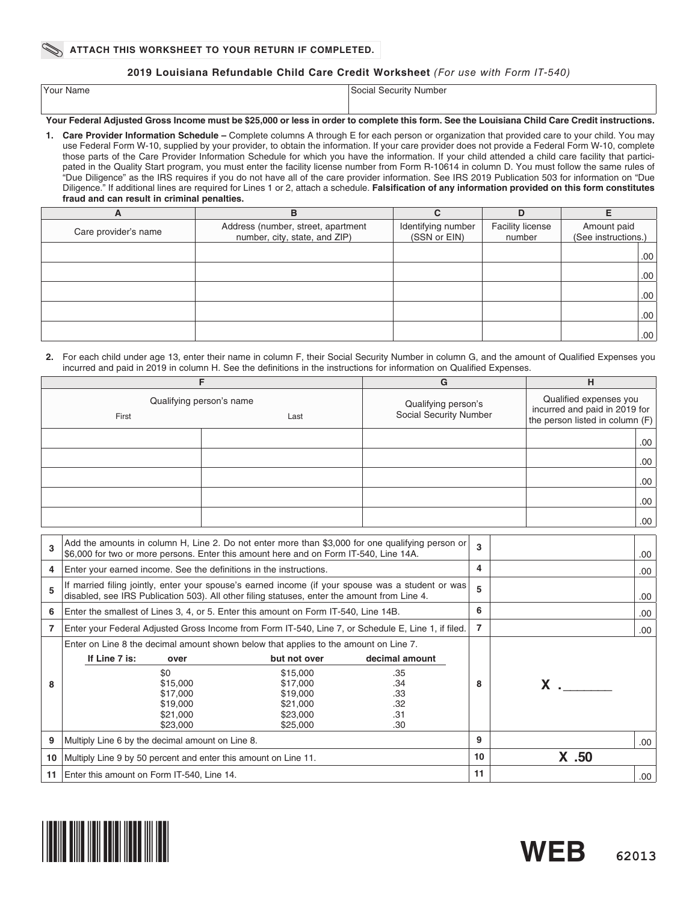**ATTACH THIS WORKSHEET TO YOUR RETURN IF COMPLETED.**

## 2019 Louisiana Refundable Child Care Credit Worksheet *(For use with Form IT-540)*

| Your Name | Social Security Number |
|---|---|
| | |

**Your Federal Adjusted Gross Income must be $25,000 or less in order to complete this form. See the Louisiana Child Care Credit instructions.**

1. **Care Provider Information Schedule –** Complete columns A through E for each person or organization that provided care to your child. You may use Federal Form W-10, supplied by your provider, to obtain the information. If your care provider does not provide a Federal Form W-10, complete those parts of the Care Provider Information Schedule for which you have the information. If your child attended a child care facility that participated in the Quality Start program, you must enter the facility license number from Form R-10614 in column D. You must follow the same rules of "Due Diligence" as the IRS requires if you do not have all of the care provider information. See IRS 2019 Publication 503 for information on "Due Diligence." If additional lines are required for Lines 1 or 2, attach a schedule. **Falsification of any information provided on this form constitutes fraud and can result in criminal penalties.**

| A | B | C | D | E |
|---|---|---|---|---|
| Care provider's name | Address (number, street, apartment number, city, state, and ZIP) | Identifying number (SSN or EIN) | Facility license number | Amount paid (See instructions.) |
| | | | | .00 |
| | | | | .00 |
| | | | | .00 |
| | | | | .00 |
| | | | | .00 |

2. For each child under age 13, enter their name in column F, their Social Security Number in column G, and the amount of Qualified Expenses you incurred and paid in 2019 in column H. See the definitions in the instructions for information on Qualified Expenses.

| F | | G | H |
|---|---|---|---|
| Qualifying person's name | | Qualifying person's Social Security Number | Qualified expenses you incurred and paid in 2019 for the person listed in column (F) |
| First | Last | | |
| | | | .00 |
| | | | .00 |
| | | | .00 |
| | | | .00 |
| | | | .00 |

| | | | |
|---|---|---|---|
| 3 | Add the amounts in column H, Line 2. Do not enter more than $3,000 for one qualifying person or $6,000 for two or more persons. Enter this amount here and on Form IT-540, Line 14A. | 3 | .00 |
| 4 | Enter your earned income. See the definitions in the instructions. | 4 | .00 |
| 5 | If married filing jointly, enter your spouse's earned income (if your spouse was a student or was disabled, see IRS Publication 503). All other filing statuses, enter the amount from Line 4. | 5 | .00 |
| 6 | Enter the smallest of Lines 3, 4, or 5. Enter this amount on Form IT-540, Line 14B. | 6 | .00 |
| 7 | Enter your Federal Adjusted Gross Income from Form IT-540, Line 7, or Schedule E, Line 1, if filed. | 7 | .00 |
| 8 | Enter on Line 8 the decimal amount shown below that applies to the amount on Line 7. (see table below) | 8 | X .______ |
| 9 | Multiply Line 6 by the decimal amount on Line 8. | 9 | .00 |
| 10 | Multiply Line 9 by 50 percent and enter this amount on Line 11. | 10 | X .50 |
| 11 | Enter this amount on Form IT-540, Line 14. | 11 | .00 |

Line 8 table:

| If Line 7 is: over | but not over | decimal amount |
|---|---|---|
| $0 | $15,000 | .35 |
| $15,000 | $17,000 | .34 |
| $17,000 | $19,000 | .33 |
| $19,000 | $21,000 | .32 |
| $21,000 | $23,000 | .31 |
| $23,000 | $25,000 | .30 |

WEB 62013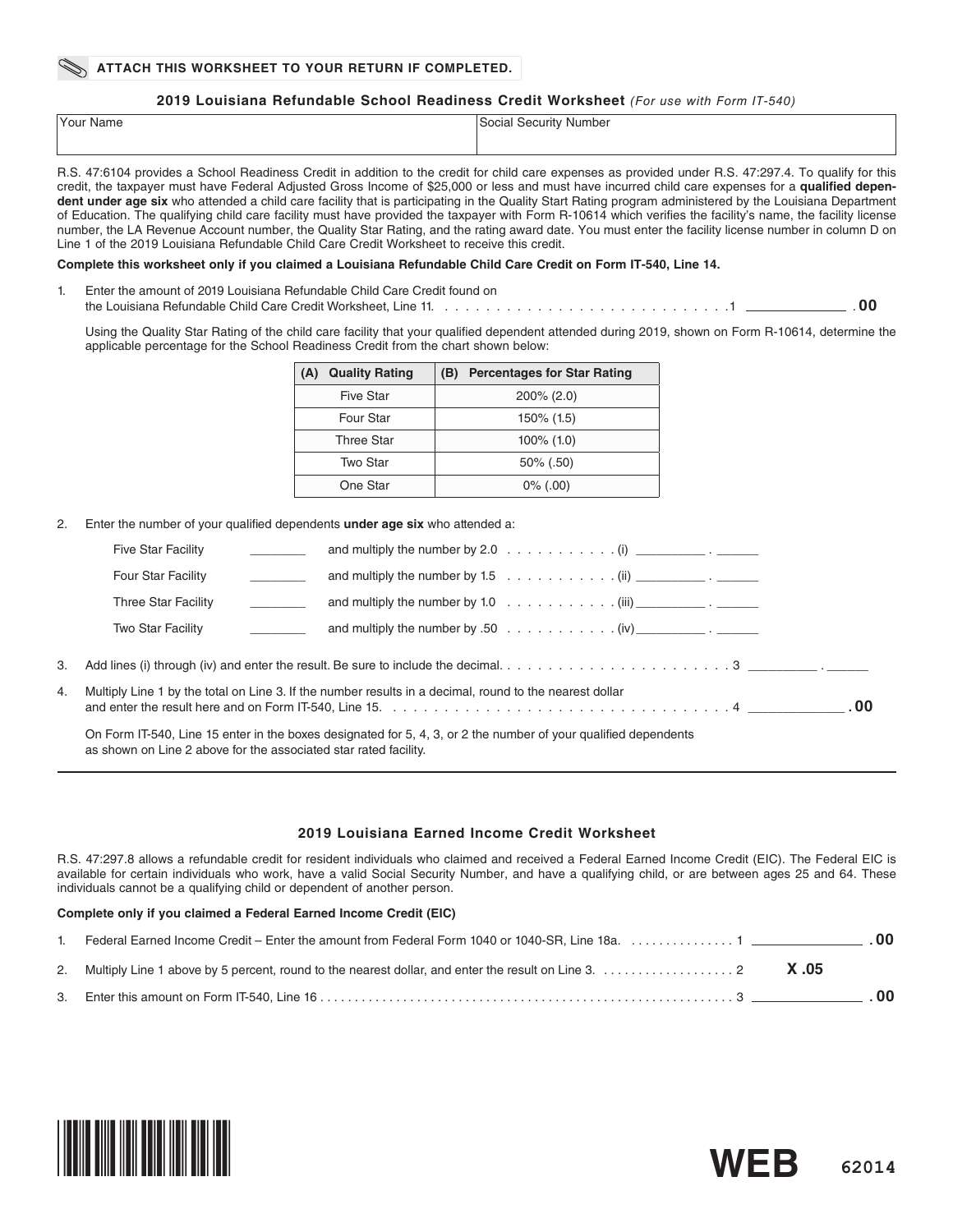**ATTACH THIS WORKSHEET TO YOUR RETURN IF COMPLETED.**

## 2019 Louisiana Refundable School Readiness Credit Worksheet *(For use with Form IT-540)*

| Your Name | Social Security Number |
|---|---|
| | |

R.S. 47:6104 provides a School Readiness Credit in addition to the credit for child care expenses as provided under R.S. 47:297.4. To qualify for this credit, the taxpayer must have Federal Adjusted Gross Income of $25,000 or less and must have incurred child care expenses for a **qualified dependent under age six** who attended a child care facility that is participating in the Quality Start Rating program administered by the Louisiana Department of Education. The qualifying child care facility must have provided the taxpayer with Form R-10614 which verifies the facility's name, the facility license number, the LA Revenue Account number, the Quality Star Rating, and the rating award date. You must enter the facility license number in column D on Line 1 of the 2019 Louisiana Refundable Child Care Credit Worksheet to receive this credit.

**Complete this worksheet only if you claimed a Louisiana Refundable Child Care Credit on Form IT-540, Line 14.**

1. Enter the amount of 2019 Louisiana Refundable Child Care Credit found on the Louisiana Refundable Child Care Credit Worksheet, Line 11. . . . . . . . . . . . . . . . . . . . . . . . . . . . . . 1 ____________ .00

   Using the Quality Star Rating of the child care facility that your qualified dependent attended during 2019, shown on Form R-10614, determine the applicable percentage for the School Readiness Credit from the chart shown below:

| (A) Quality Rating | (B) Percentages for Star Rating |
|---|---|
| Five Star | 200% (2.0) |
| Four Star | 150% (1.5) |
| Three Star | 100% (1.0) |
| Two Star | 50% (.50) |
| One Star | 0% (.00) |

2. Enter the number of your qualified dependents **under age six** who attended a:

   Five Star Facility ________ and multiply the number by 2.0 . . . . . . . . . . . (i) __________ . ______

   Four Star Facility ________ and multiply the number by 1.5 . . . . . . . . . . . (ii) __________ . ______

   Three Star Facility ________ and multiply the number by 1.0 . . . . . . . . . . . (iii) __________ . ______

   Two Star Facility ________ and multiply the number by .50 . . . . . . . . . . . (iv) __________ . ______

3. Add lines (i) through (iv) and enter the result. Be sure to include the decimal. . . . . . . . . . . . . . . . . . . . . . . . . 3 __________ . ______

4. Multiply Line 1 by the total on Line 3. If the number results in a decimal, round to the nearest dollar and enter the result here and on Form IT-540, Line 15. . . . . . . . . . . . . . . . . . . . . . . . . . . . . . . . . . . . 4 ____________ .00

   On Form IT-540, Line 15 enter in the boxes designated for 5, 4, 3, or 2 the number of your qualified dependents as shown on Line 2 above for the associated star rated facility.

---

## 2019 Louisiana Earned Income Credit Worksheet

R.S. 47:297.8 allows a refundable credit for resident individuals who claimed and received a Federal Earned Income Credit (EIC). The Federal EIC is available for certain individuals who work, have a valid Social Security Number, and have a qualifying child, or are between ages 25 and 64. These individuals cannot be a qualifying child or dependent of another person.

**Complete only if you claimed a Federal Earned Income Credit (EIC)**

1. Federal Earned Income Credit – Enter the amount from Federal Form 1040 or 1040-SR, Line 18a. . . . . . . . . . . . . . . . 1 ____________ .00
2. Multiply Line 1 above by 5 percent, round to the nearest dollar, and enter the result on Line 3. . . . . . . . . . . . . . . . . . . 2 **X .05**
3. Enter this amount on Form IT-540, Line 16 . . . . . . . . . . . . . . . . . . . . . . . . . . . . . . . . . . . . . . . . . . . . . . . . . . . . . . . . . . 3 ____________ .00

**WEB** 62014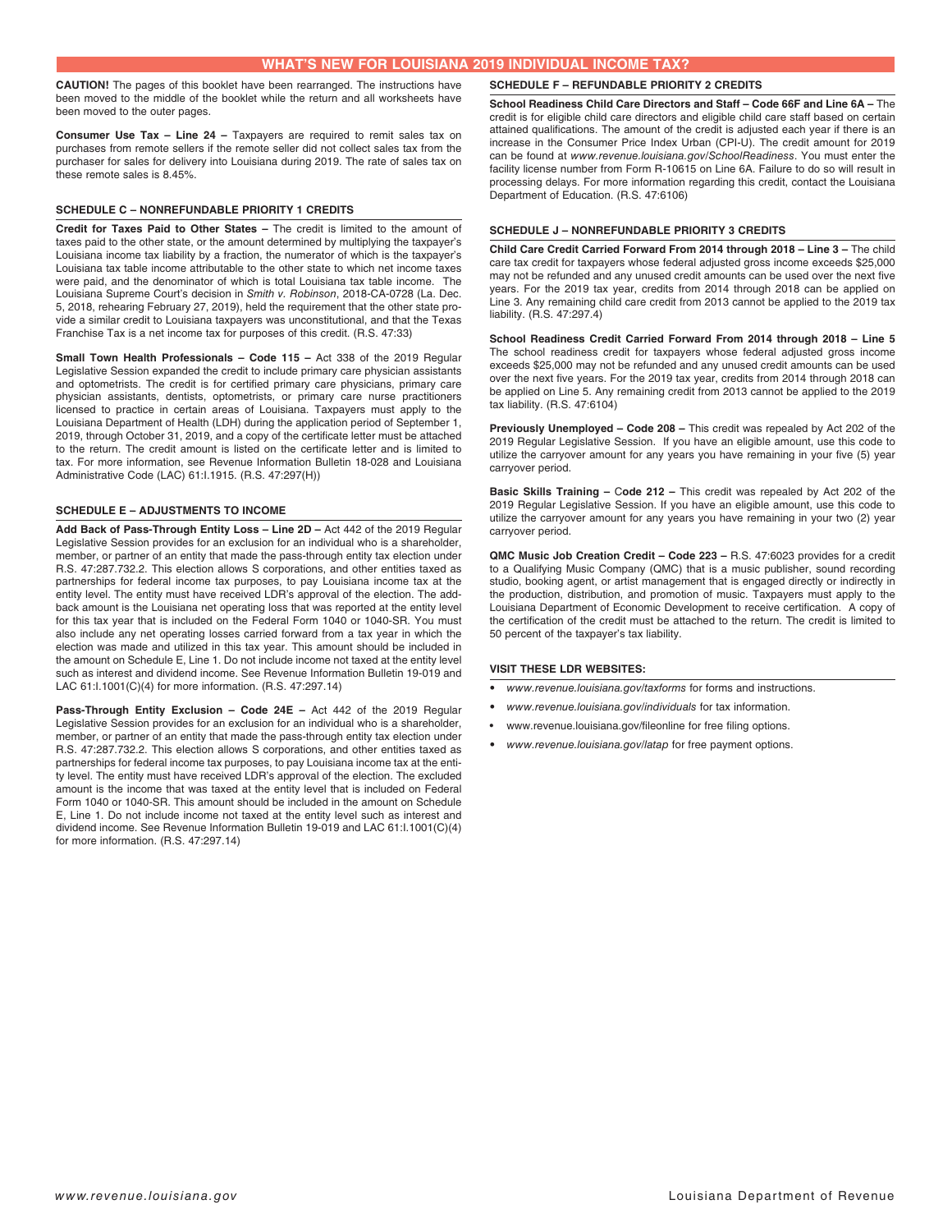# WHAT'S NEW FOR LOUISIANA 2019 INDIVIDUAL INCOME TAX?

**CAUTION!** The pages of this booklet have been rearranged. The instructions have been moved to the middle of the booklet while the return and all worksheets have been moved to the outer pages.

**Consumer Use Tax – Line 24 –** Taxpayers are required to remit sales tax on purchases from remote sellers if the remote seller did not collect sales tax from the purchaser for sales for delivery into Louisiana during 2019. The rate of sales tax on these remote sales is 8.45%.

## SCHEDULE C – NONREFUNDABLE PRIORITY 1 CREDITS

**Credit for Taxes Paid to Other States –** The credit is limited to the amount of taxes paid to the other state, or the amount determined by multiplying the taxpayer's Louisiana income tax liability by a fraction, the numerator of which is the taxpayer's Louisiana tax table income attributable to the other state to which net income taxes were paid, and the denominator of which is total Louisiana tax table income. The Louisiana Supreme Court's decision in *Smith v. Robinson*, 2018-CA-0728 (La. Dec. 5, 2018, rehearing February 27, 2019), held the requirement that the other state provide a similar credit to Louisiana taxpayers was unconstitutional, and that the Texas Franchise Tax is a net income tax for purposes of this credit. (R.S. 47:33)

**Small Town Health Professionals – Code 115 –** Act 338 of the 2019 Regular Legislative Session expanded the credit to include primary care physician assistants and optometrists. The credit is for certified primary care physicians, primary care physician assistants, dentists, optometrists, or primary care nurse practitioners licensed to practice in certain areas of Louisiana. Taxpayers must apply to the Louisiana Department of Health (LDH) during the application period of September 1, 2019, through October 31, 2019, and a copy of the certificate letter must be attached to the return. The credit amount is listed on the certificate letter and is limited to tax. For more information, see Revenue Information Bulletin 18-028 and Louisiana Administrative Code (LAC) 61:I.1915. (R.S. 47:297(H))

## SCHEDULE E – ADJUSTMENTS TO INCOME

**Add Back of Pass-Through Entity Loss – Line 2D –** Act 442 of the 2019 Regular Legislative Session provides for an exclusion for an individual who is a shareholder, member, or partner of an entity that made the pass-through entity tax election under R.S. 47:287.732.2. This election allows S corporations, and other entities taxed as partnerships for federal income tax purposes, to pay Louisiana income tax at the entity level. The entity must have received LDR's approval of the election. The add-back amount is the Louisiana net operating loss that was reported at the entity level for this tax year that is included on the Federal Form 1040 or 1040-SR. You must also include any net operating losses carried forward from a tax year in which the election was made and utilized in this tax year. This amount should be included in the amount on Schedule E, Line 1. Do not include income not taxed at the entity level such as interest and dividend income. See Revenue Information Bulletin 19-019 and LAC 61:I.1001(C)(4) for more information. (R.S. 47:297.14)

**Pass-Through Entity Exclusion – Code 24E –** Act 442 of the 2019 Regular Legislative Session provides for an exclusion for an individual who is a shareholder, member, or partner of an entity that made the pass-through entity tax election under R.S. 47:287.732.2. This election allows S corporations, and other entities taxed as partnerships for federal income tax purposes, to pay Louisiana income tax at the entity level. The entity must have received LDR's approval of the election. The excluded amount is the income that was taxed at the entity level that is included on Federal Form 1040 or 1040-SR. This amount should be included in the amount on Schedule E, Line 1. Do not include income not taxed at the entity level such as interest and dividend income. See Revenue Information Bulletin 19-019 and LAC 61:I.1001(C)(4) for more information. (R.S. 47:297.14)

## SCHEDULE F – REFUNDABLE PRIORITY 2 CREDITS

**School Readiness Child Care Directors and Staff – Code 66F and Line 6A –** The credit is for eligible child care directors and eligible child care staff based on certain attained qualifications. The amount of the credit is adjusted each year if there is an increase in the Consumer Price Index Urban (CPI-U). The credit amount for 2019 can be found at *www.revenue.louisiana.gov/SchoolReadiness*. You must enter the facility license number from Form R-10615 on Line 6A. Failure to do so will result in processing delays. For more information regarding this credit, contact the Louisiana Department of Education. (R.S. 47:6106)

## SCHEDULE J – NONREFUNDABLE PRIORITY 3 CREDITS

**Child Care Credit Carried Forward From 2014 through 2018 – Line 3 –** The child care tax credit for taxpayers whose federal adjusted gross income exceeds $25,000 may not be refunded and any unused credit amounts can be used over the next five years. For the 2019 tax year, credits from 2014 through 2018 can be applied on Line 3. Any remaining child care credit from 2013 cannot be applied to the 2019 tax liability. (R.S. 47:297.4)

**School Readiness Credit Carried Forward From 2014 through 2018 – Line 5** The school readiness credit for taxpayers whose federal adjusted gross income exceeds $25,000 may not be refunded and any unused credit amounts can be used over the next five years. For the 2019 tax year, credits from 2014 through 2018 can be applied on Line 5. Any remaining credit from 2013 cannot be applied to the 2019 tax liability. (R.S. 47:6104)

**Previously Unemployed – Code 208 –** This credit was repealed by Act 202 of the 2019 Regular Legislative Session. If you have an eligible amount, use this code to utilize the carryover amount for any years you have remaining in your five (5) year carryover period.

**Basic Skills Training – Code 212 –** This credit was repealed by Act 202 of the 2019 Regular Legislative Session. If you have an eligible amount, use this code to utilize the carryover amount for any years you have remaining in your two (2) year carryover period.

**QMC Music Job Creation Credit – Code 223 –** R.S. 47:6023 provides for a credit to a Qualifying Music Company (QMC) that is a music publisher, sound recording studio, booking agent, or artist management that is engaged directly or indirectly in the production, distribution, and promotion of music. Taxpayers must apply to the Louisiana Department of Economic Development to receive certification. A copy of the certification of the credit must be attached to the return. The credit is limited to 50 percent of the taxpayer's tax liability.

## VISIT THESE LDR WEBSITES:

- *www.revenue.louisiana.gov/taxforms* for forms and instructions.
- *www.revenue.louisiana.gov/individuals* for tax information.
- www.revenue.louisiana.gov/fileonline for free filing options.
- *www.revenue.louisiana.gov/latap* for free payment options.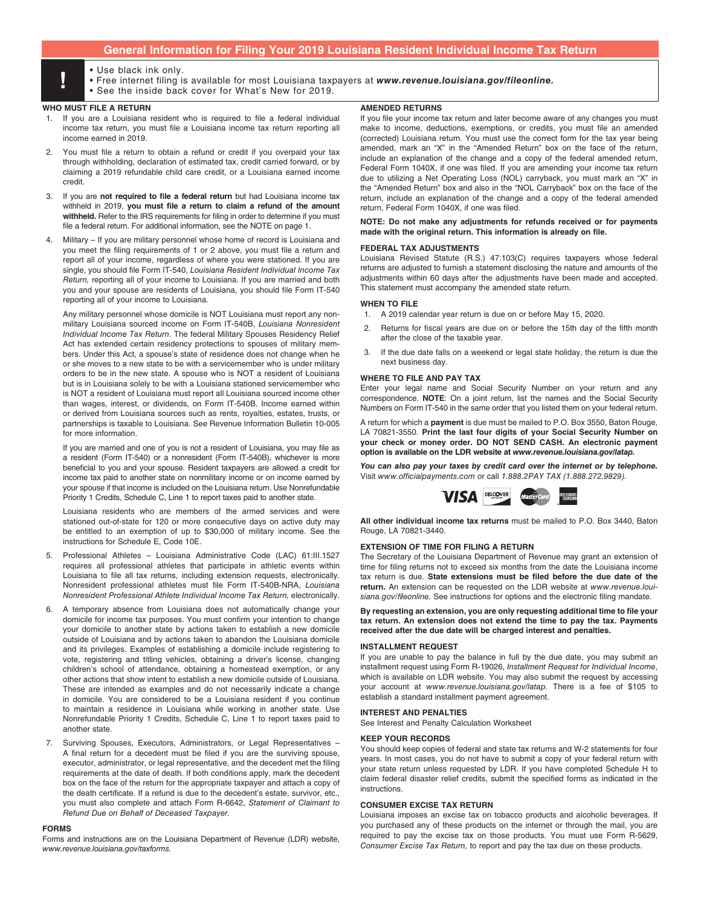## General Information for Filing Your 2019 Louisiana Resident Individual Income Tax Return

!

- Use black ink only.
- Free internet filing is available for most Louisiana taxpayers at ***www.revenue.louisiana.gov/fileonline.***
- See the inside back cover for What's New for 2019.

### WHO MUST FILE A RETURN

1. If you are a Louisiana resident who is required to file a federal individual income tax return, you must file a Louisiana income tax return reporting all income earned in 2019.

2. You must file a return to obtain a refund or credit if you overpaid your tax through withholding, declaration of estimated tax, credit carried forward, or by claiming a 2019 refundable child care credit, or a Louisiana earned income credit.

3. If you are **not required to file a federal return** but had Louisiana income tax withheld in 2019, **you must file a return to claim a refund of the amount withheld.** Refer to the IRS requirements for filing in order to determine if you must file a federal return. For additional information, see the NOTE on page 1.

4. Military – If you are military personnel whose home of record is Louisiana and you meet the filing requirements of 1 or 2 above, you must file a return and report all of your income, regardless of where you were stationed. If you are single, you should file Form IT-540, *Louisiana Resident Individual Income Tax Return,* reporting all of your income to Louisiana. If you are married and both you and your spouse are residents of Louisiana, you should file Form IT-540 reporting all of your income to Louisiana.

   Any military personnel whose domicile is NOT Louisiana must report any non-military Louisiana sourced income on Form IT-540B, *Louisiana Nonresident Individual Income Tax Return*. The federal Military Spouses Residency Relief Act has extended certain residency protections to spouses of military members. Under this Act, a spouse's state of residence does not change when he or she moves to a new state to be with a servicemember who is under military orders to be in the new state. A spouse who is NOT a resident of Louisiana but is in Louisiana solely to be with a Louisiana stationed servicemember who is NOT a resident of Louisiana must report all Louisiana sourced income other than wages, interest, or dividends, on Form IT-540B. Income earned within or derived from Louisiana sources such as rents, royalties, estates, trusts, or partnerships is taxable to Louisiana. See Revenue Information Bulletin 10-005 for more information.

   If you are married and one of you is not a resident of Louisiana, you may file as a resident (Form IT-540) or a nonresident (Form IT-540B), whichever is more beneficial to you and your spouse. Resident taxpayers are allowed a credit for income tax paid to another state on nonmilitary income or on income earned by your spouse if that income is included on the Louisiana return. Use Nonrefundable Priority 1 Credits, Schedule C, Line 1 to report taxes paid to another state.

   Louisiana residents who are members of the armed services and were stationed out-of-state for 120 or more consecutive days on active duty may be entitled to an exemption of up to $30,000 of military income. See the instructions for Schedule E, Code 10E.

5. Professional Athletes – Louisiana Administrative Code (LAC) 61:III.1527 requires all professional athletes that participate in athletic events within Louisiana to file all tax returns, including extension requests, electronically. Nonresident professional athletes must file Form IT-540B-NRA, *Louisiana Nonresident Professional Athlete Individual Income Tax Return,* electronically.

6. A temporary absence from Louisiana does not automatically change your domicile for income tax purposes. You must confirm your intention to change your domicile to another state by actions taken to establish a new domicile outside of Louisiana and by actions taken to abandon the Louisiana domicile and its privileges. Examples of establishing a domicile include registering to vote, registering and titling vehicles, obtaining a driver's license, changing children's school of attendance, obtaining a homestead exemption, or any other actions that show intent to establish a new domicile outside of Louisiana. These are intended as examples and do not necessarily indicate a change in domicile. You are considered to be a Louisiana resident if you continue to maintain a residence in Louisiana while working in another state. Use Nonrefundable Priority 1 Credits, Schedule C, Line 1 to report taxes paid to another state.

7. Surviving Spouses, Executors, Administrators, or Legal Representatives – A final return for a decedent must be filed if you are the surviving spouse, executor, administrator, or legal representative, and the decedent met the filing requirements at the date of death. If both conditions apply, mark the decedent box on the face of the return for the appropriate taxpayer and attach a copy of the death certificate. If a refund is due to the decedent's estate, survivor, etc., you must also complete and attach Form R-6642, *Statement of Claimant to Refund Due on Behalf of Deceased Taxpayer.*

### FORMS

Forms and instructions are on the Louisiana Department of Revenue (LDR) website, *www.revenue.louisiana.gov/taxforms.*

### AMENDED RETURNS

If you file your income tax return and later become aware of any changes you must make to income, deductions, exemptions, or credits, you must file an amended (corrected) Louisiana return. You must use the correct form for the tax year being amended, mark an "X" in the "Amended Return" box on the face of the return, include an explanation of the change and a copy of the federal amended return, Federal Form 1040X, if one was filed. If you are amending your income tax return due to utilizing a Net Operating Loss (NOL) carryback, you must mark an "X" in the "Amended Return" box and also in the "NOL Carryback" box on the face of the return, include an explanation of the change and a copy of the federal amended return, Federal Form 1040X, if one was filed.

**NOTE: Do not make any adjustments for refunds received or for payments made with the original return. This information is already on file.**

### FEDERAL TAX ADJUSTMENTS

Louisiana Revised Statute (R.S.) 47:103(C) requires taxpayers whose federal returns are adjusted to furnish a statement disclosing the nature and amounts of the adjustments within 60 days after the adjustments have been made and accepted. This statement must accompany the amended state return.

### WHEN TO FILE

1. A 2019 calendar year return is due on or before May 15, 2020.
2. Returns for fiscal years are due on or before the 15th day of the fifth month after the close of the taxable year.
3. If the due date falls on a weekend or legal state holiday, the return is due the next business day.

### WHERE TO FILE AND PAY TAX

Enter your legal name and Social Security Number on your return and any correspondence. **NOTE**: On a joint return, list the names and the Social Security Numbers on Form IT-540 in the same order that you listed them on your federal return.

A return for which a **payment** is due must be mailed to P.O. Box 3550, Baton Rouge, LA 70821-3550. **Print the last four digits of your Social Security Number on your check or money order. DO NOT SEND CASH. An electronic payment option is available on the LDR website at *www.revenue.louisiana.gov/latap.***

***You can also pay your taxes by credit card over the internet or by telephone.*** Visit *www.officialpayments.com* or call *1.888.2PAY TAX (1.888.272.9829).*

**All other individual income tax returns** must be mailed to P.O. Box 3440, Baton Rouge, LA 70821-3440.

### EXTENSION OF TIME FOR FILING A RETURN

The Secretary of the Louisiana Department of Revenue may grant an extension of time for filing returns not to exceed six months from the date the Louisiana income tax return is due. **State extensions must be filed before the due date of the return.** An extension can be requested on the LDR website at *www.revenue.louisiana.gov/fileonline*. See instructions for options and the electronic filing mandate.

**By requesting an extension, you are only requesting additional time to file your tax return. An extension does not extend the time to pay the tax. Payments received after the due date will be charged interest and penalties.**

### INSTALLMENT REQUEST

If you are unable to pay the balance in full by the due date, you may submit an installment request using Form R-19026, *Installment Request for Individual Income*, which is available on LDR website. You may also submit the request by accessing your account at *www.revenue.louisiana.gov/latap.* There is a fee of $105 to establish a standard installment payment agreement.

### INTEREST AND PENALTIES

See Interest and Penalty Calculation Worksheet

### KEEP YOUR RECORDS

You should keep copies of federal and state tax returns and W-2 statements for four years. In most cases, you do not have to submit a copy of your federal return with your state return unless requested by LDR. If you have completed Schedule H to claim federal disaster relief credits, submit the specified forms as indicated in the instructions.

### CONSUMER EXCISE TAX RETURN

Louisiana imposes an excise tax on tobacco products and alcoholic beverages. If you purchased any of these products on the internet or through the mail, you are required to pay the excise tax on those products. You must use Form R-5629, *Consumer Excise Tax Return,* to report and pay the tax due on these products.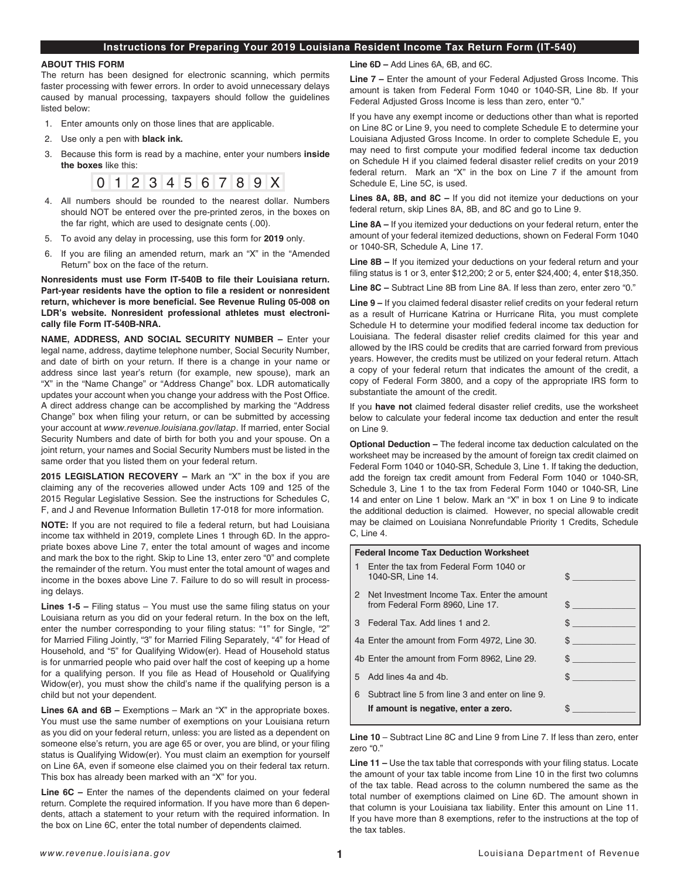## Instructions for Preparing Your 2019 Louisiana Resident Income Tax Return Form (IT-540)

**ABOUT THIS FORM**

The return has been designed for electronic scanning, which permits faster processing with fewer errors. In order to avoid unnecessary delays caused by manual processing, taxpayers should follow the guidelines listed below:

1. Enter amounts only on those lines that are applicable.
2. Use only a pen with **black ink.**
3. Because this form is read by a machine, enter your numbers **inside the boxes** like this:

   0 1 2 3 4 5 6 7 8 9 X

4. All numbers should be rounded to the nearest dollar. Numbers should NOT be entered over the pre-printed zeros, in the boxes on the far right, which are used to designate cents (.00).
5. To avoid any delay in processing, use this form for **2019** only.
6. If you are filing an amended return, mark an "X" in the "Amended Return" box on the face of the return.

**Nonresidents must use Form IT-540B to file their Louisiana return. Part-year residents have the option to file a resident or nonresident return, whichever is more beneficial. See Revenue Ruling 05-008 on LDR's website. Nonresident professional athletes must electronically file Form IT-540B-NRA.**

**NAME, ADDRESS, AND SOCIAL SECURITY NUMBER –** Enter your legal name, address, daytime telephone number, Social Security Number, and date of birth on your return. If there is a change in your name or address since last year's return (for example, new spouse), mark an "X" in the "Name Change" or "Address Change" box. LDR automatically updates your account when you change your address with the Post Office. A direct address change can be accomplished by marking the "Address Change" box when filing your return, or can be submitted by accessing your account at *www.revenue.louisiana.gov/latap*. If married, enter Social Security Numbers and date of birth for both you and your spouse. On a joint return, your names and Social Security Numbers must be listed in the same order that you listed them on your federal return.

**2015 LEGISLATION RECOVERY –** Mark an "X" in the box if you are claiming any of the recoveries allowed under Acts 109 and 125 of the 2015 Regular Legislative Session. See the instructions for Schedules C, F, and J and Revenue Information Bulletin 17-018 for more information.

**NOTE:** If you are not required to file a federal return, but had Louisiana income tax withheld in 2019, complete Lines 1 through 6D. In the appropriate boxes above Line 7, enter the total amount of wages and income and mark the box to the right. Skip to Line 13, enter zero "0" and complete the remainder of the return. You must enter the total amount of wages and income in the boxes above Line 7. Failure to do so will result in processing delays.

**Lines 1-5 –** Filing status – You must use the same filing status on your Louisiana return as you did on your federal return. In the box on the left, enter the number corresponding to your filing status: "1" for Single, "2" for Married Filing Jointly, "3" for Married Filing Separately, "4" for Head of Household, and "5" for Qualifying Widow(er). Head of Household status is for unmarried people who paid over half the cost of keeping up a home for a qualifying person. If you file as Head of Household or Qualifying Widow(er), you must show the child's name if the qualifying person is a child but not your dependent.

**Lines 6A and 6B –** Exemptions – Mark an "X" in the appropriate boxes. You must use the same number of exemptions on your Louisiana return as you did on your federal return, unless: you are listed as a dependent on someone else's return, you are age 65 or over, you are blind, or your filing status is Qualifying Widow(er). You must claim an exemption for yourself on Line 6A, even if someone else claimed you on their federal tax return. This box has already been marked with an "X" for you.

**Line 6C –** Enter the names of the dependents claimed on your federal return. Complete the required information. If you have more than 6 dependents, attach a statement to your return with the required information. In the box on Line 6C, enter the total number of dependents claimed.

**Line 6D –** Add Lines 6A, 6B, and 6C.

**Line 7 –** Enter the amount of your Federal Adjusted Gross Income. This amount is taken from Federal Form 1040 or 1040-SR, Line 8b. If your Federal Adjusted Gross Income is less than zero, enter "0."

If you have any exempt income or deductions other than what is reported on Line 8C or Line 9, you need to complete Schedule E to determine your Louisiana Adjusted Gross Income. In order to complete Schedule E, you may need to first compute your modified federal income tax deduction on Schedule H if you claimed federal disaster relief credits on your 2019 federal return. Mark an "X" in the box on Line 7 if the amount from Schedule E, Line 5C, is used.

**Lines 8A, 8B, and 8C –** If you did not itemize your deductions on your federal return, skip Lines 8A, 8B, and 8C and go to Line 9.

**Line 8A –** If you itemized your deductions on your federal return, enter the amount of your federal itemized deductions, shown on Federal Form 1040 or 1040-SR, Schedule A, Line 17.

**Line 8B –** If you itemized your deductions on your federal return and your filing status is 1 or 3, enter $12,200; 2 or 5, enter $24,400; 4, enter $18,350.

**Line 8C –** Subtract Line 8B from Line 8A. If less than zero, enter zero "0."

**Line 9 –** If you claimed federal disaster relief credits on your federal return as a result of Hurricane Katrina or Hurricane Rita, you must complete Schedule H to determine your modified federal income tax deduction for Louisiana. The federal disaster relief credits claimed for this year and allowed by the IRS could be credits that are carried forward from previous years. However, the credits must be utilized on your federal return. Attach a copy of your federal return that indicates the amount of the credit, a copy of Federal Form 3800, and a copy of the appropriate IRS form to substantiate the amount of the credit.

If you **have not** claimed federal disaster relief credits, use the worksheet below to calculate your federal income tax deduction and enter the result on Line 9.

**Optional Deduction –** The federal income tax deduction calculated on the worksheet may be increased by the amount of foreign tax credit claimed on Federal Form 1040 or 1040-SR, Schedule 3, Line 1. If taking the deduction, add the foreign tax credit amount from Federal Form 1040 or 1040-SR, Schedule 3, Line 1 to the tax from Federal Form 1040 or 1040-SR, Line 14 and enter on Line 1 below. Mark an "X" in box 1 on Line 9 to indicate the additional deduction is claimed. However, no special allowable credit may be claimed on Louisiana Nonrefundable Priority 1 Credits, Schedule C, Line 4.

| **Federal Income Tax Deduction Worksheet** | | |
|---|---|---|
| 1 | Enter the tax from Federal Form 1040 or 1040-SR, Line 14. | $ |
| 2 | Net Investment Income Tax. Enter the amount from Federal Form 8960, Line 17. | $ |
| 3 | Federal Tax. Add lines 1 and 2. | $ |
| 4a | Enter the amount from Form 4972, Line 30. | $ |
| 4b | Enter the amount from Form 8962, Line 29. | $ |
| 5 | Add lines 4a and 4b. | $ |
| 6 | Subtract line 5 from line 3 and enter on line 9. **If amount is negative, enter a zero.** | $ |

**Line 10** – Subtract Line 8C and Line 9 from Line 7. If less than zero, enter zero "0."

**Line 11 –** Use the tax table that corresponds with your filing status. Locate the amount of your tax table income from Line 10 in the first two columns of the tax table. Read across to the column numbered the same as the total number of exemptions claimed on Line 6D. The amount shown in that column is your Louisiana tax liability. Enter this amount on Line 11. If you have more than 8 exemptions, refer to the instructions at the top of the tax tables.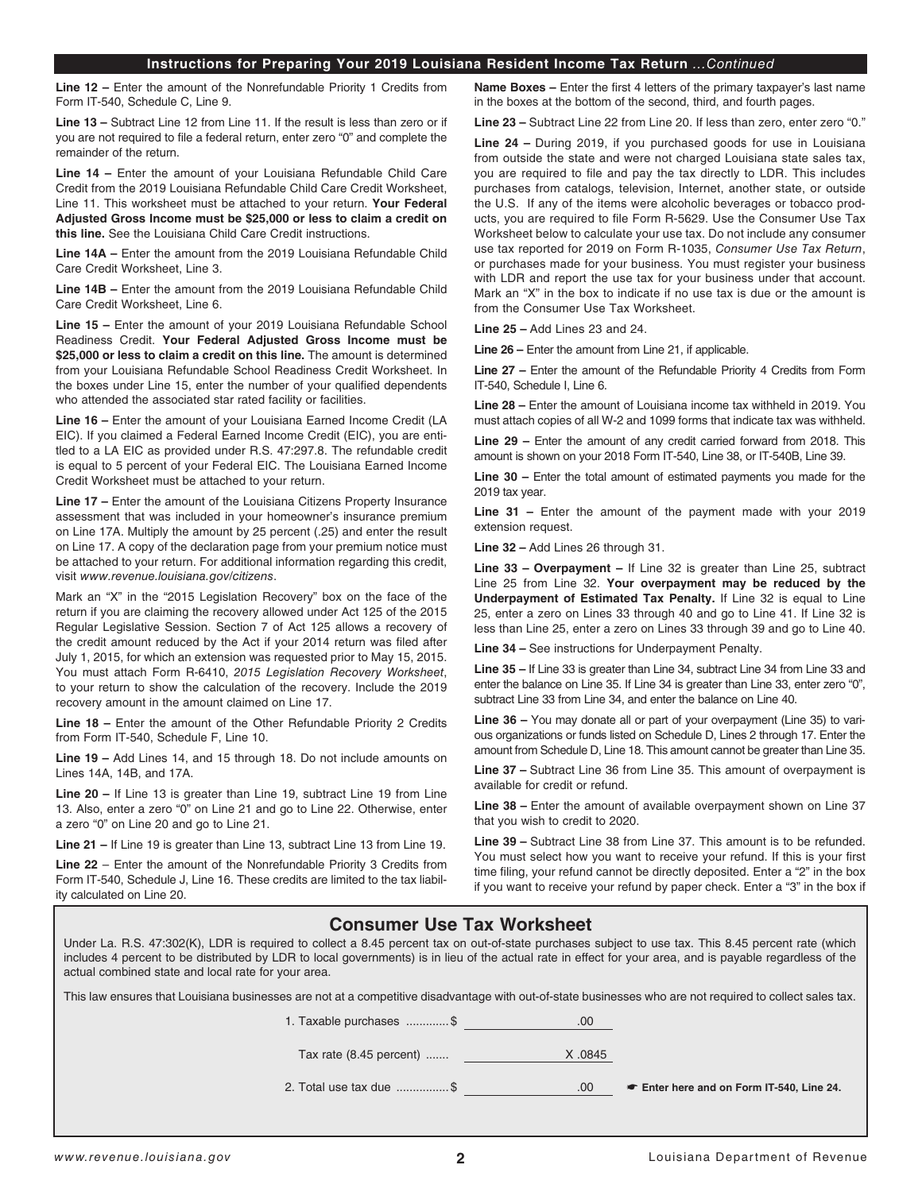## Instructions for Preparing Your 2019 Louisiana Resident Income Tax Return *...Continued*

**Line 12 –** Enter the amount of the Nonrefundable Priority 1 Credits from Form IT-540, Schedule C, Line 9.

**Line 13 –** Subtract Line 12 from Line 11. If the result is less than zero or if you are not required to file a federal return, enter zero "0" and complete the remainder of the return.

**Line 14 –** Enter the amount of your Louisiana Refundable Child Care Credit from the 2019 Louisiana Refundable Child Care Credit Worksheet, Line 11. This worksheet must be attached to your return. **Your Federal Adjusted Gross Income must be $25,000 or less to claim a credit on this line.** See the Louisiana Child Care Credit instructions.

**Line 14A –** Enter the amount from the 2019 Louisiana Refundable Child Care Credit Worksheet, Line 3.

**Line 14B –** Enter the amount from the 2019 Louisiana Refundable Child Care Credit Worksheet, Line 6.

**Line 15 –** Enter the amount of your 2019 Louisiana Refundable School Readiness Credit. **Your Federal Adjusted Gross Income must be $25,000 or less to claim a credit on this line.** The amount is determined from your Louisiana Refundable School Readiness Credit Worksheet. In the boxes under Line 15, enter the number of your qualified dependents who attended the associated star rated facility or facilities.

**Line 16 –** Enter the amount of your Louisiana Earned Income Credit (LA EIC). If you claimed a Federal Earned Income Credit (EIC), you are entitled to a LA EIC as provided under R.S. 47:297.8. The refundable credit is equal to 5 percent of your Federal EIC. The Louisiana Earned Income Credit Worksheet must be attached to your return.

**Line 17 –** Enter the amount of the Louisiana Citizens Property Insurance assessment that was included in your homeowner's insurance premium on Line 17A. Multiply the amount by 25 percent (.25) and enter the result on Line 17. A copy of the declaration page from your premium notice must be attached to your return. For additional information regarding this credit, visit *www.revenue.louisiana.gov/citizens*.

Mark an "X" in the "2015 Legislation Recovery" box on the face of the return if you are claiming the recovery allowed under Act 125 of the 2015 Regular Legislative Session. Section 7 of Act 125 allows a recovery of the credit amount reduced by the Act if your 2014 return was filed after July 1, 2015, for which an extension was requested prior to May 15, 2015. You must attach Form R-6410, *2015 Legislation Recovery Worksheet*, to your return to show the calculation of the recovery. Include the 2019 recovery amount in the amount claimed on Line 17.

**Line 18 –** Enter the amount of the Other Refundable Priority 2 Credits from Form IT-540, Schedule F, Line 10.

**Line 19 –** Add Lines 14, and 15 through 18. Do not include amounts on Lines 14A, 14B, and 17A.

**Line 20 –** If Line 13 is greater than Line 19, subtract Line 19 from Line 13. Also, enter a zero "0" on Line 21 and go to Line 22. Otherwise, enter a zero "0" on Line 20 and go to Line 21.

**Line 21 –** If Line 19 is greater than Line 13, subtract Line 13 from Line 19.

**Line 22** – Enter the amount of the Nonrefundable Priority 3 Credits from Form IT-540, Schedule J, Line 16. These credits are limited to the tax liability calculated on Line 20.

**Name Boxes –** Enter the first 4 letters of the primary taxpayer's last name in the boxes at the bottom of the second, third, and fourth pages.

**Line 23 –** Subtract Line 22 from Line 20. If less than zero, enter zero "0."

**Line 24 –** During 2019, if you purchased goods for use in Louisiana from outside the state and were not charged Louisiana state sales tax, you are required to file and pay the tax directly to LDR. This includes purchases from catalogs, television, Internet, another state, or outside the U.S. If any of the items were alcoholic beverages or tobacco products, you are required to file Form R-5629. Use the Consumer Use Tax Worksheet below to calculate your use tax. Do not include any consumer use tax reported for 2019 on Form R-1035, *Consumer Use Tax Return*, or purchases made for your business. You must register your business with LDR and report the use tax for your business under that account. Mark an "X" in the box to indicate if no use tax is due or the amount is from the Consumer Use Tax Worksheet.

**Line 25 –** Add Lines 23 and 24.

**Line 26 –** Enter the amount from Line 21, if applicable.

**Line 27 –** Enter the amount of the Refundable Priority 4 Credits from Form IT-540, Schedule I, Line 6.

**Line 28 –** Enter the amount of Louisiana income tax withheld in 2019. You must attach copies of all W-2 and 1099 forms that indicate tax was withheld.

**Line 29 –** Enter the amount of any credit carried forward from 2018. This amount is shown on your 2018 Form IT-540, Line 38, or IT-540B, Line 39.

**Line 30 –** Enter the total amount of estimated payments you made for the 2019 tax year.

**Line 31 –** Enter the amount of the payment made with your 2019 extension request.

**Line 32 –** Add Lines 26 through 31.

**Line 33 – Overpayment –** If Line 32 is greater than Line 25, subtract Line 25 from Line 32. **Your overpayment may be reduced by the Underpayment of Estimated Tax Penalty.** If Line 32 is equal to Line 25, enter a zero on Lines 33 through 40 and go to Line 41. If Line 32 is less than Line 25, enter a zero on Lines 33 through 39 and go to Line 40.

**Line 34 –** See instructions for Underpayment Penalty.

**Line 35 –** If Line 33 is greater than Line 34, subtract Line 34 from Line 33 and enter the balance on Line 35. If Line 34 is greater than Line 33, enter zero "0", subtract Line 33 from Line 34, and enter the balance on Line 40.

**Line 36 –** You may donate all or part of your overpayment (Line 35) to various organizations or funds listed on Schedule D, Lines 2 through 17. Enter the amount from Schedule D, Line 18. This amount cannot be greater than Line 35.

**Line 37 –** Subtract Line 36 from Line 35. This amount of overpayment is available for credit or refund.

**Line 38 –** Enter the amount of available overpayment shown on Line 37 that you wish to credit to 2020.

**Line 39 –** Subtract Line 38 from Line 37. This amount is to be refunded. You must select how you want to receive your refund. If this is your first time filing, your refund cannot be directly deposited. Enter a "2" in the box if you want to receive your refund by paper check. Enter a "3" in the box if

## Consumer Use Tax Worksheet

Under La. R.S. 47:302(K), LDR is required to collect a 8.45 percent tax on out-of-state purchases subject to use tax. This 8.45 percent rate (which includes 4 percent to be distributed by LDR to local governments) is in lieu of the actual rate in effect for your area, and is payable regardless of the actual combined state and local rate for your area.

This law ensures that Louisiana businesses are not at a competitive disadvantage with out-of-state businesses who are not required to collect sales tax.

| | | |
|---|---|---|
| 1. Taxable purchases ............$ | .00 | |
| Tax rate (8.45 percent) ....... | X .0845 | |
| 2. Total use tax due ................$ | .00 | ☛ **Enter here and on Form IT-540, Line 24.** |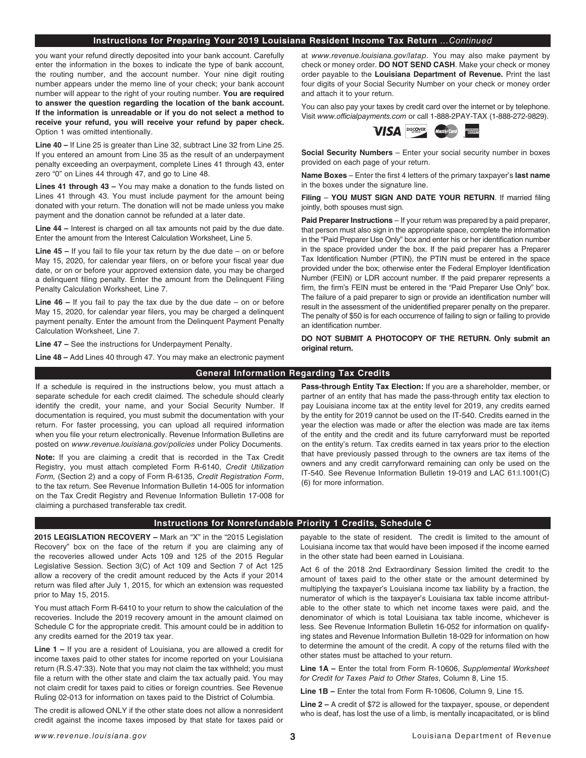## Instructions for Preparing Your 2019 Louisiana Resident Income Tax Return *...Continued*

you want your refund directly deposited into your bank account. Carefully enter the information in the boxes to indicate the type of bank account, the routing number, and the account number. Your nine digit routing number appears under the memo line of your check; your bank account number will appear to the right of your routing number. **You are required to answer the question regarding the location of the bank account. If the information is unreadable or if you do not select a method to receive your refund, you will receive your refund by paper check.** Option 1 was omitted intentionally.

**Line 40 –** If Line 25 is greater than Line 32, subtract Line 32 from Line 25. If you entered an amount from Line 35 as the result of an underpayment penalty exceeding an overpayment, complete Lines 41 through 43, enter zero "0" on Lines 44 through 47, and go to Line 48.

**Lines 41 through 43 –** You may make a donation to the funds listed on Lines 41 through 43. You must include payment for the amount being donated with your return. The donation will not be made unless you make payment and the donation cannot be refunded at a later date.

**Line 44 –** Interest is charged on all tax amounts not paid by the due date. Enter the amount from the Interest Calculation Worksheet, Line 5.

**Line 45 –** If you fail to file your tax return by the due date – on or before May 15, 2020, for calendar year filers, on or before your fiscal year due date, or on or before your approved extension date, you may be charged a delinquent filing penalty. Enter the amount from the Delinquent Filing Penalty Calculation Worksheet, Line 7.

**Line 46 –** If you fail to pay the tax due by the due date – on or before May 15, 2020, for calendar year filers, you may be charged a delinquent payment penalty. Enter the amount from the Delinquent Payment Penalty Calculation Worksheet, Line 7.

**Line 47 –** See the instructions for Underpayment Penalty.

**Line 48 –** Add Lines 40 through 47. You may make an electronic payment at *www.revenue.louisiana.gov/latap*. You may also make payment by check or money order. **DO NOT SEND CASH**. Make your check or money order payable to the **Louisiana Department of Revenue.** Print the last four digits of your Social Security Number on your check or money order and attach it to your return.

You can also pay your taxes by credit card over the internet or by telephone. Visit *www.officialpayments.com* or call 1-888-2PAY-TAX (1-888-272-9829).

**Social Security Numbers** – Enter your social security number in boxes provided on each page of your return.

**Name Boxes** – Enter the first 4 letters of the primary taxpayer's **last name** in the boxes under the signature line.

**Filing** – **YOU MUST SIGN AND DATE YOUR RETURN**. If married filing jointly, both spouses must sign.

**Paid Preparer Instructions** – If your return was prepared by a paid preparer, that person must also sign in the appropriate space, complete the information in the "Paid Preparer Use Only" box and enter his or her identification number in the space provided under the box. If the paid preparer has a Preparer Tax Identification Number (PTIN), the PTIN must be entered in the space provided under the box; otherwise enter the Federal Employer Identification Number (FEIN) or LDR account number. If the paid preparer represents a firm, the firm's FEIN must be entered in the "Paid Preparer Use Only" box. The failure of a paid preparer to sign or provide an identification number will result in the assessment of the unidentified preparer penalty on the preparer. The penalty of $50 is for each occurrence of failing to sign or failing to provide an identification number.

**DO NOT SUBMIT A PHOTOCOPY OF THE RETURN. Only submit an original return.**

## General Information Regarding Tax Credits

If a schedule is required in the instructions below, you must attach a separate schedule for each credit claimed. The schedule should clearly identify the credit, your name, and your Social Security Number. If documentation is required, you must submit the documentation with your return. For faster processing, you can upload all required information when you file your return electronically. Revenue Information Bulletins are posted on *www.revenue.louisiana.gov/policies* under Policy Documents.

**Note:** If you are claiming a credit that is recorded in the Tax Credit Registry, you must attach completed Form R-6140, *Credit Utilization Form,* (Section 2) and a copy of Form R-6135, *Credit Registration Form*, to the tax return. See Revenue Information Bulletin 14-005 for information on the Tax Credit Registry and Revenue Information Bulletin 17-008 for claiming a purchased transferable tax credit.

**Pass-through Entity Tax Election:** If you are a shareholder, member, or partner of an entity that has made the pass-through entity tax election to pay Louisiana income tax at the entity level for 2019, any credits earned by the entity for 2019 cannot be used on the IT-540. Credits earned in the year the election was made or after the election was made are tax items of the entity and the credit and its future carryforward must be reported on the entity's return. Tax credits earned in tax years prior to the election that have previously passed through to the owners are tax items of the owners and any credit carryforward remaining can only be used on the IT-540. See Revenue Information Bulletin 19-019 and LAC 61:I.1001(C)(6) for more information.

## Instructions for Nonrefundable Priority 1 Credits, Schedule C

**2015 LEGISLATION RECOVERY –** Mark an "X" in the "2015 Legislation Recovery" box on the face of the return if you are claiming any of the recoveries allowed under Acts 109 and 125 of the 2015 Regular Legislative Session. Section 3(C) of Act 109 and Section 7 of Act 125 allow a recovery of the credit amount reduced by the Acts if your 2014 return was filed after July 1, 2015, for which an extension was requested prior to May 15, 2015.

You must attach Form R-6410 to your return to show the calculation of the recoveries. Include the 2019 recovery amount in the amount claimed on Schedule C for the appropriate credit. This amount could be in addition to any credits earned for the 2019 tax year.

**Line 1 –** If you are a resident of Louisiana, you are allowed a credit for income taxes paid to other states for income reported on your Louisiana return (R.S.47:33). Note that you may not claim the tax withheld; you must file a return with the other state and claim the tax actually paid. You may not claim credit for taxes paid to cities or foreign countries. See Revenue Ruling 02-013 for information on taxes paid to the District of Columbia.

The credit is allowed ONLY if the other state does not allow a nonresident credit against the income taxes imposed by that state for taxes paid or payable to the state of resident. The credit is limited to the amount of Louisiana income tax that would have been imposed if the income earned in the other state had been earned in Louisiana.

Act 6 of the 2018 2nd Extraordinary Session limited the credit to the amount of taxes paid to the other state or the amount determined by multiplying the taxpayer's Louisiana income tax liability by a fraction, the numerator of which is the taxpayer's Louisiana tax table income attributable to the other state to which net income taxes were paid, and the denominator of which is total Louisiana tax table income, whichever is less. See Revenue Information Bulletin 16-052 for information on qualifying states and Revenue Information Bulletin 18-029 for information on how to determine the amount of the credit. A copy of the returns filed with the other states must be attached to your return.

**Line 1A –** Enter the total from Form R-10606, *Supplemental Worksheet for Credit for Taxes Paid to Other States,* Column 8, Line 15.

**Line 1B –** Enter the total from Form R-10606, Column 9, Line 15.

**Line 2 –** A credit of $72 is allowed for the taxpayer, spouse, or dependent who is deaf, has lost the use of a limb, is mentally incapacitated, or is blind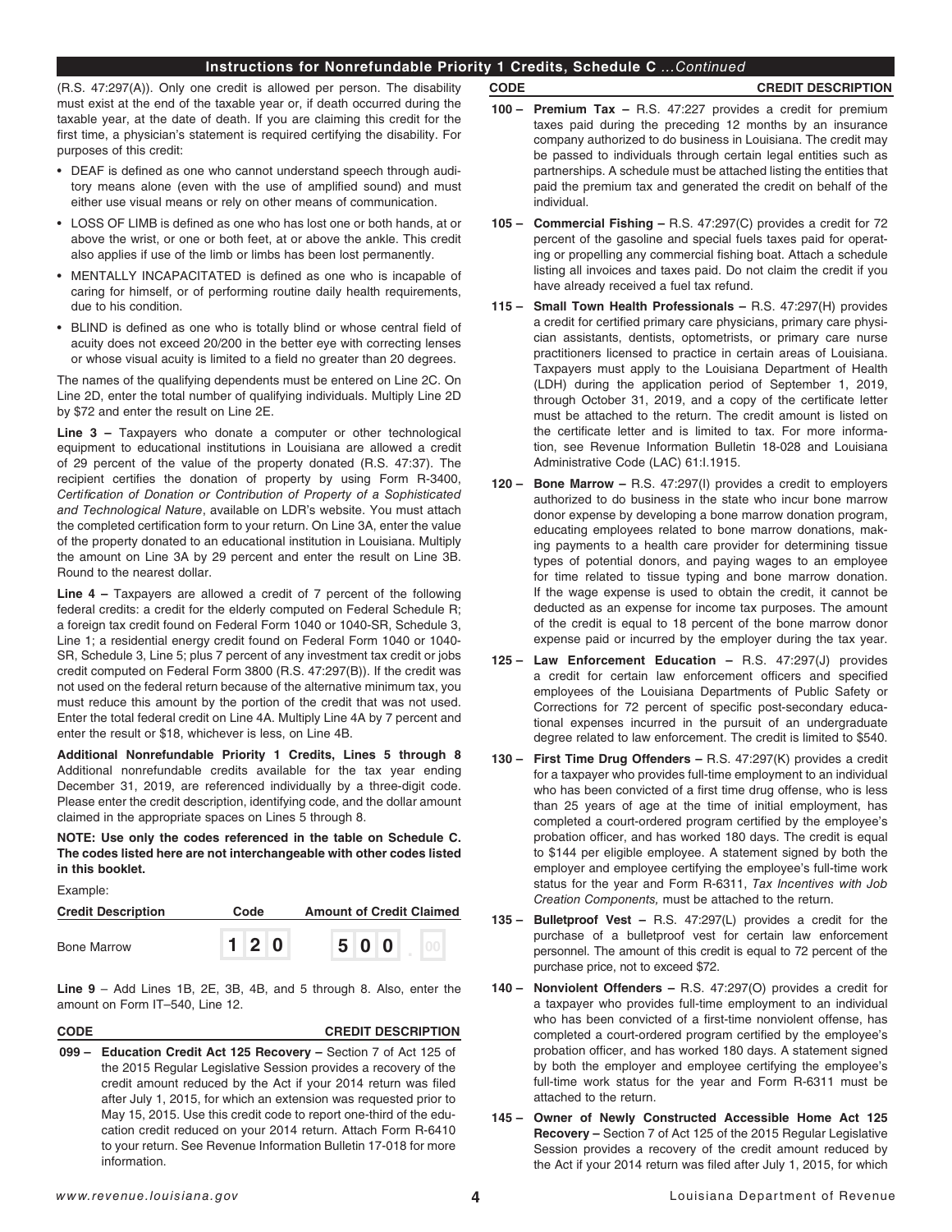## Instructions for Nonrefundable Priority 1 Credits, Schedule C *...Continued*

(R.S. 47:297(A)). Only one credit is allowed per person. The disability must exist at the end of the taxable year or, if death occurred during the taxable year, at the date of death. If you are claiming this credit for the first time, a physician's statement is required certifying the disability. For purposes of this credit:

- DEAF is defined as one who cannot understand speech through auditory means alone (even with the use of amplified sound) and must either use visual means or rely on other means of communication.
- LOSS OF LIMB is defined as one who has lost one or both hands, at or above the wrist, or one or both feet, at or above the ankle. This credit also applies if use of the limb or limbs has been lost permanently.
- MENTALLY INCAPACITATED is defined as one who is incapable of caring for himself, or of performing routine daily health requirements, due to his condition.
- BLIND is defined as one who is totally blind or whose central field of acuity does not exceed 20/200 in the better eye with correcting lenses or whose visual acuity is limited to a field no greater than 20 degrees.

The names of the qualifying dependents must be entered on Line 2C. On Line 2D, enter the total number of qualifying individuals. Multiply Line 2D by $72 and enter the result on Line 2E.

**Line 3 –** Taxpayers who donate a computer or other technological equipment to educational institutions in Louisiana are allowed a credit of 29 percent of the value of the property donated (R.S. 47:37). The recipient certifies the donation of property by using Form R-3400, *Certification of Donation or Contribution of Property of a Sophisticated and Technological Nature*, available on LDR's website. You must attach the completed certification form to your return. On Line 3A, enter the value of the property donated to an educational institution in Louisiana. Multiply the amount on Line 3A by 29 percent and enter the result on Line 3B. Round to the nearest dollar.

**Line 4 –** Taxpayers are allowed a credit of 7 percent of the following federal credits: a credit for the elderly computed on Federal Schedule R; a foreign tax credit found on Federal Form 1040 or 1040-SR, Schedule 3, Line 1; a residential energy credit found on Federal Form 1040 or 1040-SR, Schedule 3, Line 5; plus 7 percent of any investment tax credit or jobs credit computed on Federal Form 3800 (R.S. 47:297(B)). If the credit was not used on the federal return because of the alternative minimum tax, you must reduce this amount by the portion of the credit that was not used. Enter the total federal credit on Line 4A. Multiply Line 4A by 7 percent and enter the result or $18, whichever is less, on Line 4B.

**Additional Nonrefundable Priority 1 Credits, Lines 5 through 8** Additional nonrefundable credits available for the tax year ending December 31, 2019, are referenced individually by a three-digit code. Please enter the credit description, identifying code, and the dollar amount claimed in the appropriate spaces on Lines 5 through 8.

**NOTE: Use only the codes referenced in the table on Schedule C. The codes listed here are not interchangeable with other codes listed in this booklet.**

Example:

| Credit Description | Code | Amount of Credit Claimed |
|---|---|---|
| Bone Marrow | 120 | 500.00 |

**Line 9** – Add Lines 1B, 2E, 3B, 4B, and 5 through 8. Also, enter the amount on Form IT–540, Line 12.

| CODE | CREDIT DESCRIPTION |
|---|---|
| 099 – | **Education Credit Act 125 Recovery –** Section 7 of Act 125 of the 2015 Regular Legislative Session provides a recovery of the credit amount reduced by the Act if your 2014 return was filed after July 1, 2015, for which an extension was requested prior to May 15, 2015. Use this credit code to report one-third of the education credit reduced on your 2014 return. Attach Form R-6410 to your return. See Revenue Information Bulletin 17-018 for more information. |
| 100 – | **Premium Tax –** R.S. 47:227 provides a credit for premium taxes paid during the preceding 12 months by an insurance company authorized to do business in Louisiana. The credit may be passed to individuals through certain legal entities such as partnerships. A schedule must be attached listing the entities that paid the premium tax and generated the credit on behalf of the individual. |
| 105 – | **Commercial Fishing –** R.S. 47:297(C) provides a credit for 72 percent of the gasoline and special fuels taxes paid for operating or propelling any commercial fishing boat. Attach a schedule listing all invoices and taxes paid. Do not claim the credit if you have already received a fuel tax refund. |
| 115 – | **Small Town Health Professionals –** R.S. 47:297(H) provides a credit for certified primary care physicians, primary care physician assistants, dentists, optometrists, or primary care nurse practitioners licensed to practice in certain areas of Louisiana. Taxpayers must apply to the Louisiana Department of Health (LDH) during the application period of September 1, 2019, through October 31, 2019, and a copy of the certificate letter must be attached to the return. The credit amount is listed on the certificate letter and is limited to tax. For more information, see Revenue Information Bulletin 18-028 and Louisiana Administrative Code (LAC) 61:I.1915. |
| 120 – | **Bone Marrow –** R.S. 47:297(I) provides a credit to employers authorized to do business in the state who incur bone marrow donor expense by developing a bone marrow donation program, educating employees related to bone marrow donations, making payments to a health care provider for determining tissue types of potential donors, and paying wages to an employee for time related to tissue typing and bone marrow donation. If the wage expense is used to obtain the credit, it cannot be deducted as an expense for income tax purposes. The amount of the credit is equal to 18 percent of the bone marrow donor expense paid or incurred by the employer during the tax year. |
| 125 – | **Law Enforcement Education –** R.S. 47:297(J) provides a credit for certain law enforcement officers and specified employees of the Louisiana Departments of Public Safety or Corrections for 72 percent of specific post-secondary educational expenses incurred in the pursuit of an undergraduate degree related to law enforcement. The credit is limited to $540. |
| 130 – | **First Time Drug Offenders –** R.S. 47:297(K) provides a credit for a taxpayer who provides full-time employment to an individual who has been convicted of a first time drug offense, who is less than 25 years of age at the time of initial employment, has completed a court-ordered program certified by the employee's probation officer, and has worked 180 days. The credit is equal to $144 per eligible employee. A statement signed by both the employer and employee certifying the employee's full-time work status for the year and Form R-6311, *Tax Incentives with Job Creation Components,* must be attached to the return. |
| 135 – | **Bulletproof Vest –** R.S. 47:297(L) provides a credit for the purchase of a bulletproof vest for certain law enforcement personnel. The amount of this credit is equal to 72 percent of the purchase price, not to exceed $72. |
| 140 – | **Nonviolent Offenders –** R.S. 47:297(O) provides a credit for a taxpayer who provides full-time employment to an individual who has been convicted of a first-time nonviolent offense, has completed a court-ordered program certified by the employee's probation officer, and has worked 180 days. A statement signed by both the employer and employee certifying the employee's full-time work status for the year and Form R-6311 must be attached to the return. |
| 145 – | **Owner of Newly Constructed Accessible Home Act 125 Recovery –** Section 7 of Act 125 of the 2015 Regular Legislative Session provides a recovery of the credit amount reduced by the Act if your 2014 return was filed after July 1, 2015, for which |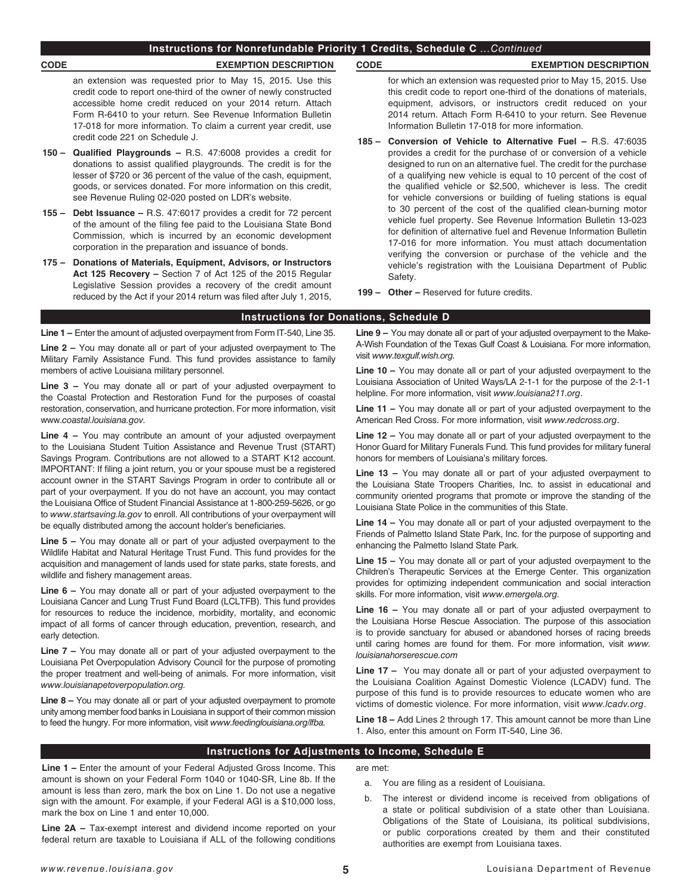## Instructions for Nonrefundable Priority 1 Credits, Schedule C ...*Continued*

| CODE | EXEMPTION DESCRIPTION |
|---|---|

an extension was requested prior to May 15, 2015. Use this credit code to report one-third of the owner of newly constructed accessible home credit reduced on your 2014 return. Attach Form R-6410 to your return. See Revenue Information Bulletin 17-018 for more information. To claim a current year credit, use credit code 221 on Schedule J.

**150 – Qualified Playgrounds –** R.S. 47:6008 provides a credit for donations to assist qualified playgrounds. The credit is for the lesser of $720 or 36 percent of the value of the cash, equipment, goods, or services donated. For more information on this credit, see Revenue Ruling 02-020 posted on LDR's website.

**155 – Debt Issuance –** R.S. 47:6017 provides a credit for 72 percent of the amount of the filing fee paid to the Louisiana State Bond Commission, which is incurred by an economic development corporation in the preparation and issuance of bonds.

**175 – Donations of Materials, Equipment, Advisors, or Instructors Act 125 Recovery –** Section 7 of Act 125 of the 2015 Regular Legislative Session provides a recovery of the credit amount reduced by the Act if your 2014 return was filed after July 1, 2015, for which an extension was requested prior to May 15, 2015. Use this credit code to report one-third of the donations of materials, equipment, advisors, or instructors credit reduced on your 2014 return. Attach Form R-6410 to your return. See Revenue Information Bulletin 17-018 for more information.

**185 – Conversion of Vehicle to Alternative Fuel –** R.S. 47:6035 provides a credit for the purchase of or conversion of a vehicle designed to run on an alternative fuel. The credit for the purchase of a qualifying new vehicle is equal to 10 percent of the cost of the qualified vehicle or $2,500, whichever is less. The credit for vehicle conversions or building of fueling stations is equal to 30 percent of the cost of the qualified clean-burning motor vehicle fuel property. See Revenue Information Bulletin 13-023 for definition of alternative fuel and Revenue Information Bulletin 17-016 for more information. You must attach documentation verifying the conversion or purchase of the vehicle and the vehicle's registration with the Louisiana Department of Public Safety.

**199 – Other –** Reserved for future credits.

## Instructions for Donations, Schedule D

**Line 1 –** Enter the amount of adjusted overpayment from Form IT-540, Line 35.

**Line 2 –** You may donate all or part of your adjusted overpayment to The Military Family Assistance Fund. This fund provides assistance to family members of active Louisiana military personnel.

**Line 3 –** You may donate all or part of your adjusted overpayment to the Coastal Protection and Restoration Fund for the purposes of coastal restoration, conservation, and hurricane protection. For more information, visit www.*coastal.louisiana.gov.*

**Line 4 –** You may contribute an amount of your adjusted overpayment to the Louisiana Student Tuition Assistance and Revenue Trust (START) Savings Program. Contributions are not allowed to a START K12 account. IMPORTANT: If filing a joint return, you or your spouse must be a registered account owner in the START Savings Program in order to contribute all or part of your overpayment. If you do not have an account, you may contact the Louisiana Office of Student Financial Assistance at 1-800-259-5626, or go to *www.startsaving.la.gov* to enroll. All contributions of your overpayment will be equally distributed among the account holder's beneficiaries.

**Line 5 –** You may donate all or part of your adjusted overpayment to the Wildlife Habitat and Natural Heritage Trust Fund. This fund provides for the acquisition and management of lands used for state parks, state forests, and wildlife and fishery management areas.

**Line 6 –** You may donate all or part of your adjusted overpayment to the Louisiana Cancer and Lung Trust Fund Board (LCLTFB). This fund provides for resources to reduce the incidence, morbidity, mortality, and economic impact of all forms of cancer through education, prevention, research, and early detection.

**Line 7 –** You may donate all or part of your adjusted overpayment to the Louisiana Pet Overpopulation Advisory Council for the purpose of promoting the proper treatment and well-being of animals. For more information, visit *www.louisianapetoverpopulation.org.*

**Line 8 –** You may donate all or part of your adjusted overpayment to promote unity among member food banks in Louisiana in support of their common mission to feed the hungry. For more information, visit *www.feedinglouisiana.org/lfba.*

**Line 9 –** You may donate all or part of your adjusted overpayment to the Make-A-Wish Foundation of the Texas Gulf Coast & Louisiana. For more information, visit *www.texgulf.wish.org.*

**Line 10 –** You may donate all or part of your adjusted overpayment to the Louisiana Association of United Ways/LA 2-1-1 for the purpose of the 2-1-1 helpline. For more information, visit *www.louisiana211.org*.

**Line 11 –** You may donate all or part of your adjusted overpayment to the American Red Cross. For more information, visit *www.redcross.org*.

**Line 12 –** You may donate all or part of your adjusted overpayment to the Honor Guard for Military Funerals Fund. This fund provides for military funeral honors for members of Louisiana's military forces.

**Line 13 –** You may donate all or part of your adjusted overpayment to the Louisiana State Troopers Charities, Inc. to assist in educational and community oriented programs that promote or improve the standing of the Louisiana State Police in the communities of this State.

**Line 14 –** You may donate all or part of your adjusted overpayment to the Friends of Palmetto Island State Park, Inc. for the purpose of supporting and enhancing the Palmetto Island State Park.

**Line 15 –** You may donate all or part of your adjusted overpayment to the Children's Therapeutic Services at the Emerge Center. This organization provides for optimizing independent communication and social interaction skills. For more information, visit *www.emergela.org.*

**Line 16 –** You may donate all or part of your adjusted overpayment to the Louisiana Horse Rescue Association. The purpose of this association is to provide sanctuary for abused or abandoned horses of racing breeds until caring homes are found for them. For more information, visit *www.louisianahorserescue.com*

**Line 17 –** You may donate all or part of your adjusted overpayment to the Louisiana Coalition Against Domestic Violence (LCADV) fund. The purpose of this fund is to provide resources to educate women who are victims of domestic violence. For more information, visit *www.lcadv.org*.

**Line 18 –** Add Lines 2 through 17. This amount cannot be more than Line 1. Also, enter this amount on Form IT-540, Line 36.

## Instructions for Adjustments to Income, Schedule E

**Line 1 –** Enter the amount of your Federal Adjusted Gross Income. This amount is shown on your Federal Form 1040 or 1040-SR, Line 8b. If the amount is less than zero, mark the box on Line 1. Do not use a negative sign with the amount. For example, if your Federal AGI is a $10,000 loss, mark the box on Line 1 and enter 10,000.

**Line 2A –** Tax-exempt interest and dividend income reported on your federal return are taxable to Louisiana if ALL of the following conditions are met:

a. You are filing as a resident of Louisiana.

b. The interest or dividend income is received from obligations of a state or political subdivision of a state other than Louisiana. Obligations of the State of Louisiana, its political subdivisions, or public corporations created by them and their constituted authorities are exempt from Louisiana taxes.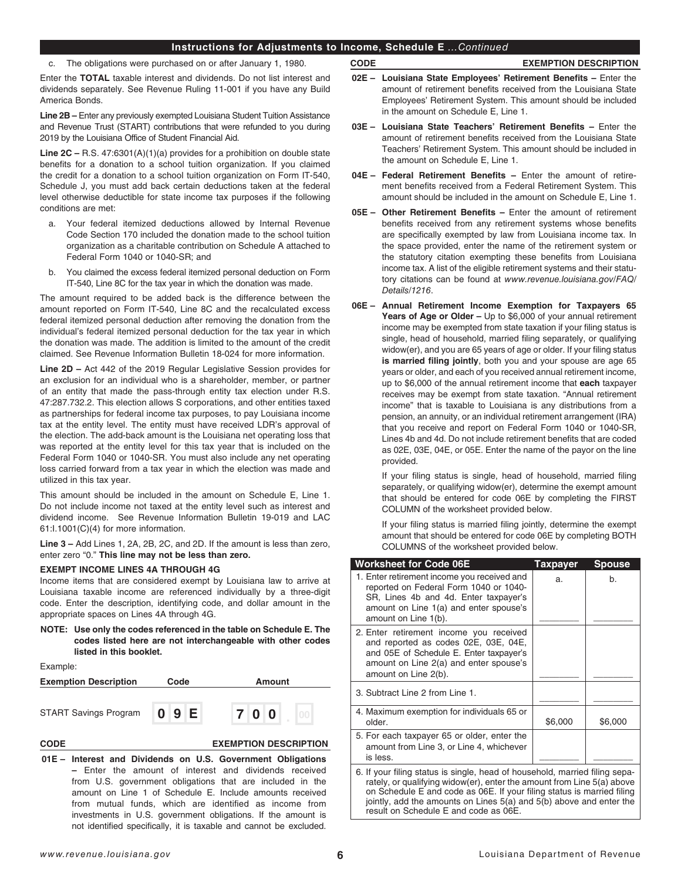## Instructions for Adjustments to Income, Schedule E *...Continued*

c. The obligations were purchased on or after January 1, 1980.

Enter the **TOTAL** taxable interest and dividends. Do not list interest and dividends separately. See Revenue Ruling 11-001 if you have any Build America Bonds.

**Line 2B –** Enter any previously exempted Louisiana Student Tuition Assistance and Revenue Trust (START) contributions that were refunded to you during 2019 by the Louisiana Office of Student Financial Aid.

**Line 2C –** R.S. 47:6301(A)(1)(a) provides for a prohibition on double state benefits for a donation to a school tuition organization. If you claimed the credit for a donation to a school tuition organization on Form IT-540, Schedule J, you must add back certain deductions taken at the federal level otherwise deductible for state income tax purposes if the following conditions are met:

a. Your federal itemized deductions allowed by Internal Revenue Code Section 170 included the donation made to the school tuition organization as a charitable contribution on Schedule A attached to Federal Form 1040 or 1040-SR; and

b. You claimed the excess federal itemized personal deduction on Form IT-540, Line 8C for the tax year in which the donation was made.

The amount required to be added back is the difference between the amount reported on Form IT-540, Line 8C and the recalculated excess federal itemized personal deduction after removing the donation from the individual's federal itemized personal deduction for the tax year in which the donation was made. The addition is limited to the amount of the credit claimed. See Revenue Information Bulletin 18-024 for more information.

**Line 2D –** Act 442 of the 2019 Regular Legislative Session provides for an exclusion for an individual who is a shareholder, member, or partner of an entity that made the pass-through entity tax election under R.S. 47:287.732.2. This election allows S corporations, and other entities taxed as partnerships for federal income tax purposes, to pay Louisiana income tax at the entity level. The entity must have received LDR's approval of the election. The add-back amount is the Louisiana net operating loss that was reported at the entity level for this tax year that is included on the Federal Form 1040 or 1040-SR. You must also include any net operating loss carried forward from a tax year in which the election was made and utilized in this tax year.

This amount should be included in the amount on Schedule E, Line 1. Do not include income not taxed at the entity level such as interest and dividend income. See Revenue Information Bulletin 19-019 and LAC 61:I.1001(C)(4) for more information.

**Line 3 –** Add Lines 1, 2A, 2B, 2C, and 2D. If the amount is less than zero, enter zero "0." **This line may not be less than zero.**

**EXEMPT INCOME LINES 4A THROUGH 4G**

Income items that are considered exempt by Louisiana law to arrive at Louisiana taxable income are referenced individually by a three-digit code. Enter the description, identifying code, and dollar amount in the appropriate spaces on Lines 4A through 4G.

**NOTE: Use only the codes referenced in the table on Schedule E. The codes listed here are not interchangeable with other codes listed in this booklet.**

Example:

| Exemption Description | Code | Amount |
|---|---|---|
| START Savings Program | 09E | 700.00 |

| CODE | EXEMPTION DESCRIPTION |
|---|---|

**01E – Interest and Dividends on U.S. Government Obligations –** Enter the amount of interest and dividends received from U.S. government obligations that are included in the amount on Line 1 of Schedule E. Include amounts received from mutual funds, which are identified as income from investments in U.S. government obligations. If the amount is not identified specifically, it is taxable and cannot be excluded.

**02E – Louisiana State Employees' Retirement Benefits –** Enter the amount of retirement benefits received from the Louisiana State Employees' Retirement System. This amount should be included in the amount on Schedule E, Line 1.

**03E – Louisiana State Teachers' Retirement Benefits –** Enter the amount of retirement benefits received from the Louisiana State Teachers' Retirement System. This amount should be included in the amount on Schedule E, Line 1.

**04E – Federal Retirement Benefits –** Enter the amount of retirement benefits received from a Federal Retirement System. This amount should be included in the amount on Schedule E, Line 1.

**05E – Other Retirement Benefits –** Enter the amount of retirement benefits received from any retirement systems whose benefits are specifically exempted by law from Louisiana income tax. In the space provided, enter the name of the retirement system or the statutory citation exempting these benefits from Louisiana income tax. A list of the eligible retirement systems and their statutory citations can be found at *www.revenue.louisiana.gov/FAQ/Details/1216*.

**06E – Annual Retirement Income Exemption for Taxpayers 65 Years of Age or Older –** Up to $6,000 of your annual retirement income may be exempted from state taxation if your filing status is single, head of household, married filing separately, or qualifying widow(er), and you are 65 years of age or older. If your filing status **is married filing jointly**, both you and your spouse are age 65 years or older, and each of you received annual retirement income, up to $6,000 of the annual retirement income that **each** taxpayer receives may be exempt from state taxation. "Annual retirement income" that is taxable to Louisiana is any distributions from a pension, an annuity, or an individual retirement arrangement (IRA) that you receive and report on Federal Form 1040 or 1040-SR, Lines 4b and 4d. Do not include retirement benefits that are coded as 02E, 03E, 04E, or 05E. Enter the name of the payor on the line provided.

If your filing status is single, head of household, married filing separately, or qualifying widow(er), determine the exempt amount that should be entered for code 06E by completing the FIRST COLUMN of the worksheet provided below.

If your filing status is married filing jointly, determine the exempt amount that should be entered for code 06E by completing BOTH COLUMNS of the worksheet provided below.

| Worksheet for Code 06E | Taxpayer | Spouse |
|---|---|---|
| 1. Enter retirement income you received and reported on Federal Form 1040 or 1040-SR, Lines 4b and 4d. Enter taxpayer's amount on Line 1(a) and enter spouse's amount on Line 1(b). | a. | b. |
| 2. Enter retirement income you received and reported as codes 02E, 03E, 04E, and 05E of Schedule E. Enter taxpayer's amount on Line 2(a) and enter spouse's amount on Line 2(b). | | |
| 3. Subtract Line 2 from Line 1. | | |
| 4. Maximum exemption for individuals 65 or older. | $6,000 | $6,000 |
| 5. For each taxpayer 65 or older, enter the amount from Line 3, or Line 4, whichever is less. | | |
| 6. If your filing status is single, head of household, married filing separately, or qualifying widow(er), enter the amount from Line 5(a) above on Schedule E and code as 06E. If your filing status is married filing jointly, add the amounts on Lines 5(a) and 5(b) above and enter the result on Schedule E and code as 06E. | | |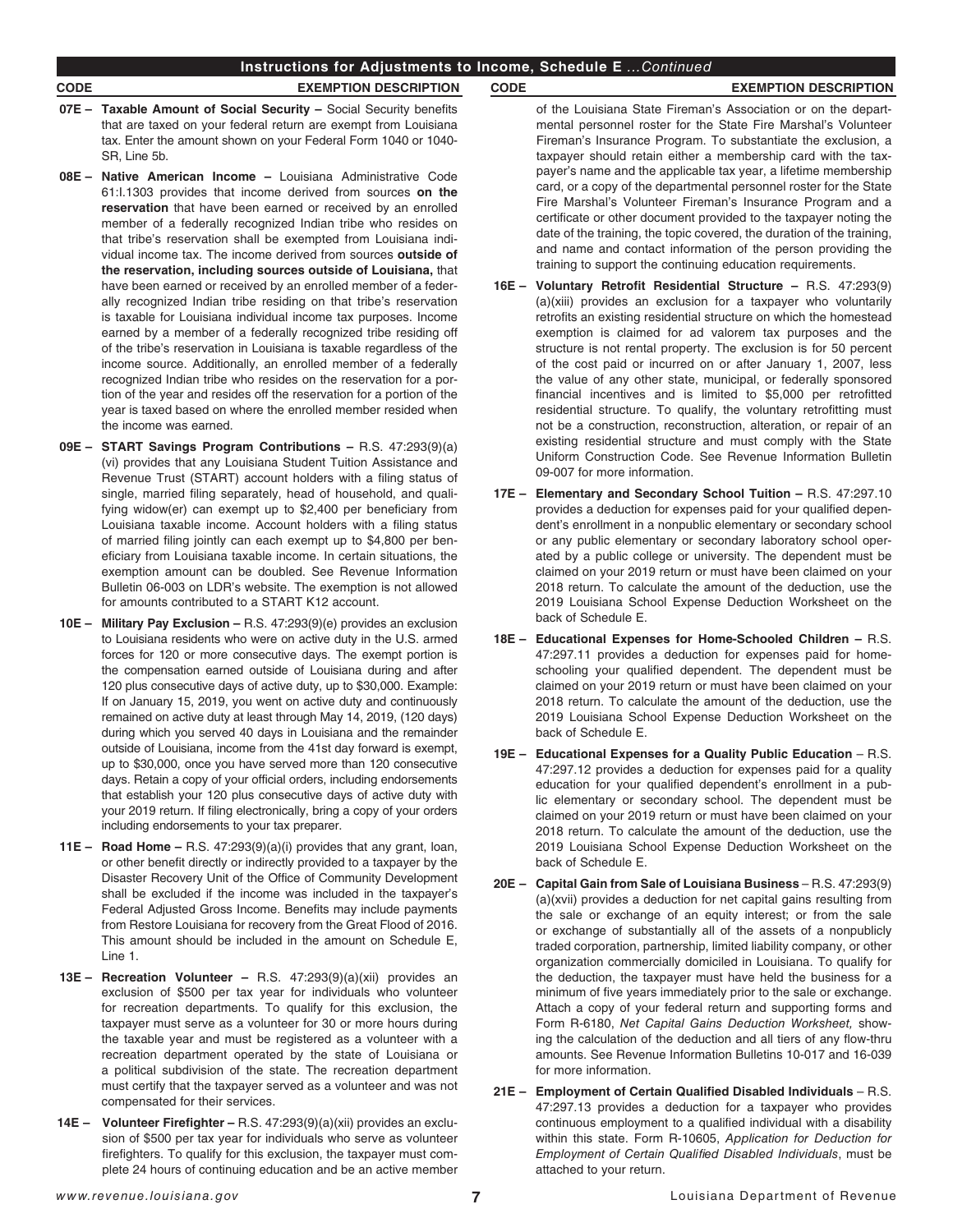## Instructions for Adjustments to Income, Schedule E *...Continued*

**CODE** **EXEMPTION DESCRIPTION**

**07E – Taxable Amount of Social Security –** Social Security benefits that are taxed on your federal return are exempt from Louisiana tax. Enter the amount shown on your Federal Form 1040 or 1040-SR, Line 5b.

**08E – Native American Income –** Louisiana Administrative Code 61:I.1303 provides that income derived from sources **on the reservation** that have been earned or received by an enrolled member of a federally recognized Indian tribe who resides on that tribe's reservation shall be exempted from Louisiana individual income tax. The income derived from sources **outside of the reservation, including sources outside of Louisiana,** that have been earned or received by an enrolled member of a federally recognized Indian tribe residing on that tribe's reservation is taxable for Louisiana individual income tax purposes. Income earned by a member of a federally recognized tribe residing off of the tribe's reservation in Louisiana is taxable regardless of the income source. Additionally, an enrolled member of a federally recognized Indian tribe who resides on the reservation for a portion of the year and resides off the reservation for a portion of the year is taxed based on where the enrolled member resided when the income was earned.

**09E – START Savings Program Contributions –** R.S. 47:293(9)(a)(vi) provides that any Louisiana Student Tuition Assistance and Revenue Trust (START) account holders with a filing status of single, married filing separately, head of household, and qualifying widow(er) can exempt up to $2,400 per beneficiary from Louisiana taxable income. Account holders with a filing status of married filing jointly can each exempt up to $4,800 per beneficiary from Louisiana taxable income. In certain situations, the exemption amount can be doubled. See Revenue Information Bulletin 06-003 on LDR's website. The exemption is not allowed for amounts contributed to a START K12 account.

**10E – Military Pay Exclusion –** R.S. 47:293(9)(e) provides an exclusion to Louisiana residents who were on active duty in the U.S. armed forces for 120 or more consecutive days. The exempt portion is the compensation earned outside of Louisiana during and after 120 plus consecutive days of active duty, up to $30,000. Example: If on January 15, 2019, you went on active duty and continuously remained on active duty at least through May 14, 2019, (120 days) during which you served 40 days in Louisiana and the remainder outside of Louisiana, income from the 41st day forward is exempt, up to $30,000, once you have served more than 120 consecutive days. Retain a copy of your official orders, including endorsements that establish your 120 plus consecutive days of active duty with your 2019 return. If filing electronically, bring a copy of your orders including endorsements to your tax preparer.

**11E – Road Home –** R.S. 47:293(9)(a)(i) provides that any grant, loan, or other benefit directly or indirectly provided to a taxpayer by the Disaster Recovery Unit of the Office of Community Development shall be excluded if the income was included in the taxpayer's Federal Adjusted Gross Income. Benefits may include payments from Restore Louisiana for recovery from the Great Flood of 2016. This amount should be included in the amount on Schedule E, Line 1.

**13E – Recreation Volunteer –** R.S. 47:293(9)(a)(xii) provides an exclusion of $500 per tax year for individuals who volunteer for recreation departments. To qualify for this exclusion, the taxpayer must serve as a volunteer for 30 or more hours during the taxable year and must be registered as a volunteer with a recreation department operated by the state of Louisiana or a political subdivision of the state. The recreation department must certify that the taxpayer served as a volunteer and was not compensated for their services.

**14E – Volunteer Firefighter –** R.S. 47:293(9)(a)(xii) provides an exclusion of $500 per tax year for individuals who serve as volunteer firefighters. To qualify for this exclusion, the taxpayer must complete 24 hours of continuing education and be an active member of the Louisiana State Fireman's Association or on the departmental personnel roster for the State Fire Marshal's Volunteer Fireman's Insurance Program. To substantiate the exclusion, a taxpayer should retain either a membership card with the taxpayer's name and the applicable tax year, a lifetime membership card, or a copy of the departmental personnel roster for the State Fire Marshal's Volunteer Fireman's Insurance Program and a certificate or other document provided to the taxpayer noting the date of the training, the topic covered, the duration of the training, and name and contact information of the person providing the training to support the continuing education requirements.

**16E – Voluntary Retrofit Residential Structure –** R.S. 47:293(9)(a)(xiii) provides an exclusion for a taxpayer who voluntarily retrofits an existing residential structure on which the homestead exemption is claimed for ad valorem tax purposes and the structure is not rental property. The exclusion is for 50 percent of the cost paid or incurred on or after January 1, 2007, less the value of any other state, municipal, or federally sponsored financial incentives and is limited to $5,000 per retrofitted residential structure. To qualify, the voluntary retrofitting must not be a construction, reconstruction, alteration, or repair of an existing residential structure and must comply with the State Uniform Construction Code. See Revenue Information Bulletin 09-007 for more information.

**17E – Elementary and Secondary School Tuition –** R.S. 47:297.10 provides a deduction for expenses paid for your qualified dependent's enrollment in a nonpublic elementary or secondary school or any public elementary or secondary laboratory school operated by a public college or university. The dependent must be claimed on your 2019 return or must have been claimed on your 2018 return. To calculate the amount of the deduction, use the 2019 Louisiana School Expense Deduction Worksheet on the back of Schedule E.

**18E – Educational Expenses for Home-Schooled Children –** R.S. 47:297.11 provides a deduction for expenses paid for home-schooling your qualified dependent. The dependent must be claimed on your 2019 return or must have been claimed on your 2018 return. To calculate the amount of the deduction, use the 2019 Louisiana School Expense Deduction Worksheet on the back of Schedule E.

**19E – Educational Expenses for a Quality Public Education** – R.S. 47:297.12 provides a deduction for expenses paid for a quality education for your qualified dependent's enrollment in a public elementary or secondary school. The dependent must be claimed on your 2019 return or must have been claimed on your 2018 return. To calculate the amount of the deduction, use the 2019 Louisiana School Expense Deduction Worksheet on the back of Schedule E.

**20E – Capital Gain from Sale of Louisiana Business** – R.S. 47:293(9)(a)(xvii) provides a deduction for net capital gains resulting from the sale or exchange of an equity interest; or from the sale or exchange of substantially all of the assets of a nonpublicly traded corporation, partnership, limited liability company, or other organization commercially domiciled in Louisiana. To qualify for the deduction, the taxpayer must have held the business for a minimum of five years immediately prior to the sale or exchange. Attach a copy of your federal return and supporting forms and Form R-6180, *Net Capital Gains Deduction Worksheet,* showing the calculation of the deduction and all tiers of any flow-thru amounts. See Revenue Information Bulletins 10-017 and 16-039 for more information.

**21E – Employment of Certain Qualified Disabled Individuals** – R.S. 47:297.13 provides a deduction for a taxpayer who provides continuous employment to a qualified individual with a disability within this state. Form R-10605, *Application for Deduction for Employment of Certain Qualified Disabled Individuals*, must be attached to your return.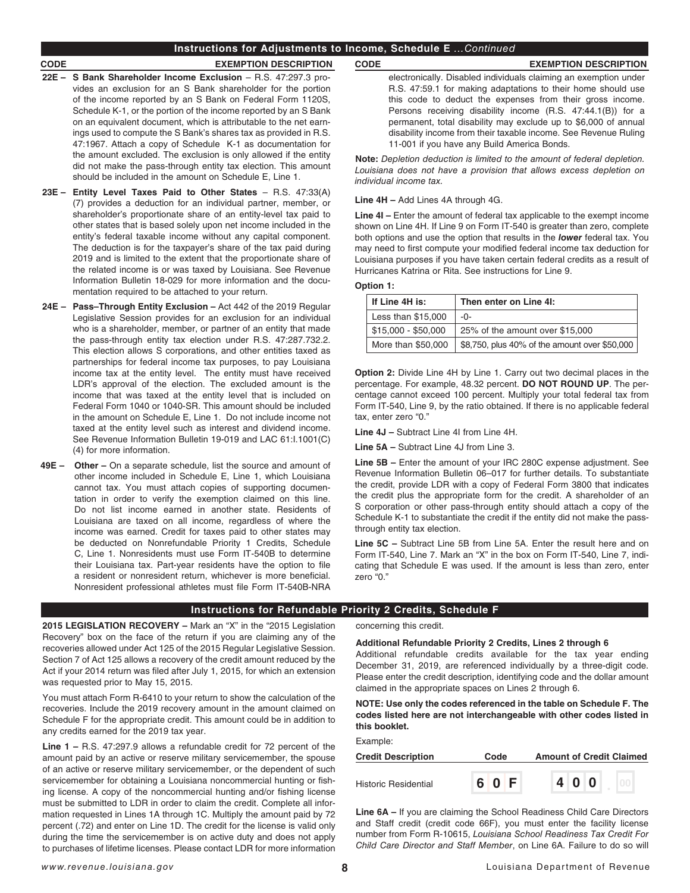## Instructions for Adjustments to Income, Schedule E *...Continued*

| CODE | EXEMPTION DESCRIPTION |
|---|---|

**22E – S Bank Shareholder Income Exclusion** – R.S. 47:297.3 provides an exclusion for an S Bank shareholder for the portion of the income reported by an S Bank on Federal Form 1120S, Schedule K-1, or the portion of the income reported by an S Bank on an equivalent document, which is attributable to the net earnings used to compute the S Bank's shares tax as provided in R.S. 47:1967. Attach a copy of Schedule K-1 as documentation for the amount excluded. The exclusion is only allowed if the entity did not make the pass-through entity tax election. This amount should be included in the amount on Schedule E, Line 1.

**23E – Entity Level Taxes Paid to Other States** – R.S. 47:33(A)(7) provides a deduction for an individual partner, member, or shareholder's proportionate share of an entity-level tax paid to other states that is based solely upon net income included in the entity's federal taxable income without any capital component. The deduction is for the taxpayer's share of the tax paid during 2019 and is limited to the extent that the proportionate share of the related income is or was taxed by Louisiana. See Revenue Information Bulletin 18-029 for more information and the documentation required to be attached to your return.

**24E – Pass–Through Entity Exclusion –** Act 442 of the 2019 Regular Legislative Session provides for an exclusion for an individual who is a shareholder, member, or partner of an entity that made the pass-through entity tax election under R.S. 47:287.732.2. This election allows S corporations, and other entities taxed as partnerships for federal income tax purposes, to pay Louisiana income tax at the entity level. The entity must have received LDR's approval of the election. The excluded amount is the income that was taxed at the entity level that is included on Federal Form 1040 or 1040-SR. This amount should be included in the amount on Schedule E, Line 1. Do not include income not taxed at the entity level such as interest and dividend income. See Revenue Information Bulletin 19-019 and LAC 61:I.1001(C)(4) for more information.

**49E – Other –** On a separate schedule, list the source and amount of other income included in Schedule E, Line 1, which Louisiana cannot tax. You must attach copies of supporting documentation in order to verify the exemption claimed on this line. Do not list income earned in another state. Residents of Louisiana are taxed on all income, regardless of where the income was earned. Credit for taxes paid to other states may be deducted on Nonrefundable Priority 1 Credits, Schedule C, Line 1. Nonresidents must use Form IT-540B to determine their Louisiana tax. Part-year residents have the option to file a resident or nonresident return, whichever is more beneficial. Nonresident professional athletes must file Form IT-540B-NRA electronically. Disabled individuals claiming an exemption under R.S. 47:59.1 for making adaptations to their home should use this code to deduct the expenses from their gross income. Persons receiving disability income (R.S. 47:44.1(B)) for a permanent, total disability may exclude up to $6,000 of annual disability income from their taxable income. See Revenue Ruling 11-001 if you have any Build America Bonds.

**Note:** *Depletion deduction is limited to the amount of federal depletion. Louisiana does not have a provision that allows excess depletion on individual income tax.*

**Line 4H –** Add Lines 4A through 4G.

**Line 4I –** Enter the amount of federal tax applicable to the exempt income shown on Line 4H. If Line 9 on Form IT-540 is greater than zero, complete both options and use the option that results in the ***lower*** federal tax. You may need to first compute your modified federal income tax deduction for Louisiana purposes if you have taken certain federal credits as a result of Hurricanes Katrina or Rita. See instructions for Line 9.

**Option 1:**

| If Line 4H is: | Then enter on Line 4I: |
|---|---|
| Less than $15,000 | -0- |
| $15,000 - $50,000 | 25% of the amount over $15,000 |
| More than $50,000 | $8,750, plus 40% of the amount over $50,000 |

**Option 2:** Divide Line 4H by Line 1. Carry out two decimal places in the percentage. For example, 48.32 percent. **DO NOT ROUND UP**. The percentage cannot exceed 100 percent. Multiply your total federal tax from Form IT-540, Line 9, by the ratio obtained. If there is no applicable federal tax, enter zero "0."

**Line 4J –** Subtract Line 4I from Line 4H.

**Line 5A –** Subtract Line 4J from Line 3.

**Line 5B –** Enter the amount of your IRC 280C expense adjustment. See Revenue Information Bulletin 06–017 for further details. To substantiate the credit, provide LDR with a copy of Federal Form 3800 that indicates the credit plus the appropriate form for the credit. A shareholder of an S corporation or other pass-through entity should attach a copy of the Schedule K-1 to substantiate the credit if the entity did not make the pass-through entity tax election.

**Line 5C –** Subtract Line 5B from Line 5A. Enter the result here and on Form IT-540, Line 7. Mark an "X" in the box on Form IT-540, Line 7, indicating that Schedule E was used. If the amount is less than zero, enter zero "0."

## Instructions for Refundable Priority 2 Credits, Schedule F

**2015 LEGISLATION RECOVERY –** Mark an "X" in the "2015 Legislation Recovery" box on the face of the return if you are claiming any of the recoveries allowed under Act 125 of the 2015 Regular Legislative Session. Section 7 of Act 125 allows a recovery of the credit amount reduced by the Act if your 2014 return was filed after July 1, 2015, for which an extension was requested prior to May 15, 2015.

You must attach Form R-6410 to your return to show the calculation of the recoveries. Include the 2019 recovery amount in the amount claimed on Schedule F for the appropriate credit. This amount could be in addition to any credits earned for the 2019 tax year.

**Line 1 –** R.S. 47:297.9 allows a refundable credit for 72 percent of the amount paid by an active or reserve military servicemember, the spouse of an active or reserve military servicemember, or the dependent of such servicemember for obtaining a Louisiana noncommercial hunting or fishing license. A copy of the noncommercial hunting and/or fishing license must be submitted to LDR in order to claim the credit. Complete all information requested in Lines 1A through 1C. Multiply the amount paid by 72 percent (.72) and enter on Line 1D. The credit for the license is valid only during the time the servicemember is on active duty and does not apply to purchases of lifetime licenses. Please contact LDR for more information concerning this credit.

**Additional Refundable Priority 2 Credits, Lines 2 through 6**

Additional refundable credits available for the tax year ending December 31, 2019, are referenced individually by a three-digit code. Please enter the credit description, identifying code and the dollar amount claimed in the appropriate spaces on Lines 2 through 6.

**NOTE: Use only the codes referenced in the table on Schedule F. The codes listed here are not interchangeable with other codes listed in this booklet.**

Example:

| Credit Description | Code | Amount of Credit Claimed |
|---|---|---|
| Historic Residential | 60F | 400.00 |

**Line 6A –** If you are claiming the School Readiness Child Care Directors and Staff credit (credit code 66F), you must enter the facility license number from Form R-10615, *Louisiana School Readiness Tax Credit For Child Care Director and Staff Member*, on Line 6A. Failure to do so will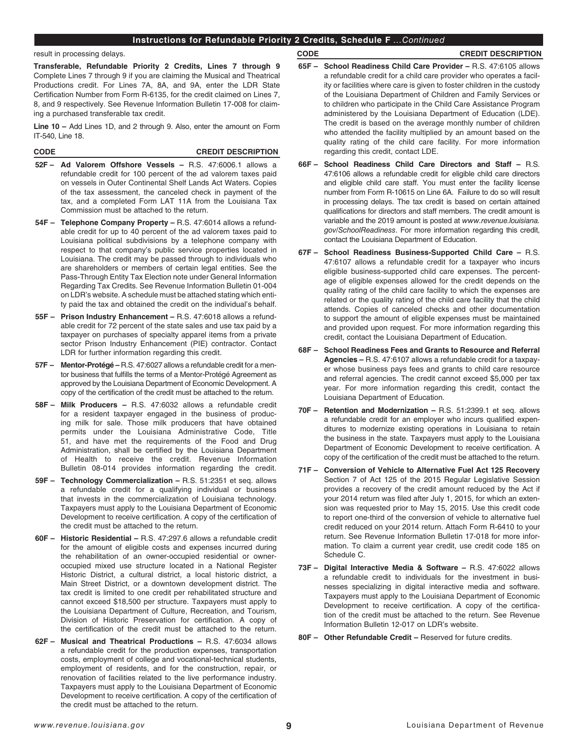result in processing delays.

**Transferable, Refundable Priority 2 Credits, Lines 7 through 9** Complete Lines 7 through 9 if you are claiming the Musical and Theatrical Productions credit. For Lines 7A, 8A, and 9A, enter the LDR State Certification Number from Form R-6135, for the credit claimed on Lines 7, 8, and 9 respectively. See Revenue Information Bulletin 17-008 for claiming a purchased transferable tax credit.

**Line 10 –** Add Lines 1D, and 2 through 9. Also, enter the amount on Form IT-540, Line 18.

| CODE | CREDIT DESCRIPTION |
|---|---|

**52F – Ad Valorem Offshore Vessels –** R.S. 47:6006.1 allows a refundable credit for 100 percent of the ad valorem taxes paid on vessels in Outer Continental Shelf Lands Act Waters. Copies of the tax assessment, the canceled check in payment of the tax, and a completed Form LAT 11A from the Louisiana Tax Commission must be attached to the return.

**54F – Telephone Company Property –** R.S. 47:6014 allows a refundable credit for up to 40 percent of the ad valorem taxes paid to Louisiana political subdivisions by a telephone company with respect to that company's public service properties located in Louisiana. The credit may be passed through to individuals who are shareholders or members of certain legal entities. See the Pass-Through Entity Tax Election note under General Information Regarding Tax Credits. See Revenue Information Bulletin 01-004 on LDR's website. A schedule must be attached stating which entity paid the tax and obtained the credit on the individual's behalf.

**55F – Prison Industry Enhancement –** R.S. 47:6018 allows a refundable credit for 72 percent of the state sales and use tax paid by a taxpayer on purchases of specialty apparel items from a private sector Prison Industry Enhancement (PIE) contractor. Contact LDR for further information regarding this credit.

**57F – Mentor-Protégé –** R.S. 47:6027 allows a refundable credit for a mentor business that fulfills the terms of a Mentor-Protégé Agreement as approved by the Louisiana Department of Economic Development. A copy of the certification of the credit must be attached to the return.

**58F – Milk Producers –** R.S. 47:6032 allows a refundable credit for a resident taxpayer engaged in the business of producing milk for sale. Those milk producers that have obtained permits under the Louisiana Administrative Code, Title 51, and have met the requirements of the Food and Drug Administration, shall be certified by the Louisiana Department of Health to receive the credit. Revenue Information Bulletin 08-014 provides information regarding the credit.

**59F – Technology Commercialization –** R.S. 51:2351 et seq. allows a refundable credit for a qualifying individual or business that invests in the commercialization of Louisiana technology. Taxpayers must apply to the Louisiana Department of Economic Development to receive certification. A copy of the certification of the credit must be attached to the return.

**60F – Historic Residential –** R.S. 47:297.6 allows a refundable credit for the amount of eligible costs and expenses incurred during the rehabilitation of an owner-occupied residential or owner-occupied mixed use structure located in a National Register Historic District, a cultural district, a local historic district, a Main Street District, or a downtown development district. The tax credit is limited to one credit per rehabilitated structure and cannot exceed $18,500 per structure. Taxpayers must apply to the Louisiana Department of Culture, Recreation, and Tourism, Division of Historic Preservation for certification. A copy of the certification of the credit must be attached to the return.

**62F – Musical and Theatrical Productions –** R.S. 47:6034 allows a refundable credit for the production expenses, transportation costs, employment of college and vocational-technical students, employment of residents, and for the construction, repair, or renovation of facilities related to the live performance industry. Taxpayers must apply to the Louisiana Department of Economic Development to receive certification. A copy of the certification of the credit must be attached to the return.

**65F – School Readiness Child Care Provider –** R.S. 47:6105 allows a refundable credit for a child care provider who operates a facility or facilities where care is given to foster children in the custody of the Louisiana Department of Children and Family Services or to children who participate in the Child Care Assistance Program administered by the Louisiana Department of Education (LDE). The credit is based on the average monthly number of children who attended the facility multiplied by an amount based on the quality rating of the child care facility. For more information regarding this credit, contact LDE.

**66F – School Readiness Child Care Directors and Staff –** R.S. 47:6106 allows a refundable credit for eligible child care directors and eligible child care staff. You must enter the facility license number from Form R-10615 on Line 6A. Failure to do so will result in processing delays. The tax credit is based on certain attained qualifications for directors and staff members. The credit amount is variable and the 2019 amount is posted at *www.revenue.louisiana.gov/SchoolReadiness*. For more information regarding this credit, contact the Louisiana Department of Education.

**67F – School Readiness Business-Supported Child Care –** R.S. 47:6107 allows a refundable credit for a taxpayer who incurs eligible business-supported child care expenses. The percentage of eligible expenses allowed for the credit depends on the quality rating of the child care facility to which the expenses are related or the quality rating of the child care facility that the child attends. Copies of canceled checks and other documentation to support the amount of eligible expenses must be maintained and provided upon request. For more information regarding this credit, contact the Louisiana Department of Education.

**68F – School Readiness Fees and Grants to Resource and Referral Agencies –** R.S. 47:6107 allows a refundable credit for a taxpayer whose business pays fees and grants to child care resource and referral agencies. The credit cannot exceed $5,000 per tax year. For more information regarding this credit, contact the Louisiana Department of Education.

**70F – Retention and Modernization –** R.S. 51:2399.1 et seq. allows a refundable credit for an employer who incurs qualified expenditures to modernize existing operations in Louisiana to retain the business in the state. Taxpayers must apply to the Louisiana Department of Economic Development to receive certification. A copy of the certification of the credit must be attached to the return.

**71F – Conversion of Vehicle to Alternative Fuel Act 125 Recovery** Section 7 of Act 125 of the 2015 Regular Legislative Session provides a recovery of the credit amount reduced by the Act if your 2014 return was filed after July 1, 2015, for which an extension was requested prior to May 15, 2015. Use this credit code to report one-third of the conversion of vehicle to alternative fuel credit reduced on your 2014 return. Attach Form R-6410 to your return. See Revenue Information Bulletin 17-018 for more information. To claim a current year credit, use credit code 185 on Schedule C.

**73F – Digital Interactive Media & Software –** R.S. 47:6022 allows a refundable credit to individuals for the investment in businesses specializing in digital interactive media and software. Taxpayers must apply to the Louisiana Department of Economic Development to receive certification. A copy of the certification of the credit must be attached to the return. See Revenue Information Bulletin 12-017 on LDR's website.

**80F – Other Refundable Credit –** Reserved for future credits.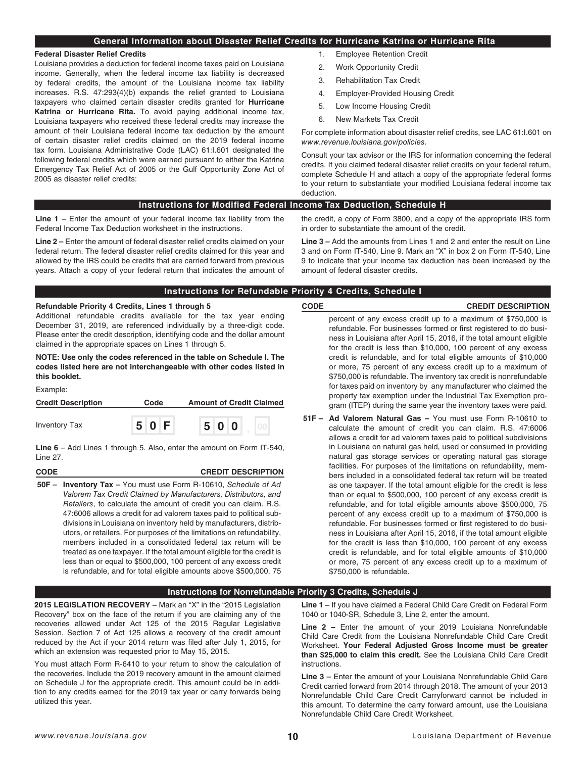## General Information about Disaster Relief Credits for Hurricane Katrina or Hurricane Rita

**Federal Disaster Relief Credits**

Louisiana provides a deduction for federal income taxes paid on Louisiana income. Generally, when the federal income tax liability is decreased by federal credits, the amount of the Louisiana income tax liability increases. R.S. 47:293(4)(b) expands the relief granted to Louisiana taxpayers who claimed certain disaster credits granted for **Hurricane Katrina or Hurricane Rita.** To avoid paying additional income tax, Louisiana taxpayers who received these federal credits may increase the amount of their Louisiana federal income tax deduction by the amount of certain disaster relief credits claimed on the 2019 federal income tax form. Louisiana Administrative Code (LAC) 61:I.601 designated the following federal credits which were earned pursuant to either the Katrina Emergency Tax Relief Act of 2005 or the Gulf Opportunity Zone Act of 2005 as disaster relief credits:

1. Employee Retention Credit
2. Work Opportunity Credit
3. Rehabilitation Tax Credit
4. Employer-Provided Housing Credit
5. Low Income Housing Credit
6. New Markets Tax Credit

For complete information about disaster relief credits, see LAC 61:I.601 on *www.revenue.louisiana.gov/policies.*

Consult your tax advisor or the IRS for information concerning the federal credits. If you claimed federal disaster relief credits on your federal return, complete Schedule H and attach a copy of the appropriate federal forms to your return to substantiate your modified Louisiana federal income tax deduction.

## Instructions for Modified Federal Income Tax Deduction, Schedule H

**Line 1 –** Enter the amount of your federal income tax liability from the Federal Income Tax Deduction worksheet in the instructions.

**Line 2 –** Enter the amount of federal disaster relief credits claimed on your federal return. The federal disaster relief credits claimed for this year and allowed by the IRS could be credits that are carried forward from previous years. Attach a copy of your federal return that indicates the amount of the credit, a copy of Form 3800, and a copy of the appropriate IRS form in order to substantiate the amount of the credit.

**Line 3 –** Add the amounts from Lines 1 and 2 and enter the result on Line 3 and on Form IT-540, Line 9. Mark an "X" in box 2 on Form IT-540, Line 9 to indicate that your income tax deduction has been increased by the amount of federal disaster credits.

## Instructions for Refundable Priority 4 Credits, Schedule I

**Refundable Priority 4 Credits, Lines 1 through 5**

Additional refundable credits available for the tax year ending December 31, 2019, are referenced individually by a three-digit code. Please enter the credit description, identifying code and the dollar amount claimed in the appropriate spaces on Lines 1 through 5.

**NOTE: Use only the codes referenced in the table on Schedule I. The codes listed here are not interchangeable with other codes listed in this booklet.**

Example:

| Credit Description | Code | Amount of Credit Claimed |
|---|---|---|
| Inventory Tax | 50F | 500.00 |

**Line 6** – Add Lines 1 through 5. Also, enter the amount on Form IT-540, Line 27.

**CODE — CREDIT DESCRIPTION**

**50F – Inventory Tax –** You must use Form R-10610, *Schedule of Ad Valorem Tax Credit Claimed by Manufacturers, Distributors, and Retailers*, to calculate the amount of credit you can claim. R.S. 47:6006 allows a credit for ad valorem taxes paid to political subdivisions in Louisiana on inventory held by manufacturers, distributors, or retailers. For purposes of the limitations on refundability, members included in a consolidated federal tax return will be treated as one taxpayer. If the total amount eligible for the credit is less than or equal to $500,000, 100 percent of any excess credit is refundable, and for total eligible amounts above $500,000, 75 percent of any excess credit up to a maximum of $750,000 is refundable. For businesses formed or first registered to do business in Louisiana after April 15, 2016, if the total amount eligible for the credit is less than $10,000, 100 percent of any excess credit is refundable, and for total eligible amounts of $10,000 or more, 75 percent of any excess credit up to a maximum of $750,000 is refundable. The inventory tax credit is nonrefundable for taxes paid on inventory by any manufacturer who claimed the property tax exemption under the Industrial Tax Exemption program (ITEP) during the same year the inventory taxes were paid.

**51F – Ad Valorem Natural Gas –** You must use Form R-10610 to calculate the amount of credit you can claim. R.S. 47:6006 allows a credit for ad valorem taxes paid to political subdivisions in Louisiana on natural gas held, used or consumed in providing natural gas storage services or operating natural gas storage facilities. For purposes of the limitations on refundability, members included in a consolidated federal tax return will be treated as one taxpayer. If the total amount eligible for the credit is less than or equal to $500,000, 100 percent of any excess credit is refundable, and for total eligible amounts above $500,000, 75 percent of any excess credit up to a maximum of $750,000 is refundable. For businesses formed or first registered to do business in Louisiana after April 15, 2016, if the total amount eligible for the credit is less than $10,000, 100 percent of any excess credit is refundable, and for total eligible amounts of $10,000 or more, 75 percent of any excess credit up to a maximum of $750,000 is refundable.

## Instructions for Nonrefundable Priority 3 Credits, Schedule J

**2015 LEGISLATION RECOVERY –** Mark an "X" in the "2015 Legislation Recovery" box on the face of the return if you are claiming any of the recoveries allowed under Act 125 of the 2015 Regular Legislative Session. Section 7 of Act 125 allows a recovery of the credit amount reduced by the Act if your 2014 return was filed after July 1, 2015, for which an extension was requested prior to May 15, 2015.

You must attach Form R-6410 to your return to show the calculation of the recoveries. Include the 2019 recovery amount in the amount claimed on Schedule J for the appropriate credit. This amount could be in addition to any credits earned for the 2019 tax year or carry forwards being utilized this year.

**Line 1 –** If you have claimed a Federal Child Care Credit on Federal Form 1040 or 1040-SR, Schedule 3, Line 2, enter the amount.

**Line 2 –** Enter the amount of your 2019 Louisiana Nonrefundable Child Care Credit from the Louisiana Nonrefundable Child Care Credit Worksheet. **Your Federal Adjusted Gross Income must be greater than $25,000 to claim this credit.** See the Louisiana Child Care Credit instructions.

**Line 3 –** Enter the amount of your Louisiana Nonrefundable Child Care Credit carried forward from 2014 through 2018. The amount of your 2013 Nonrefundable Child Care Credit Carryforward cannot be included in this amount. To determine the carry forward amount, use the Louisiana Nonrefundable Child Care Credit Worksheet.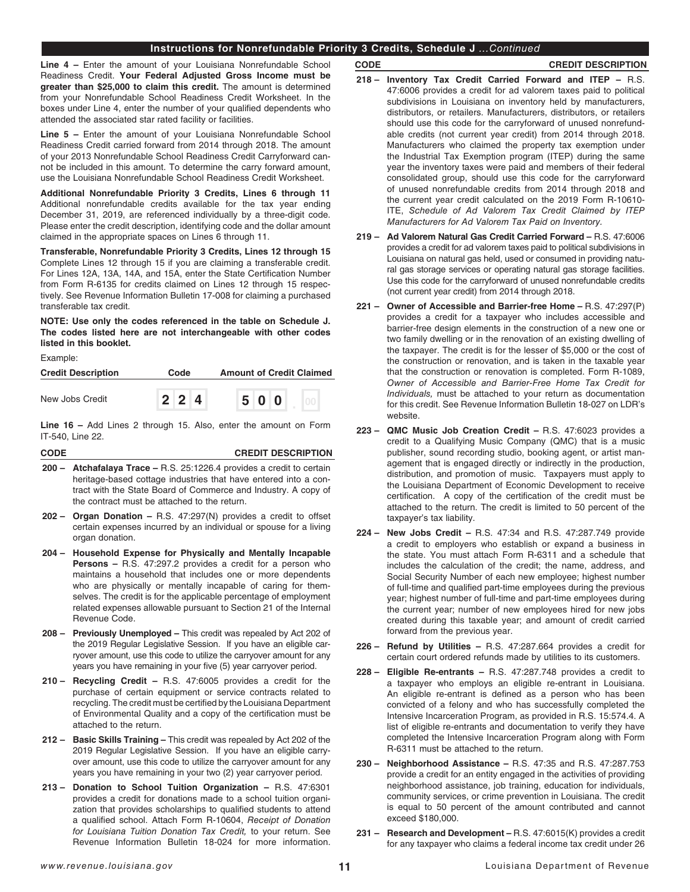## Instructions for Nonrefundable Priority 3 Credits, Schedule J *...Continued*

**Line 4 –** Enter the amount of your Louisiana Nonrefundable School Readiness Credit. **Your Federal Adjusted Gross Income must be greater than $25,000 to claim this credit.** The amount is determined from your Nonrefundable School Readiness Credit Worksheet. In the boxes under Line 4, enter the number of your qualified dependents who attended the associated star rated facility or facilities.

**Line 5 –** Enter the amount of your Louisiana Nonrefundable School Readiness Credit carried forward from 2014 through 2018. The amount of your 2013 Nonrefundable School Readiness Credit Carryforward cannot be included in this amount. To determine the carry forward amount, use the Louisiana Nonrefundable School Readiness Credit Worksheet.

**Additional Nonrefundable Priority 3 Credits, Lines 6 through 11** Additional nonrefundable credits available for the tax year ending December 31, 2019, are referenced individually by a three-digit code. Please enter the credit description, identifying code and the dollar amount claimed in the appropriate spaces on Lines 6 through 11.

**Transferable, Nonrefundable Priority 3 Credits, Lines 12 through 15** Complete Lines 12 through 15 if you are claiming a transferable credit. For Lines 12A, 13A, 14A, and 15A, enter the State Certification Number from Form R-6135 for credits claimed on Lines 12 through 15 respectively. See Revenue Information Bulletin 17-008 for claiming a purchased transferable tax credit.

**NOTE: Use only the codes referenced in the table on Schedule J. The codes listed here are not interchangeable with other codes listed in this booklet.**

Example:

| Credit Description | Code | Amount of Credit Claimed |
|---|---|---|
| New Jobs Credit | 224 | 500.00 |

**Line 16 –** Add Lines 2 through 15. Also, enter the amount on Form IT-540, Line 22.

| CODE | CREDIT DESCRIPTION |
|---|---|

**200 – Atchafalaya Trace –** R.S. 25:1226.4 provides a credit to certain heritage-based cottage industries that have entered into a contract with the State Board of Commerce and Industry. A copy of the contract must be attached to the return.

**202 – Organ Donation –** R.S. 47:297(N) provides a credit to offset certain expenses incurred by an individual or spouse for a living organ donation.

**204 – Household Expense for Physically and Mentally Incapable Persons –** R.S. 47:297.2 provides a credit for a person who maintains a household that includes one or more dependents who are physically or mentally incapable of caring for themselves. The credit is for the applicable percentage of employment related expenses allowable pursuant to Section 21 of the Internal Revenue Code.

**208 – Previously Unemployed –** This credit was repealed by Act 202 of the 2019 Regular Legislative Session. If you have an eligible carryover amount, use this code to utilize the carryover amount for any years you have remaining in your five (5) year carryover period.

**210 – Recycling Credit –** R.S. 47:6005 provides a credit for the purchase of certain equipment or service contracts related to recycling. The credit must be certified by the Louisiana Department of Environmental Quality and a copy of the certification must be attached to the return.

**212 – Basic Skills Training –** This credit was repealed by Act 202 of the 2019 Regular Legislative Session. If you have an eligible carryover amount, use this code to utilize the carryover amount for any years you have remaining in your two (2) year carryover period.

**213 – Donation to School Tuition Organization –** R.S. 47:6301 provides a credit for donations made to a school tuition organization that provides scholarships to qualified students to attend a qualified school. Attach Form R-10604, *Receipt of Donation for Louisiana Tuition Donation Tax Credit,* to your return. See Revenue Information Bulletin 18-024 for more information.

| CODE | CREDIT DESCRIPTION |
|---|---|

**218 – Inventory Tax Credit Carried Forward and ITEP –** R.S. 47:6006 provides a credit for ad valorem taxes paid to political subdivisions in Louisiana on inventory held by manufacturers, distributors, or retailers. Manufacturers, distributors, or retailers should use this code for the carryforward of unused nonrefundable credits (not current year credit) from 2014 through 2018. Manufacturers who claimed the property tax exemption under the Industrial Tax Exemption program (ITEP) during the same year the inventory taxes were paid and members of their federal consolidated group, should use this code for the carryforward of unused nonrefundable credits from 2014 through 2018 and the current year credit calculated on the 2019 Form R-10610-ITE, *Schedule of Ad Valorem Tax Credit Claimed by ITEP Manufacturers for Ad Valorem Tax Paid on Inventory.*

**219 – Ad Valorem Natural Gas Credit Carried Forward –** R.S. 47:6006 provides a credit for ad valorem taxes paid to political subdivisions in Louisiana on natural gas held, used or consumed in providing natural gas storage services or operating natural gas storage facilities. Use this code for the carryforward of unused nonrefundable credits (not current year credit) from 2014 through 2018.

**221 – Owner of Accessible and Barrier-free Home –** R.S. 47:297(P) provides a credit for a taxpayer who includes accessible and barrier-free design elements in the construction of a new one or two family dwelling or in the renovation of an existing dwelling of the taxpayer. The credit is for the lesser of $5,000 or the cost of the construction or renovation, and is taken in the taxable year that the construction or renovation is completed. Form R-1089, *Owner of Accessible and Barrier-Free Home Tax Credit for Individuals,* must be attached to your return as documentation for this credit. See Revenue Information Bulletin 18-027 on LDR's website.

**223 – QMC Music Job Creation Credit –** R.S. 47:6023 provides a credit to a Qualifying Music Company (QMC) that is a music publisher, sound recording studio, booking agent, or artist management that is engaged directly or indirectly in the production, distribution, and promotion of music. Taxpayers must apply to the Louisiana Department of Economic Development to receive certification. A copy of the certification of the credit must be attached to the return. The credit is limited to 50 percent of the taxpayer's tax liability.

**224 – New Jobs Credit –** R.S. 47:34 and R.S. 47:287.749 provide a credit to employers who establish or expand a business in the state. You must attach Form R-6311 and a schedule that includes the calculation of the credit; the name, address, and Social Security Number of each new employee; highest number of full-time and qualified part-time employees during the previous year; highest number of full-time and part-time employees during the current year; number of new employees hired for new jobs created during this taxable year; and amount of credit carried forward from the previous year.

**226 – Refund by Utilities –** R.S. 47:287.664 provides a credit for certain court ordered refunds made by utilities to its customers.

**228 – Eligible Re-entrants –** R.S. 47:287.748 provides a credit to a taxpayer who employs an eligible re-entrant in Louisiana. An eligible re-entrant is defined as a person who has been convicted of a felony and who has successfully completed the Intensive Incarceration Program, as provided in R.S. 15:574.4. A list of eligible re-entrants and documentation to verify they have completed the Intensive Incarceration Program along with Form R-6311 must be attached to the return.

**230 – Neighborhood Assistance –** R.S. 47:35 and R.S. 47:287.753 provide a credit for an entity engaged in the activities of providing neighborhood assistance, job training, education for individuals, community services, or crime prevention in Louisiana. The credit is equal to 50 percent of the amount contributed and cannot exceed $180,000.

**231 – Research and Development –** R.S. 47:6015(K) provides a credit for any taxpayer who claims a federal income tax credit under 26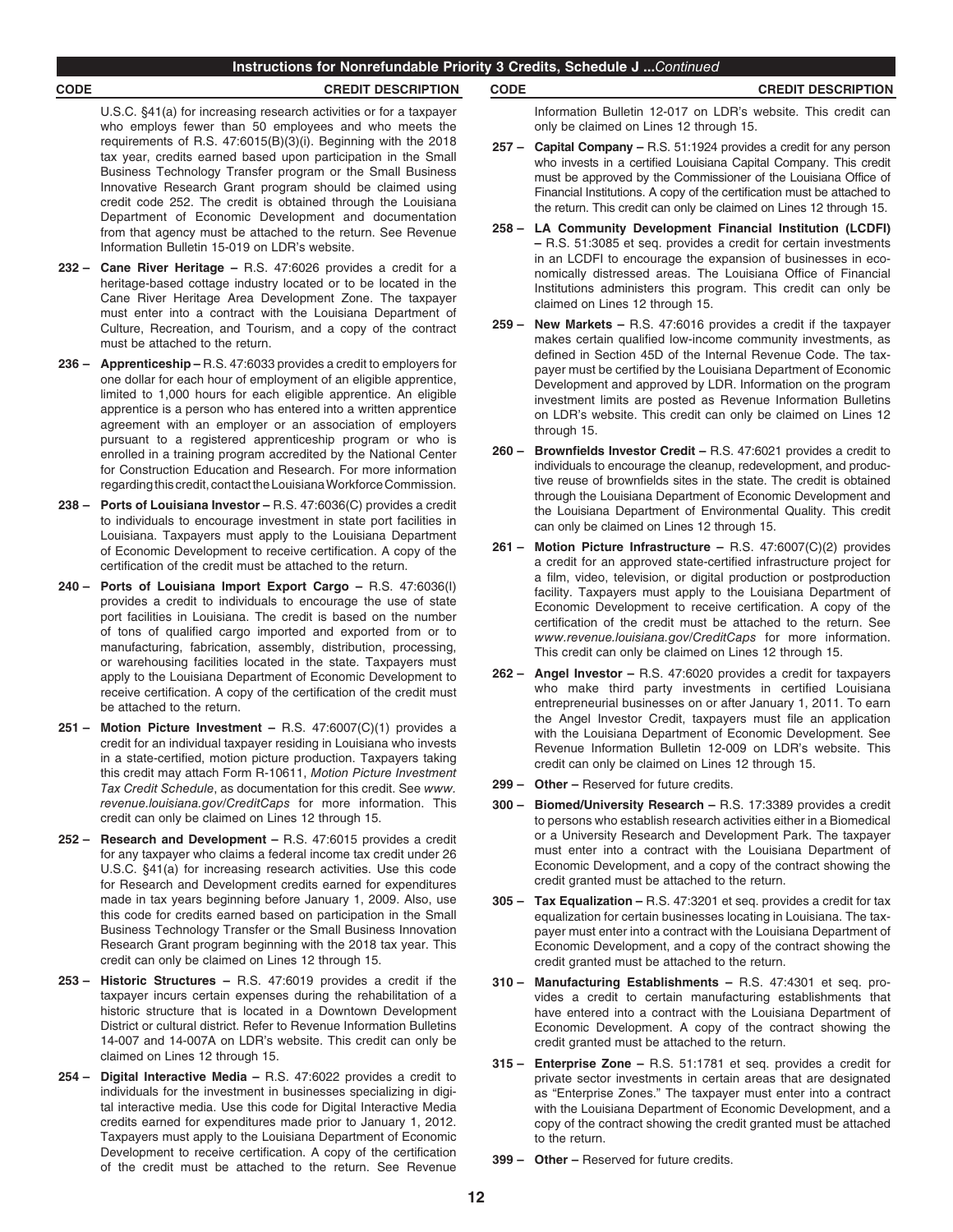## Instructions for Nonrefundable Priority 3 Credits, Schedule J ...*Continued*

**CODE CREDIT DESCRIPTION**

U.S.C. §41(a) for increasing research activities or for a taxpayer who employs fewer than 50 employees and who meets the requirements of R.S. 47:6015(B)(3)(i). Beginning with the 2018 tax year, credits earned based upon participation in the Small Business Technology Transfer program or the Small Business Innovative Research Grant program should be claimed using credit code 252. The credit is obtained through the Louisiana Department of Economic Development and documentation from that agency must be attached to the return. See Revenue Information Bulletin 15-019 on LDR's website.

**232 – Cane River Heritage –** R.S. 47:6026 provides a credit for a heritage-based cottage industry located or to be located in the Cane River Heritage Area Development Zone. The taxpayer must enter into a contract with the Louisiana Department of Culture, Recreation, and Tourism, and a copy of the contract must be attached to the return.

**236 – Apprenticeship –** R.S. 47:6033 provides a credit to employers for one dollar for each hour of employment of an eligible apprentice, limited to 1,000 hours for each eligible apprentice. An eligible apprentice is a person who has entered into a written apprentice agreement with an employer or an association of employers pursuant to a registered apprenticeship program or who is enrolled in a training program accredited by the National Center for Construction Education and Research. For more information regarding this credit, contact the Louisiana Workforce Commission.

**238 – Ports of Louisiana Investor –** R.S. 47:6036(C) provides a credit to individuals to encourage investment in state port facilities in Louisiana. Taxpayers must apply to the Louisiana Department of Economic Development to receive certification. A copy of the certification of the credit must be attached to the return.

**240 – Ports of Louisiana Import Export Cargo –** R.S. 47:6036(I) provides a credit to individuals to encourage the use of state port facilities in Louisiana. The credit is based on the number of tons of qualified cargo imported and exported from or to manufacturing, fabrication, assembly, distribution, processing, or warehousing facilities located in the state. Taxpayers must apply to the Louisiana Department of Economic Development to receive certification. A copy of the certification of the credit must be attached to the return.

**251 – Motion Picture Investment –** R.S. 47:6007(C)(1) provides a credit for an individual taxpayer residing in Louisiana who invests in a state-certified, motion picture production. Taxpayers taking this credit may attach Form R-10611, *Motion Picture Investment Tax Credit Schedule*, as documentation for this credit. See *www.revenue.louisiana.gov/CreditCaps* for more information. This credit can only be claimed on Lines 12 through 15.

**252 – Research and Development –** R.S. 47:6015 provides a credit for any taxpayer who claims a federal income tax credit under 26 U.S.C. §41(a) for increasing research activities. Use this code for Research and Development credits earned for expenditures made in tax years beginning before January 1, 2009. Also, use this code for credits earned based on participation in the Small Business Technology Transfer or the Small Business Innovation Research Grant program beginning with the 2018 tax year. This credit can only be claimed on Lines 12 through 15.

**253 – Historic Structures –** R.S. 47:6019 provides a credit if the taxpayer incurs certain expenses during the rehabilitation of a historic structure that is located in a Downtown Development District or cultural district. Refer to Revenue Information Bulletins 14-007 and 14-007A on LDR's website. This credit can only be claimed on Lines 12 through 15.

**254 – Digital Interactive Media –** R.S. 47:6022 provides a credit to individuals for the investment in businesses specializing in digital interactive media. Use this code for Digital Interactive Media credits earned for expenditures made prior to January 1, 2012. Taxpayers must apply to the Louisiana Department of Economic Development to receive certification. A copy of the certification of the credit must be attached to the return. See Revenue Information Bulletin 12-017 on LDR's website. This credit can only be claimed on Lines 12 through 15.

**257 – Capital Company –** R.S. 51:1924 provides a credit for any person who invests in a certified Louisiana Capital Company. This credit must be approved by the Commissioner of the Louisiana Office of Financial Institutions. A copy of the certification must be attached to the return. This credit can only be claimed on Lines 12 through 15.

**258 – LA Community Development Financial Institution (LCDFI) –** R.S. 51:3085 et seq. provides a credit for certain investments in an LCDFI to encourage the expansion of businesses in economically distressed areas. The Louisiana Office of Financial Institutions administers this program. This credit can only be claimed on Lines 12 through 15.

**259 – New Markets –** R.S. 47:6016 provides a credit if the taxpayer makes certain qualified low-income community investments, as defined in Section 45D of the Internal Revenue Code. The taxpayer must be certified by the Louisiana Department of Economic Development and approved by LDR. Information on the program investment limits are posted as Revenue Information Bulletins on LDR's website. This credit can only be claimed on Lines 12 through 15.

**260 – Brownfields Investor Credit –** R.S. 47:6021 provides a credit to individuals to encourage the cleanup, redevelopment, and productive reuse of brownfields sites in the state. The credit is obtained through the Louisiana Department of Economic Development and the Louisiana Department of Environmental Quality. This credit can only be claimed on Lines 12 through 15.

**261 – Motion Picture Infrastructure –** R.S. 47:6007(C)(2) provides a credit for an approved state-certified infrastructure project for a film, video, television, or digital production or postproduction facility. Taxpayers must apply to the Louisiana Department of Economic Development to receive certification. A copy of the certification of the credit must be attached to the return. See *www.revenue.louisiana.gov/CreditCaps* for more information. This credit can only be claimed on Lines 12 through 15.

**262 – Angel Investor –** R.S. 47:6020 provides a credit for taxpayers who make third party investments in certified Louisiana entrepreneurial businesses on or after January 1, 2011. To earn the Angel Investor Credit, taxpayers must file an application with the Louisiana Department of Economic Development. See Revenue Information Bulletin 12-009 on LDR's website. This credit can only be claimed on Lines 12 through 15.

**299 – Other –** Reserved for future credits.

**300 – Biomed/University Research –** R.S. 17:3389 provides a credit to persons who establish research activities either in a Biomedical or a University Research and Development Park. The taxpayer must enter into a contract with the Louisiana Department of Economic Development, and a copy of the contract showing the credit granted must be attached to the return.

**305 – Tax Equalization –** R.S. 47:3201 et seq. provides a credit for tax equalization for certain businesses locating in Louisiana. The taxpayer must enter into a contract with the Louisiana Department of Economic Development, and a copy of the contract showing the credit granted must be attached to the return.

**310 – Manufacturing Establishments –** R.S. 47:4301 et seq. provides a credit to certain manufacturing establishments that have entered into a contract with the Louisiana Department of Economic Development. A copy of the contract showing the credit granted must be attached to the return.

**315 – Enterprise Zone –** R.S. 51:1781 et seq. provides a credit for private sector investments in certain areas that are designated as "Enterprise Zones." The taxpayer must enter into a contract with the Louisiana Department of Economic Development, and a copy of the contract showing the credit granted must be attached to the return.

**399 – Other –** Reserved for future credits.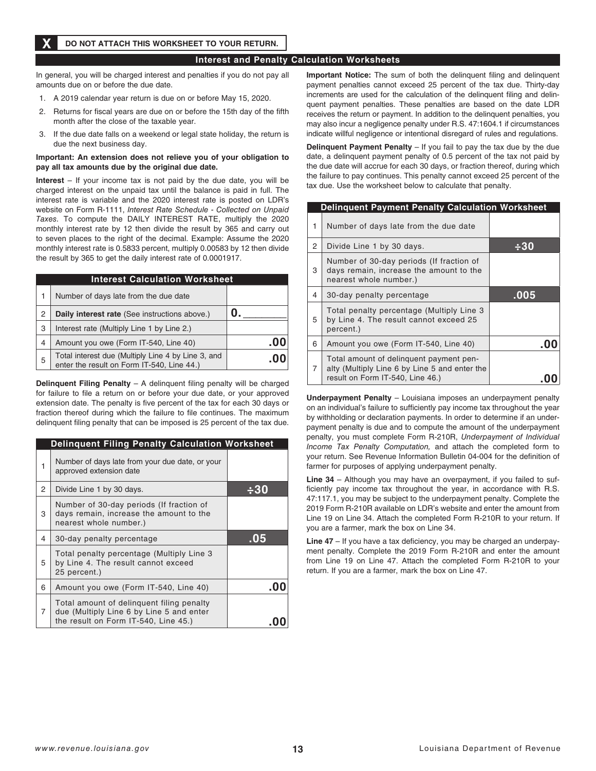**X** **DO NOT ATTACH THIS WORKSHEET TO YOUR RETURN.**

## Interest and Penalty Calculation Worksheets

In general, you will be charged interest and penalties if you do not pay all amounts due on or before the due date.

1. A 2019 calendar year return is due on or before May 15, 2020.
2. Returns for fiscal years are due on or before the 15th day of the fifth month after the close of the taxable year.
3. If the due date falls on a weekend or legal state holiday, the return is due the next business day.

**Important: An extension does not relieve you of your obligation to pay all tax amounts due by the original due date.**

**Interest** – If your income tax is not paid by the due date, you will be charged interest on the unpaid tax until the balance is paid in full. The interest rate is variable and the 2020 interest rate is posted on LDR's website on Form R-1111, *Interest Rate Schedule - Collected on Unpaid Taxes*. To compute the DAILY INTEREST RATE, multiply the 2020 monthly interest rate by 12 then divide the result by 365 and carry out to seven places to the right of the decimal. Example: Assume the 2020 monthly interest rate is 0.5833 percent, multiply 0.00583 by 12 then divide the result by 365 to get the daily interest rate of 0.0001917.

| Interest Calculation Worksheet | | |
|---|---|---|
| 1 | Number of days late from the due date | |
| 2 | **Daily interest rate** (See instructions above.) | 0. ________ |
| 3 | Interest rate (Multiply Line 1 by Line 2.) | |
| 4 | Amount you owe (Form IT-540, Line 40) | .00 |
| 5 | Total interest due (Multiply Line 4 by Line 3, and enter the result on Form IT-540, Line 44.) | .00 |

**Delinquent Filing Penalty** – A delinquent filing penalty will be charged for failure to file a return on or before your due date, or your approved extension date. The penalty is five percent of the tax for each 30 days or fraction thereof during which the failure to file continues. The maximum delinquent filing penalty that can be imposed is 25 percent of the tax due.

| Delinquent Filing Penalty Calculation Worksheet | | |
|---|---|---|
| 1 | Number of days late from your due date, or your approved extension date | |
| 2 | Divide Line 1 by 30 days. | ÷30 |
| 3 | Number of 30-day periods (If fraction of days remain, increase the amount to the nearest whole number.) | |
| 4 | 30-day penalty percentage | .05 |
| 5 | Total penalty percentage (Multiply Line 3 by Line 4. The result cannot exceed 25 percent.) | |
| 6 | Amount you owe (Form IT-540, Line 40) | .00 |
| 7 | Total amount of delinquent filing penalty due (Multiply Line 6 by Line 5 and enter the result on Form IT-540, Line 45.) | .00 |

**Important Notice:** The sum of both the delinquent filing and delinquent payment penalties cannot exceed 25 percent of the tax due. Thirty-day increments are used for the calculation of the delinquent filing and delinquent payment penalties. These penalties are based on the date LDR receives the return or payment. In addition to the delinquent penalties, you may also incur a negligence penalty under R.S. 47:1604.1 if circumstances indicate willful negligence or intentional disregard of rules and regulations.

**Delinquent Payment Penalty** – If you fail to pay the tax due by the due date, a delinquent payment penalty of 0.5 percent of the tax not paid by the due date will accrue for each 30 days, or fraction thereof, during which the failure to pay continues. This penalty cannot exceed 25 percent of the tax due. Use the worksheet below to calculate that penalty.

| Delinquent Payment Penalty Calculation Worksheet | | |
|---|---|---|
| 1 | Number of days late from the due date | |
| 2 | Divide Line 1 by 30 days. | ÷30 |
| 3 | Number of 30-day periods (If fraction of days remain, increase the amount to the nearest whole number.) | |
| 4 | 30-day penalty percentage | .005 |
| 5 | Total penalty percentage (Multiply Line 3 by Line 4. The result cannot exceed 25 percent.) | |
| 6 | Amount you owe (Form IT-540, Line 40) | .00 |
| 7 | Total amount of delinquent payment penalty (Multiply Line 6 by Line 5 and enter the result on Form IT-540, Line 46.) | .00 |

**Underpayment Penalty** – Louisiana imposes an underpayment penalty on an individual's failure to sufficiently pay income tax throughout the year by withholding or declaration payments. In order to determine if an underpayment penalty is due and to compute the amount of the underpayment penalty, you must complete Form R-210R, *Underpayment of Individual Income Tax Penalty Computation,* and attach the completed form to your return. See Revenue Information Bulletin 04-004 for the definition of farmer for purposes of applying underpayment penalty.

**Line 34** – Although you may have an overpayment, if you failed to sufficiently pay income tax throughout the year, in accordance with R.S. 47:117.1, you may be subject to the underpayment penalty. Complete the 2019 Form R-210R available on LDR's website and enter the amount from Line 19 on Line 34. Attach the completed Form R-210R to your return. If you are a farmer, mark the box on Line 34.

**Line 47** – If you have a tax deficiency, you may be charged an underpayment penalty. Complete the 2019 Form R-210R and enter the amount from Line 19 on Line 47. Attach the completed Form R-210R to your return. If you are a farmer, mark the box on Line 47.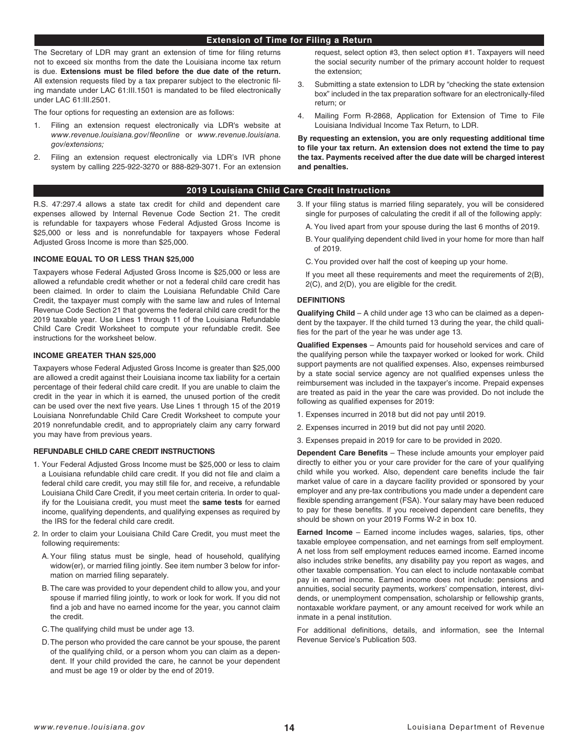## Extension of Time for Filing a Return

The Secretary of LDR may grant an extension of time for filing returns not to exceed six months from the date the Louisiana income tax return is due. **Extensions must be filed before the due date of the return.** All extension requests filed by a tax preparer subject to the electronic filing mandate under LAC 61:III.1501 is mandated to be filed electronically under LAC 61:III.2501.

The four options for requesting an extension are as follows:

1. Filing an extension request electronically via LDR's website at *www.revenue.louisiana.gov/fileonline* or *www.revenue.louisiana.gov/extensions;*
2. Filing an extension request electronically via LDR's IVR phone system by calling 225-922-3270 or 888-829-3071. For an extension request, select option #3, then select option #1. Taxpayers will need the social security number of the primary account holder to request the extension;
3. Submitting a state extension to LDR by "checking the state extension box" included in the tax preparation software for an electronically-filed return; or
4. Mailing Form R-2868, Application for Extension of Time to File Louisiana Individual Income Tax Return, to LDR.

**By requesting an extension, you are only requesting additional time to file your tax return. An extension does not extend the time to pay the tax. Payments received after the due date will be charged interest and penalties.**

## 2019 Louisiana Child Care Credit Instructions

R.S. 47:297.4 allows a state tax credit for child and dependent care expenses allowed by Internal Revenue Code Section 21. The credit is refundable for taxpayers whose Federal Adjusted Gross Income is $25,000 or less and is nonrefundable for taxpayers whose Federal Adjusted Gross Income is more than $25,000.

### INCOME EQUAL TO OR LESS THAN $25,000

Taxpayers whose Federal Adjusted Gross Income is $25,000 or less are allowed a refundable credit whether or not a federal child care credit has been claimed. In order to claim the Louisiana Refundable Child Care Credit, the taxpayer must comply with the same law and rules of Internal Revenue Code Section 21 that governs the federal child care credit for the 2019 taxable year. Use Lines 1 through 11 of the Louisiana Refundable Child Care Credit Worksheet to compute your refundable credit. See instructions for the worksheet below.

### INCOME GREATER THAN $25,000

Taxpayers whose Federal Adjusted Gross Income is greater than $25,000 are allowed a credit against their Louisiana income tax liability for a certain percentage of their federal child care credit. If you are unable to claim the credit in the year in which it is earned, the unused portion of the credit can be used over the next five years. Use Lines 1 through 15 of the 2019 Louisiana Nonrefundable Child Care Credit Worksheet to compute your 2019 nonrefundable credit, and to appropriately claim any carry forward you may have from previous years.

### REFUNDABLE CHILD CARE CREDIT INSTRUCTIONS

1. Your Federal Adjusted Gross Income must be $25,000 or less to claim a Louisiana refundable child care credit. If you did not file and claim a federal child care credit, you may still file for, and receive, a refundable Louisiana Child Care Credit, if you meet certain criteria. In order to qualify for the Louisiana credit, you must meet the **same tests** for earned income, qualifying dependents, and qualifying expenses as required by the IRS for the federal child care credit.
2. In order to claim your Louisiana Child Care Credit, you must meet the following requirements:
   A. Your filing status must be single, head of household, qualifying widow(er), or married filing jointly. See item number 3 below for information on married filing separately.
   B. The care was provided to your dependent child to allow you, and your spouse if married filing jointly, to work or look for work. If you did not find a job and have no earned income for the year, you cannot claim the credit.
   C. The qualifying child must be under age 13.
   D. The person who provided the care cannot be your spouse, the parent of the qualifying child, or a person whom you can claim as a dependent. If your child provided the care, he cannot be your dependent and must be age 19 or older by the end of 2019.
3. If your filing status is married filing separately, you will be considered single for purposes of calculating the credit if all of the following apply:
   A. You lived apart from your spouse during the last 6 months of 2019.
   B. Your qualifying dependent child lived in your home for more than half of 2019.
   C. You provided over half the cost of keeping up your home.

   If you meet all these requirements and meet the requirements of 2(B), 2(C), and 2(D), you are eligible for the credit.

### DEFINITIONS

**Qualifying Child** – A child under age 13 who can be claimed as a dependent by the taxpayer. If the child turned 13 during the year, the child qualifies for the part of the year he was under age 13.

**Qualified Expenses** – Amounts paid for household services and care of the qualifying person while the taxpayer worked or looked for work. Child support payments are not qualified expenses. Also, expenses reimbursed by a state social service agency are not qualified expenses unless the reimbursement was included in the taxpayer's income. Prepaid expenses are treated as paid in the year the care was provided. Do not include the following as qualified expenses for 2019:

1. Expenses incurred in 2018 but did not pay until 2019.
2. Expenses incurred in 2019 but did not pay until 2020.
3. Expenses prepaid in 2019 for care to be provided in 2020.

**Dependent Care Benefits** – These include amounts your employer paid directly to either you or your care provider for the care of your qualifying child while you worked. Also, dependent care benefits include the fair market value of care in a daycare facility provided or sponsored by your employer and any pre-tax contributions you made under a dependent care flexible spending arrangement (FSA). Your salary may have been reduced to pay for these benefits. If you received dependent care benefits, they should be shown on your 2019 Forms W-2 in box 10.

**Earned Income** – Earned income includes wages, salaries, tips, other taxable employee compensation, and net earnings from self employment. A net loss from self employment reduces earned income. Earned income also includes strike benefits, any disability pay you report as wages, and other taxable compensation. You can elect to include nontaxable combat pay in earned income. Earned income does not include: pensions and annuities, social security payments, workers' compensation, interest, dividends, or unemployment compensation, scholarship or fellowship grants, nontaxable workfare payment, or any amount received for work while an inmate in a penal institution.

For additional definitions, details, and information, see the Internal Revenue Service's Publication 503.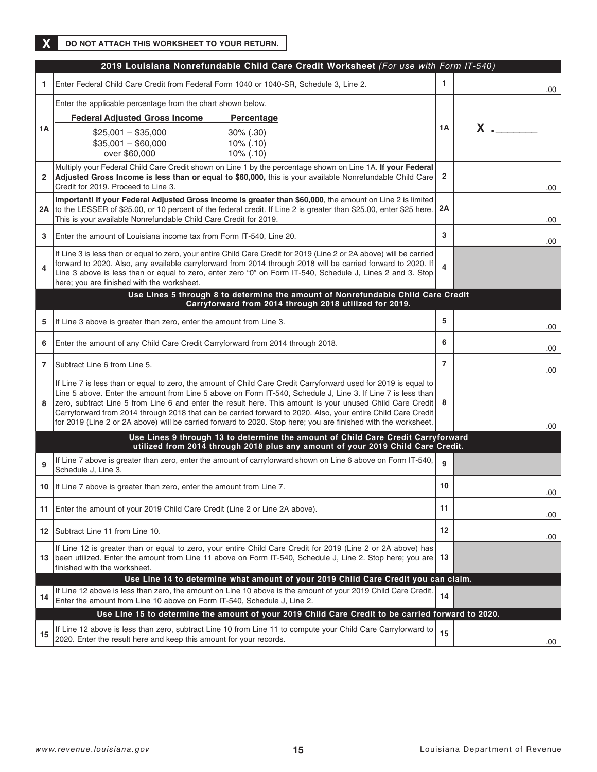**X** **DO NOT ATTACH THIS WORKSHEET TO YOUR RETURN.**

## 2019 Louisiana Nonrefundable Child Care Credit Worksheet *(For use with Form IT-540)*

| Line | Description | Line | Amount | |
|---|---|---|---|---|
| 1 | Enter Federal Child Care Credit from Federal Form 1040 or 1040-SR, Schedule 3, Line 2. | 1 | | .00 |
| 1A | Enter the applicable percentage from the chart shown below.<br>**Federal Adjusted Gross Income** / **Percentage**<br>$25,001 – $35,000 — 30% (.30)<br>$35,001 – $60,000 — 10% (.10)<br>over $60,000 — 10% (.10) | 1A | X .______ | |
| 2 | Multiply your Federal Child Care Credit shown on Line 1 by the percentage shown on Line 1A. **If your Federal Adjusted Gross Income is less than or equal to $60,000,** this is your available Nonrefundable Child Care Credit for 2019. Proceed to Line 3. | 2 | | .00 |
| 2A | **Important! If your Federal Adjusted Gross Income is greater than $60,000**, the amount on Line 2 is limited to the LESSER of $25.00, or 10 percent of the federal credit. If Line 2 is greater than $25.00, enter $25 here. This is your available Nonrefundable Child Care Credit for 2019. | 2A | | .00 |
| 3 | Enter the amount of Louisiana income tax from Form IT-540, Line 20. | 3 | | .00 |
| 4 | If Line 3 is less than or equal to zero, your entire Child Care Credit for 2019 (Line 2 or 2A above) will be carried forward to 2020. Also, any available carryforward from 2014 through 2018 will be carried forward to 2020. If Line 3 above is less than or equal to zero, enter zero "0" on Form IT-540, Schedule J, Lines 2 and 3. Stop here; you are finished with the worksheet. | 4 | | |
| | **Use Lines 5 through 8 to determine the amount of Nonrefundable Child Care Credit Carryforward from 2014 through 2018 utilized for 2019.** | | | |
| 5 | If Line 3 above is greater than zero, enter the amount from Line 3. | 5 | | .00 |
| 6 | Enter the amount of any Child Care Credit Carryforward from 2014 through 2018. | 6 | | .00 |
| 7 | Subtract Line 6 from Line 5. | 7 | | .00 |
| 8 | If Line 7 is less than or equal to zero, the amount of Child Care Credit Carryforward used for 2019 is equal to Line 5 above. Enter the amount from Line 5 above on Form IT-540, Schedule J, Line 3. If Line 7 is less than zero, subtract Line 5 from Line 6 and enter the result here. This amount is your unused Child Care Credit Carryforward from 2014 through 2018 that can be carried forward to 2020. Also, your entire Child Care Credit for 2019 (Line 2 or 2A above) will be carried forward to 2020. Stop here; you are finished with the worksheet. | 8 | | .00 |
| | **Use Lines 9 through 13 to determine the amount of Child Care Credit Carryforward utilized from 2014 through 2018 plus any amount of your 2019 Child Care Credit.** | | | |
| 9 | If Line 7 above is greater than zero, enter the amount of carryforward shown on Line 6 above on Form IT-540, Schedule J, Line 3. | 9 | | |
| 10 | If Line 7 above is greater than zero, enter the amount from Line 7. | 10 | | .00 |
| 11 | Enter the amount of your 2019 Child Care Credit (Line 2 or Line 2A above). | 11 | | .00 |
| 12 | Subtract Line 11 from Line 10. | 12 | | .00 |
| 13 | If Line 12 is greater than or equal to zero, your entire Child Care Credit for 2019 (Line 2 or 2A above) has been utilized. Enter the amount from Line 11 above on Form IT-540, Schedule J, Line 2. Stop here; you are finished with the worksheet. | 13 | | |
| | **Use Line 14 to determine what amount of your 2019 Child Care Credit you can claim.** | | | |
| 14 | If Line 12 above is less than zero, the amount on Line 10 above is the amount of your 2019 Child Care Credit. Enter the amount from Line 10 above on Form IT-540, Schedule J, Line 2. | 14 | | |
| | **Use Line 15 to determine the amount of your 2019 Child Care Credit to be carried forward to 2020.** | | | |
| 15 | If Line 12 above is less than zero, subtract Line 10 from Line 11 to compute your Child Care Carryforward to 2020. Enter the result here and keep this amount for your records. | 15 | | .00 |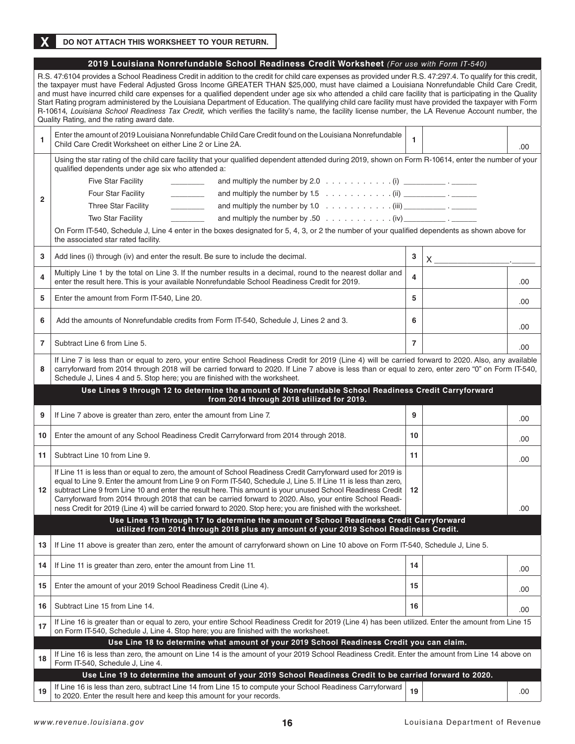**X** **DO NOT ATTACH THIS WORKSHEET TO YOUR RETURN.**

## 2019 Louisiana Nonrefundable School Readiness Credit Worksheet *(For use with Form IT-540)*

R.S. 47:6104 provides a School Readiness Credit in addition to the credit for child care expenses as provided under R.S. 47:297.4. To qualify for this credit, the taxpayer must have Federal Adjusted Gross Income GREATER THAN $25,000, must have claimed a Louisiana Nonrefundable Child Care Credit, and must have incurred child care expenses for a qualified dependent under age six who attended a child care facility that is participating in the Quality Start Rating program administered by the Louisiana Department of Education. The qualifying child care facility must have provided the taxpayer with Form R-10614, *Louisiana School Readiness Tax Credit,* which verifies the facility's name, the facility license number, the LA Revenue Account number, the Quality Rating, and the rating award date.

| | | | | |
|---|---|---|---|---|
| 1 | Enter the amount of 2019 Louisiana Nonrefundable Child Care Credit found on the Louisiana Nonrefundable Child Care Credit Worksheet on either Line 2 or Line 2A. | 1 | | .00 |
| 2 | Using the star rating of the child care facility that your qualified dependent attended during 2019, shown on Form R-10614, enter the number of your qualified dependents under age six who attended a:<br>Five Star Facility ________ and multiply the number by 2.0 . . . . . . . . . . . (i) __________ . ______<br>Four Star Facility ________ and multiply the number by 1.5 . . . . . . . . . . . (ii) __________ . ______<br>Three Star Facility ________ and multiply the number by 1.0 . . . . . . . . . . . (iii) __________ . ______<br>Two Star Facility ________ and multiply the number by .50 . . . . . . . . . . . (iv) __________ . ______<br>On Form IT-540, Schedule J, Line 4 enter in the boxes designated for 5, 4, 3, or 2 the number of your qualified dependents as shown above for the associated star rated facility. | | | |
| 3 | Add lines (i) through (iv) and enter the result. Be sure to include the decimal. | 3 | X ________________ | . _____ |
| 4 | Multiply Line 1 by the total on Line 3. If the number results in a decimal, round to the nearest dollar and enter the result here. This is your available Nonrefundable School Readiness Credit for 2019. | 4 | | .00 |
| 5 | Enter the amount from Form IT-540, Line 20. | 5 | | .00 |
| 6 | Add the amounts of Nonrefundable credits from Form IT-540, Schedule J, Lines 2 and 3. | 6 | | .00 |
| 7 | Subtract Line 6 from Line 5. | 7 | | .00 |
| 8 | If Line 7 is less than or equal to zero, your entire School Readiness Credit for 2019 (Line 4) will be carried forward to 2020. Also, any available carryforward from 2014 through 2018 will be carried forward to 2020. If Line 7 above is less than or equal to zero, enter zero "0" on Form IT-540, Schedule J, Lines 4 and 5. Stop here; you are finished with the worksheet. | | | |
| | **Use Lines 9 through 12 to determine the amount of Nonrefundable School Readiness Credit Carryforward from 2014 through 2018 utilized for 2019.** | | | |
| 9 | If Line 7 above is greater than zero, enter the amount from Line 7. | 9 | | .00 |
| 10 | Enter the amount of any School Readiness Credit Carryforward from 2014 through 2018. | 10 | | .00 |
| 11 | Subtract Line 10 from Line 9. | 11 | | .00 |
| 12 | If Line 11 is less than or equal to zero, the amount of School Readiness Credit Carryforward used for 2019 is equal to Line 9. Enter the amount from Line 9 on Form IT-540, Schedule J, Line 5. If Line 11 is less than zero, subtract Line 9 from Line 10 and enter the result here. This amount is your unused School Readiness Credit Carryforward from 2014 through 2018 that can be carried forward to 2020. Also, your entire School Readiness Credit for 2019 (Line 4) will be carried forward to 2020. Stop here; you are finished with the worksheet. | 12 | | .00 |
| | **Use Lines 13 through 17 to determine the amount of School Readiness Credit Carryforward utilized from 2014 through 2018 plus any amount of your 2019 School Readiness Credit.** | | | |
| 13 | If Line 11 above is greater than zero, enter the amount of carryforward shown on Line 10 above on Form IT-540, Schedule J, Line 5. | | | |
| 14 | If Line 11 is greater than zero, enter the amount from Line 11. | 14 | | .00 |
| 15 | Enter the amount of your 2019 School Readiness Credit (Line 4). | 15 | | .00 |
| 16 | Subtract Line 15 from Line 14. | 16 | | .00 |
| 17 | If Line 16 is greater than or equal to zero, your entire School Readiness Credit for 2019 (Line 4) has been utilized. Enter the amount from Line 15 on Form IT-540, Schedule J, Line 4. Stop here; you are finished with the worksheet. | | | |
| | **Use Line 18 to determine what amount of your 2019 School Readiness Credit you can claim.** | | | |
| 18 | If Line 16 is less than zero, the amount on Line 14 is the amount of your 2019 School Readiness Credit. Enter the amount from Line 14 above on Form IT-540, Schedule J, Line 4. | | | |
| | **Use Line 19 to determine the amount of your 2019 School Readiness Credit to be carried forward to 2020.** | | | |
| 19 | If Line 16 is less than zero, subtract Line 14 from Line 15 to compute your School Readiness Carryforward to 2020. Enter the result here and keep this amount for your records. | 19 | | .00 |

www.revenue.louisiana.gov Louisiana Department of Revenue